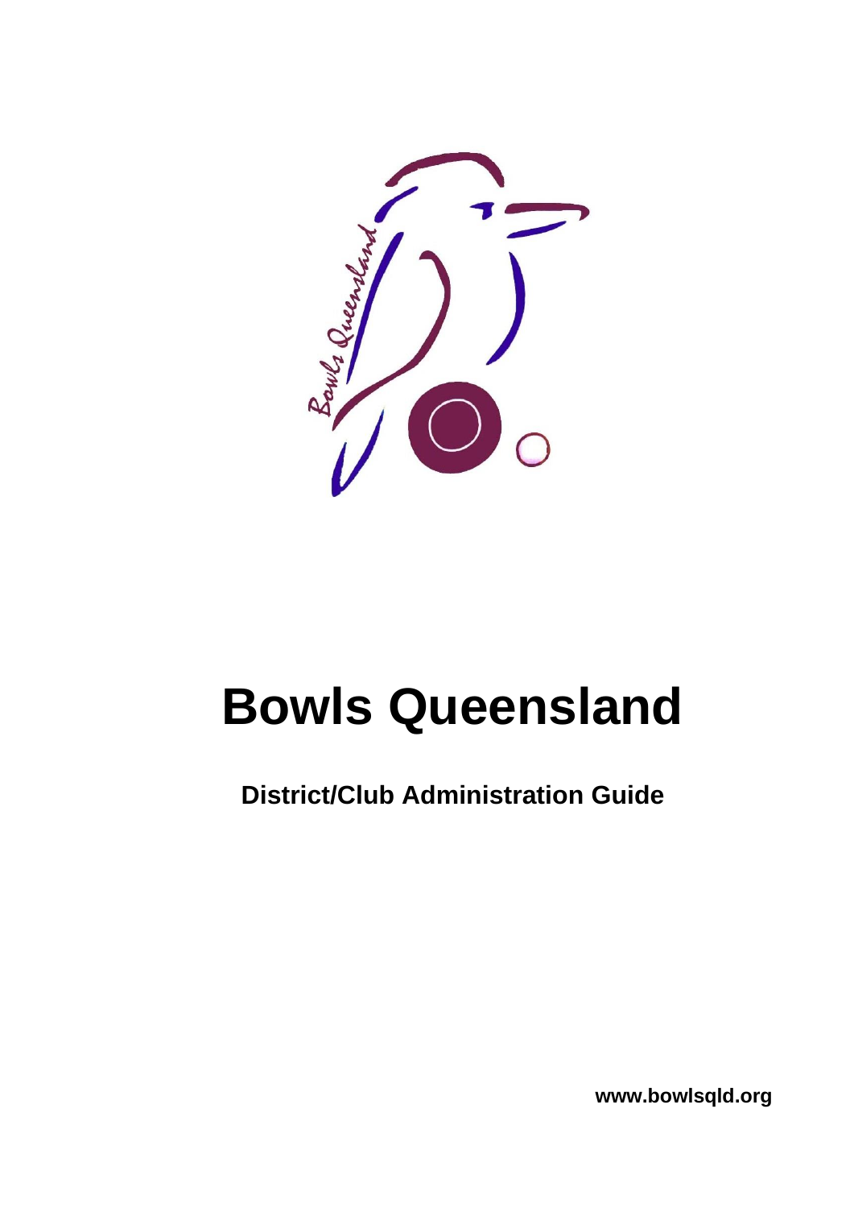# Bowls Queensland

## District/Club Administration Guide

www.bowlsqld.org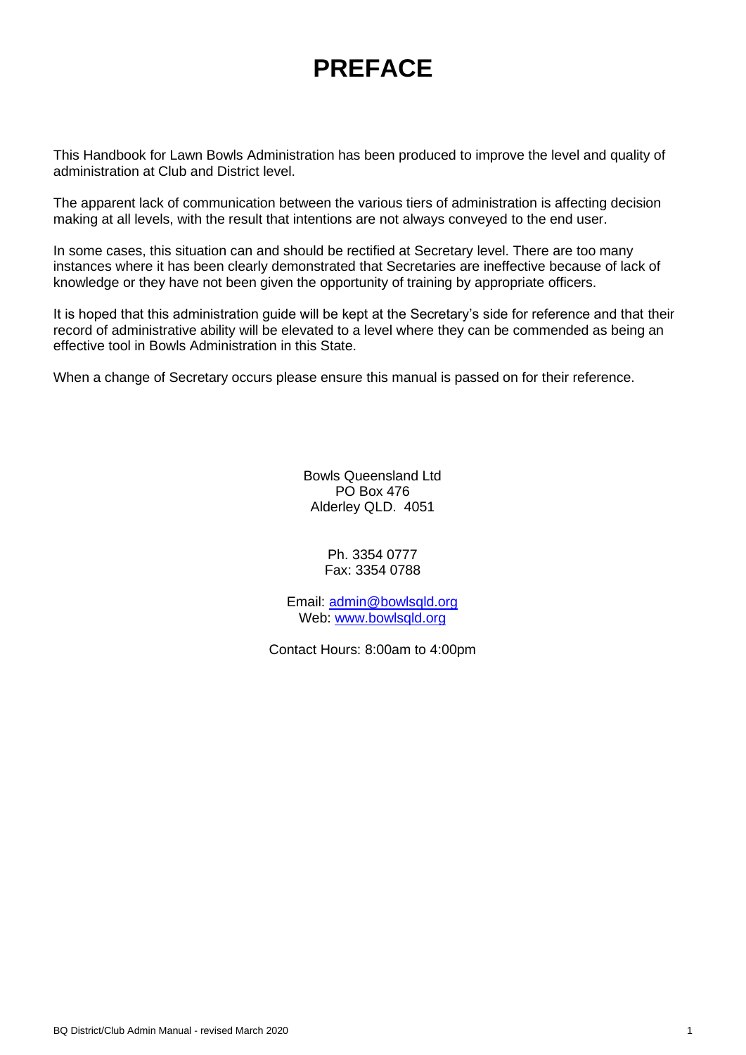# PREFACE

This Handbook for Lawn Bowls Administration has been produced to improve the level and quality of administration at Club and District level.

The apparent lack of communication between the various tiers of administration is affecting decision making at all levels, with the result that intentions are not always conveyed to the end user.

In some cases, this situation can and should be rectified at Secretary level. There are too many instances where it has been clearly demonstrated that Secretaries are ineffective because of lack of knowledge or they have not been given the opportunity of training by appropriate officers.

It is hoped that this administration guide will be kept at the Secretary's side for reference and that their record of administrative ability will be elevated to a level where they can be commended as being an effective tool in Bowls Administration in this State.

When a change of Secretary occurs please ensure this manual is passed on for their reference.

Bowls Queensland Ltd
PO Box 476
Alderley QLD. 4051

Ph. 3354 0777
Fax: 3354 0788

Email: admin@bowlsqld.org
Web: www.bowlsqld.org

Contact Hours: 8:00am to 4:00pm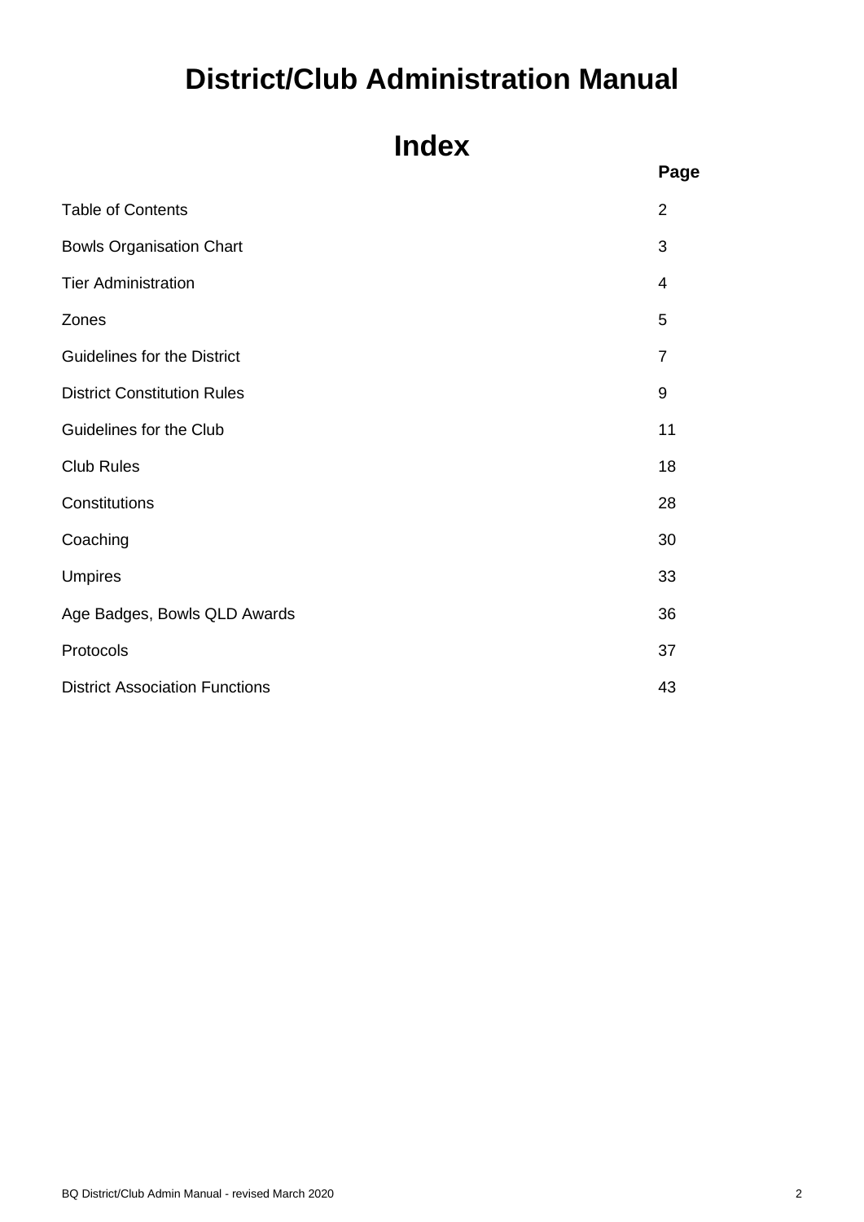# District/Club Administration Manual

## Index

| | Page |
|---|---|
| Table of Contents | 2 |
| Bowls Organisation Chart | 3 |
| Tier Administration | 4 |
| Zones | 5 |
| Guidelines for the District | 7 |
| District Constitution Rules | 9 |
| Guidelines for the Club | 11 |
| Club Rules | 18 |
| Constitutions | 28 |
| Coaching | 30 |
| Umpires | 33 |
| Age Badges, Bowls QLD Awards | 36 |
| Protocols | 37 |
| District Association Functions | 43 |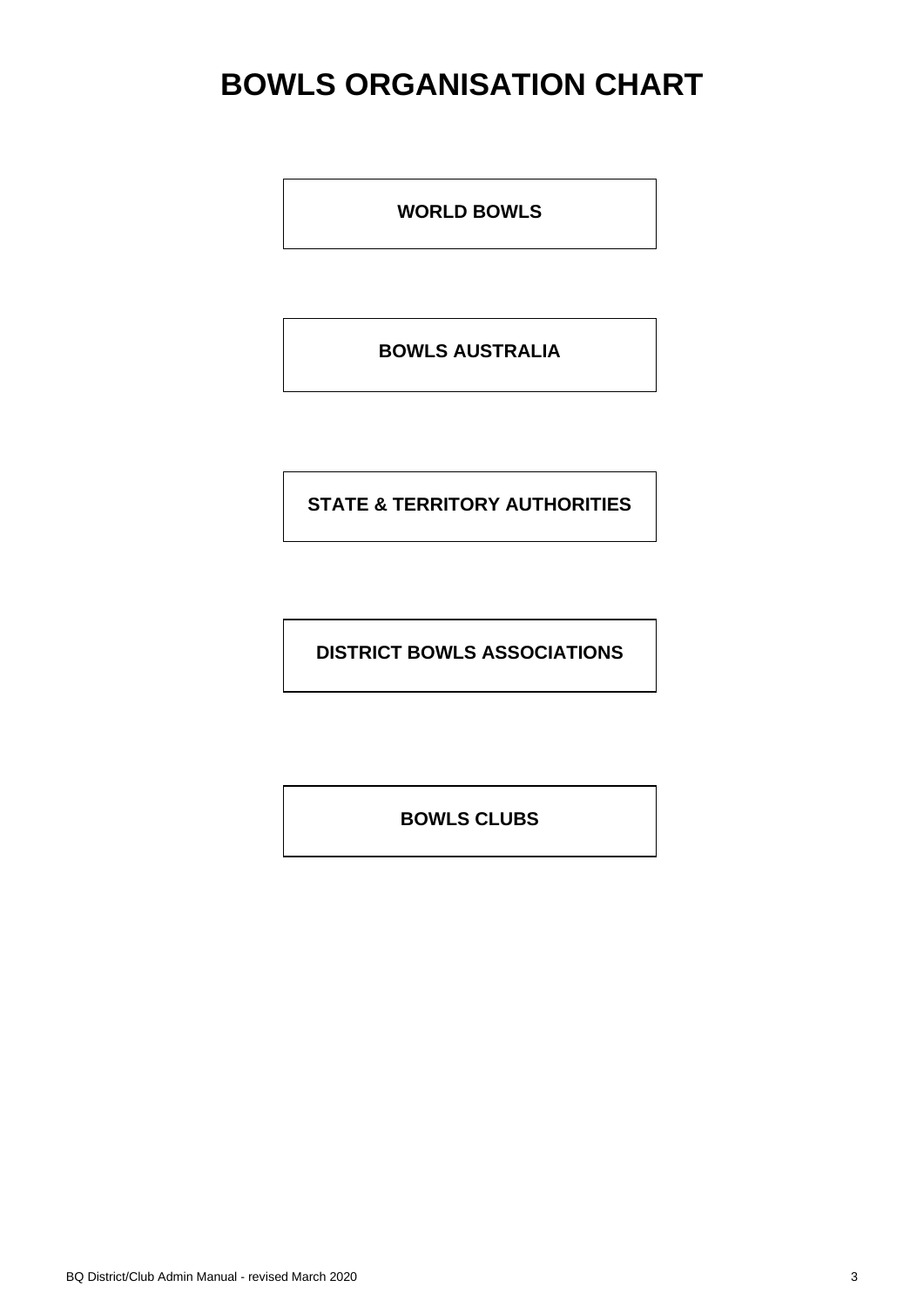# BOWLS ORGANISATION CHART

**WORLD BOWLS**

**BOWLS AUSTRALIA**

**STATE & TERRITORY AUTHORITIES**

**DISTRICT BOWLS ASSOCIATIONS**

**BOWLS CLUBS**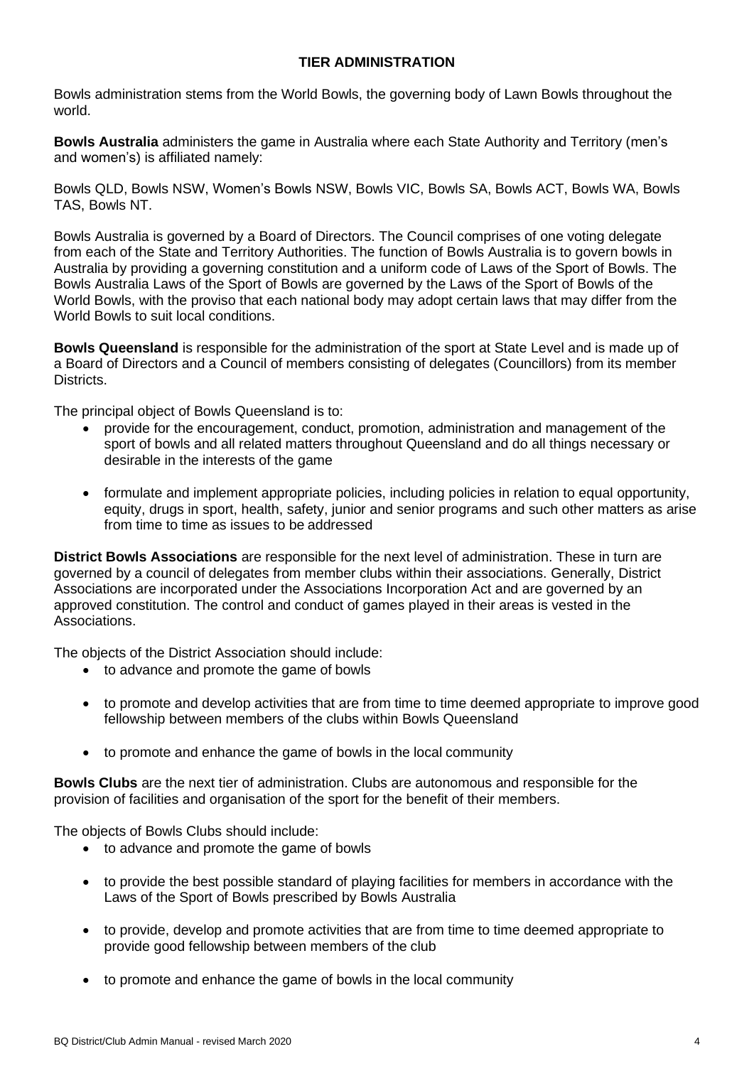# TIER ADMINISTRATION

Bowls administration stems from the World Bowls, the governing body of Lawn Bowls throughout the world.

**Bowls Australia** administers the game in Australia where each State Authority and Territory (men's and women's) is affiliated namely:

Bowls QLD, Bowls NSW, Women's Bowls NSW, Bowls VIC, Bowls SA, Bowls ACT, Bowls WA, Bowls TAS, Bowls NT.

Bowls Australia is governed by a Board of Directors. The Council comprises of one voting delegate from each of the State and Territory Authorities. The function of Bowls Australia is to govern bowls in Australia by providing a governing constitution and a uniform code of Laws of the Sport of Bowls. The Bowls Australia Laws of the Sport of Bowls are governed by the Laws of the Sport of Bowls of the World Bowls, with the proviso that each national body may adopt certain laws that may differ from the World Bowls to suit local conditions.

**Bowls Queensland** is responsible for the administration of the sport at State Level and is made up of a Board of Directors and a Council of members consisting of delegates (Councillors) from its member Districts.

The principal object of Bowls Queensland is to:

- provide for the encouragement, conduct, promotion, administration and management of the sport of bowls and all related matters throughout Queensland and do all things necessary or desirable in the interests of the game
- formulate and implement appropriate policies, including policies in relation to equal opportunity, equity, drugs in sport, health, safety, junior and senior programs and such other matters as arise from time to time as issues to be addressed

**District Bowls Associations** are responsible for the next level of administration. These in turn are governed by a council of delegates from member clubs within their associations. Generally, District Associations are incorporated under the Associations Incorporation Act and are governed by an approved constitution. The control and conduct of games played in their areas is vested in the Associations.

The objects of the District Association should include:

- to advance and promote the game of bowls
- to promote and develop activities that are from time to time deemed appropriate to improve good fellowship between members of the clubs within Bowls Queensland
- to promote and enhance the game of bowls in the local community

**Bowls Clubs** are the next tier of administration. Clubs are autonomous and responsible for the provision of facilities and organisation of the sport for the benefit of their members.

The objects of Bowls Clubs should include:

- to advance and promote the game of bowls
- to provide the best possible standard of playing facilities for members in accordance with the Laws of the Sport of Bowls prescribed by Bowls Australia
- to provide, develop and promote activities that are from time to time deemed appropriate to provide good fellowship between members of the club
- to promote and enhance the game of bowls in the local community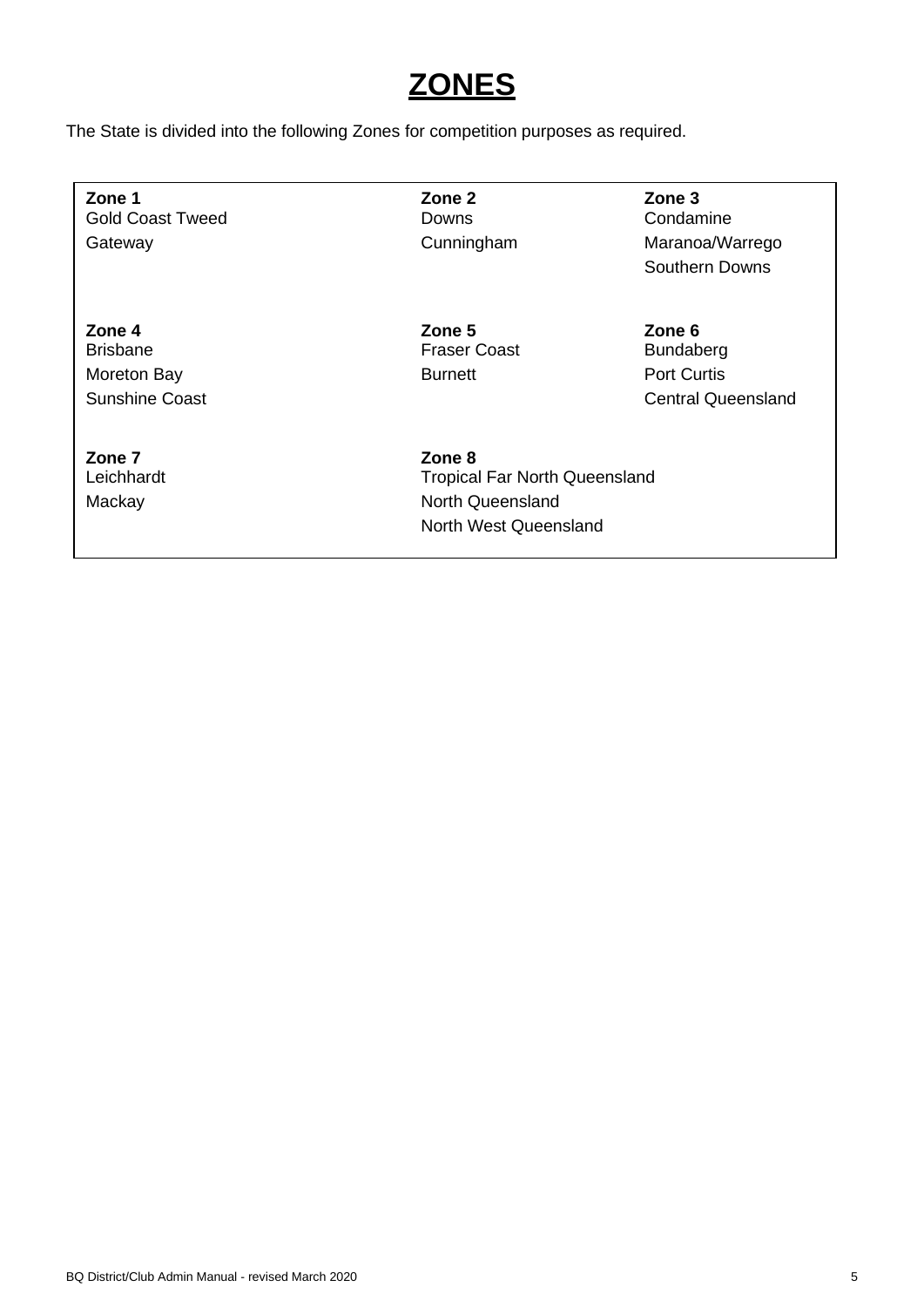# ZONES

The State is divided into the following Zones for competition purposes as required.

| Zone 1 | Zone 2 | Zone 3 |
|---|---|---|
| Gold Coast Tweed | Downs | Condamine |
| Gateway | Cunningham | Maranoa/Warrego |
| | | Southern Downs |
| **Zone 4** | **Zone 5** | **Zone 6** |
| Brisbane | Fraser Coast | Bundaberg |
| Moreton Bay | Burnett | Port Curtis |
| Sunshine Coast | | Central Queensland |
| **Zone 7** | **Zone 8** | |
| Leichhardt | Tropical Far North Queensland | |
| Mackay | North Queensland | |
| | North West Queensland | |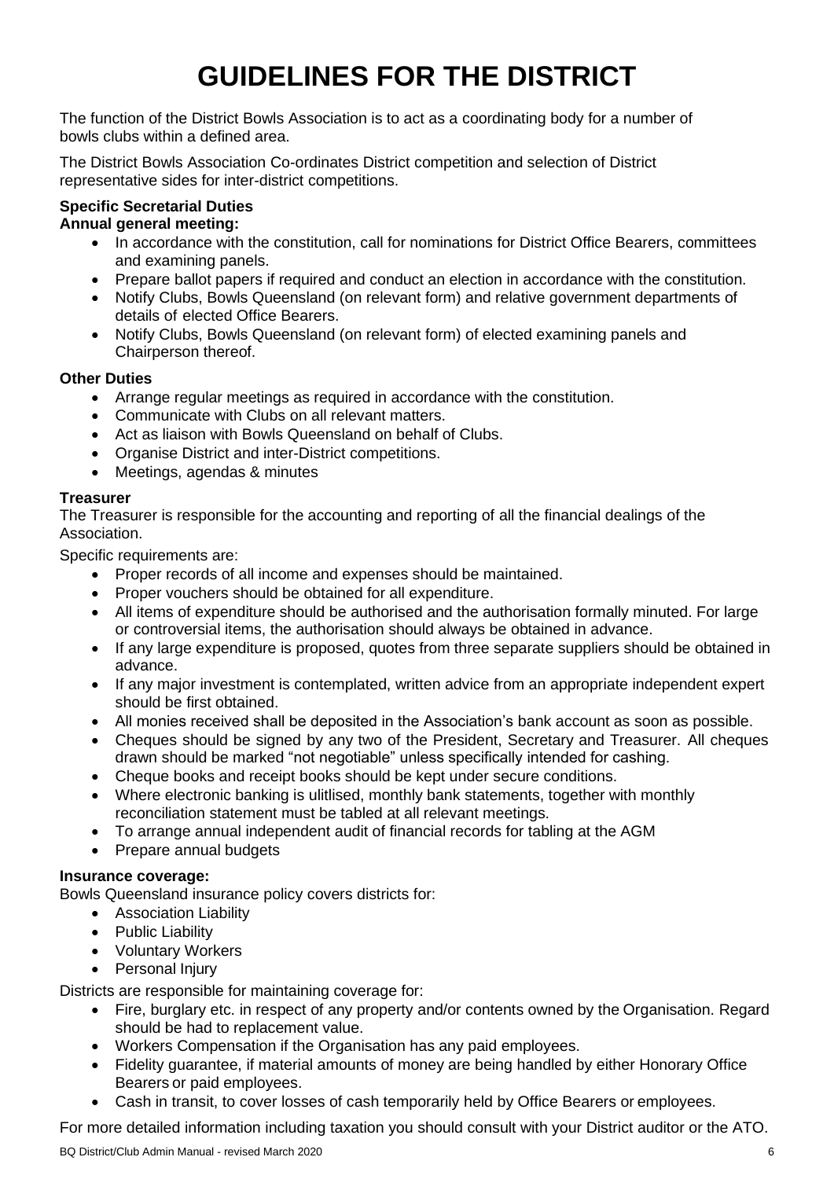# GUIDELINES FOR THE DISTRICT

The function of the District Bowls Association is to act as a coordinating body for a number of bowls clubs within a defined area.

The District Bowls Association Co-ordinates District competition and selection of District representative sides for inter-district competitions.

**Specific Secretarial Duties**

**Annual general meeting:**

- In accordance with the constitution, call for nominations for District Office Bearers, committees and examining panels.
- Prepare ballot papers if required and conduct an election in accordance with the constitution.
- Notify Clubs, Bowls Queensland (on relevant form) and relative government departments of details of elected Office Bearers.
- Notify Clubs, Bowls Queensland (on relevant form) of elected examining panels and Chairperson thereof.

**Other Duties**

- Arrange regular meetings as required in accordance with the constitution.
- Communicate with Clubs on all relevant matters.
- Act as liaison with Bowls Queensland on behalf of Clubs.
- Organise District and inter-District competitions.
- Meetings, agendas & minutes

**Treasurer**

The Treasurer is responsible for the accounting and reporting of all the financial dealings of the Association.

Specific requirements are:

- Proper records of all income and expenses should be maintained.
- Proper vouchers should be obtained for all expenditure.
- All items of expenditure should be authorised and the authorisation formally minuted. For large or controversial items, the authorisation should always be obtained in advance.
- If any large expenditure is proposed, quotes from three separate suppliers should be obtained in advance.
- If any major investment is contemplated, written advice from an appropriate independent expert should be first obtained.
- All monies received shall be deposited in the Association's bank account as soon as possible.
- Cheques should be signed by any two of the President, Secretary and Treasurer. All cheques drawn should be marked "not negotiable" unless specifically intended for cashing.
- Cheque books and receipt books should be kept under secure conditions.
- Where electronic banking is ulitlised, monthly bank statements, together with monthly reconciliation statement must be tabled at all relevant meetings.
- To arrange annual independent audit of financial records for tabling at the AGM
- Prepare annual budgets

**Insurance coverage:**

Bowls Queensland insurance policy covers districts for:

- Association Liability
- Public Liability
- Voluntary Workers
- Personal Injury

Districts are responsible for maintaining coverage for:

- Fire, burglary etc. in respect of any property and/or contents owned by the Organisation. Regard should be had to replacement value.
- Workers Compensation if the Organisation has any paid employees.
- Fidelity guarantee, if material amounts of money are being handled by either Honorary Office Bearers or paid employees.
- Cash in transit, to cover losses of cash temporarily held by Office Bearers or employees.

For more detailed information including taxation you should consult with your District auditor or the ATO.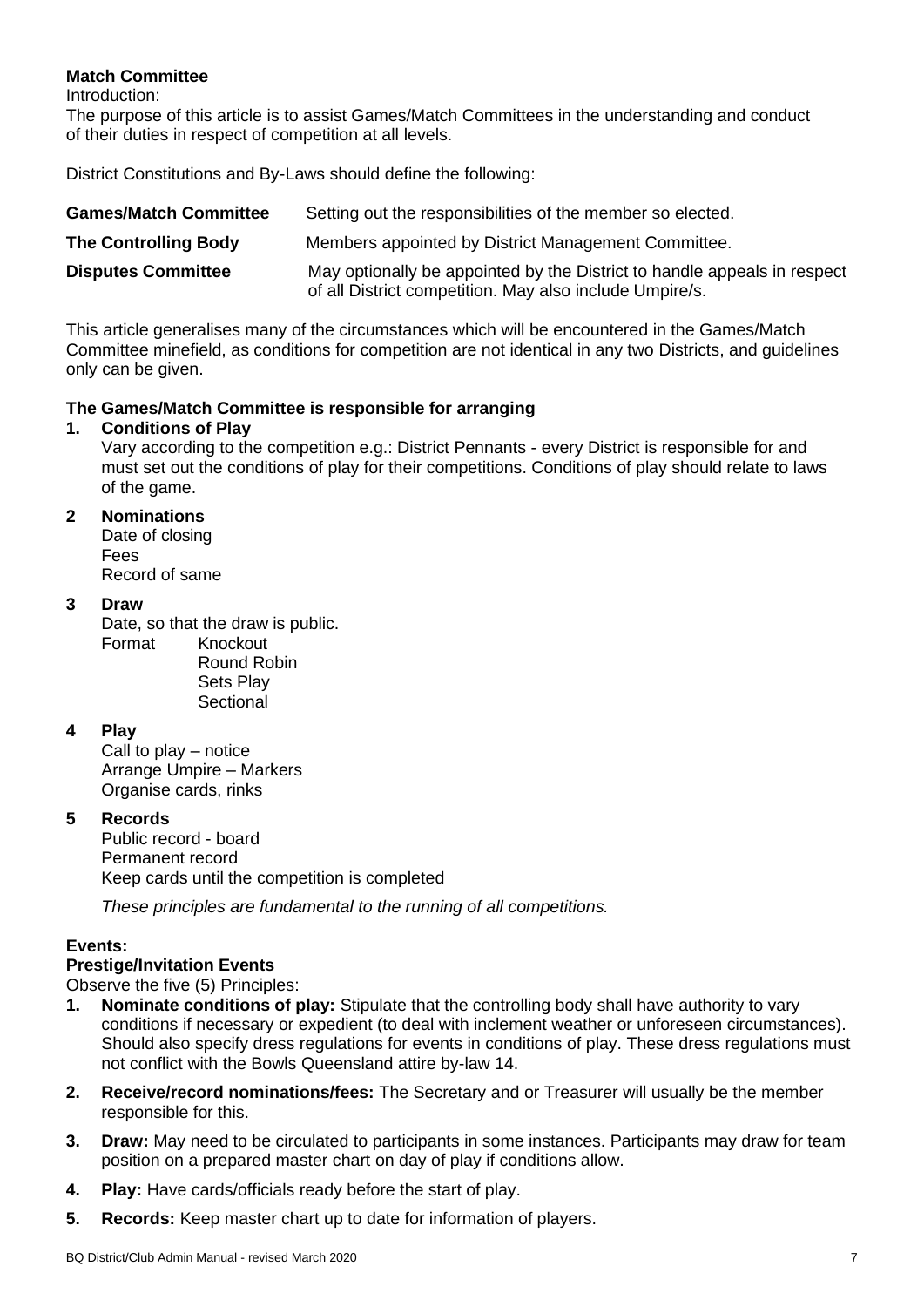**Match Committee**

Introduction:

The purpose of this article is to assist Games/Match Committees in the understanding and conduct of their duties in respect of competition at all levels.

District Constitutions and By-Laws should define the following:

| | |
|---|---|
| **Games/Match Committee** | Setting out the responsibilities of the member so elected. |
| **The Controlling Body** | Members appointed by District Management Committee. |
| **Disputes Committee** | May optionally be appointed by the District to handle appeals in respect of all District competition. May also include Umpire/s. |

This article generalises many of the circumstances which will be encountered in the Games/Match Committee minefield, as conditions for competition are not identical in any two Districts, and guidelines only can be given.

**The Games/Match Committee is responsible for arranging**

**1. Conditions of Play**

Vary according to the competition e.g.: District Pennants - every District is responsible for and must set out the conditions of play for their competitions. Conditions of play should relate to laws of the game.

**2 Nominations**

Date of closing
Fees
Record of same

**3 Draw**

Date, so that the draw is public.
Format Knockout
Round Robin
Sets Play
Sectional

**4 Play**

Call to play – notice
Arrange Umpire – Markers
Organise cards, rinks

**5 Records**

Public record - board
Permanent record
Keep cards until the competition is completed

*These principles are fundamental to the running of all competitions.*

**Events:**

**Prestige/Invitation Events**

Observe the five (5) Principles:

1. **Nominate conditions of play:** Stipulate that the controlling body shall have authority to vary conditions if necessary or expedient (to deal with inclement weather or unforeseen circumstances). Should also specify dress regulations for events in conditions of play. These dress regulations must not conflict with the Bowls Queensland attire by-law 14.
2. **Receive/record nominations/fees:** The Secretary and or Treasurer will usually be the member responsible for this.
3. **Draw:** May need to be circulated to participants in some instances. Participants may draw for team position on a prepared master chart on day of play if conditions allow.
4. **Play:** Have cards/officials ready before the start of play.
5. **Records:** Keep master chart up to date for information of players.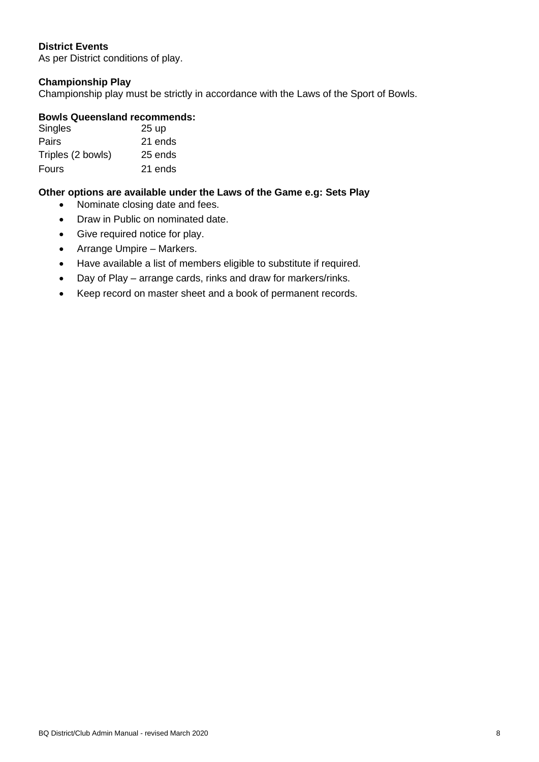**District Events**
As per District conditions of play.

**Championship Play**
Championship play must be strictly in accordance with the Laws of the Sport of Bowls.

**Bowls Queensland recommends:**

| | |
|---|---|
| Singles | 25 up |
| Pairs | 21 ends |
| Triples (2 bowls) | 25 ends |
| Fours | 21 ends |

**Other options are available under the Laws of the Game e.g: Sets Play**

- Nominate closing date and fees.
- Draw in Public on nominated date.
- Give required notice for play.
- Arrange Umpire – Markers.
- Have available a list of members eligible to substitute if required.
- Day of Play – arrange cards, rinks and draw for markers/rinks.
- Keep record on master sheet and a book of permanent records.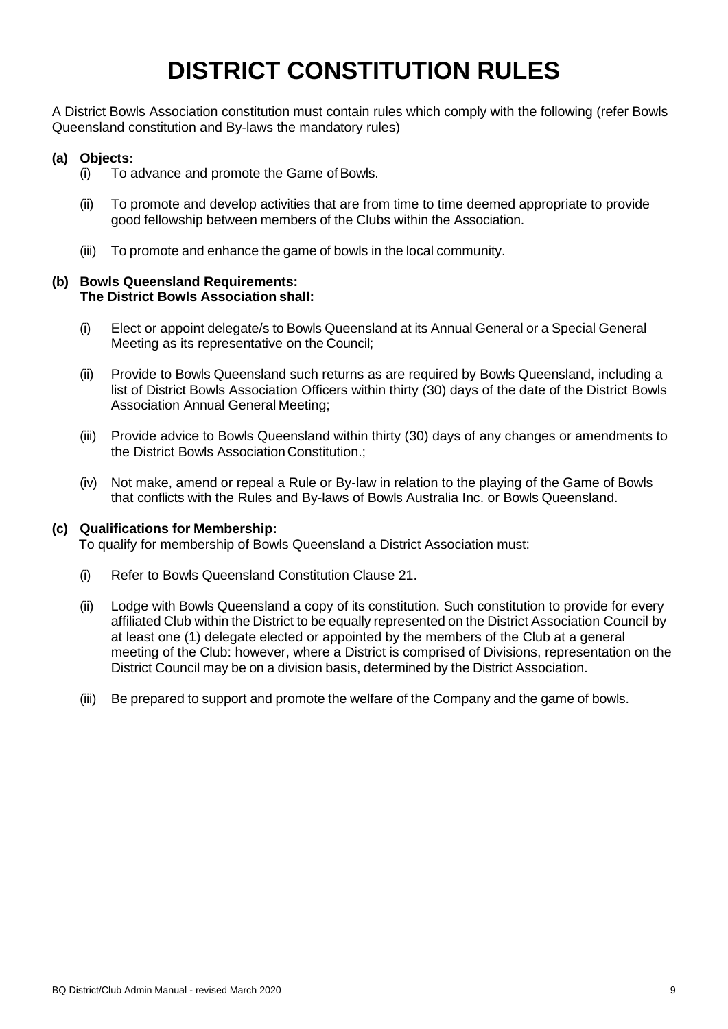# DISTRICT CONSTITUTION RULES

A District Bowls Association constitution must contain rules which comply with the following (refer Bowls Queensland constitution and By-laws the mandatory rules)

**(a) Objects:**

(i) To advance and promote the Game of Bowls.

(ii) To promote and develop activities that are from time to time deemed appropriate to provide good fellowship between members of the Clubs within the Association.

(iii) To promote and enhance the game of bowls in the local community.

**(b) Bowls Queensland Requirements:**
**The District Bowls Association shall:**

(i) Elect or appoint delegate/s to Bowls Queensland at its Annual General or a Special General Meeting as its representative on the Council;

(ii) Provide to Bowls Queensland such returns as are required by Bowls Queensland, including a list of District Bowls Association Officers within thirty (30) days of the date of the District Bowls Association Annual General Meeting;

(iii) Provide advice to Bowls Queensland within thirty (30) days of any changes or amendments to the District Bowls Association Constitution.;

(iv) Not make, amend or repeal a Rule or By-law in relation to the playing of the Game of Bowls that conflicts with the Rules and By-laws of Bowls Australia Inc. or Bowls Queensland.

**(c) Qualifications for Membership:**

To qualify for membership of Bowls Queensland a District Association must:

(i) Refer to Bowls Queensland Constitution Clause 21.

(ii) Lodge with Bowls Queensland a copy of its constitution. Such constitution to provide for every affiliated Club within the District to be equally represented on the District Association Council by at least one (1) delegate elected or appointed by the members of the Club at a general meeting of the Club: however, where a District is comprised of Divisions, representation on the District Council may be on a division basis, determined by the District Association.

(iii) Be prepared to support and promote the welfare of the Company and the game of bowls.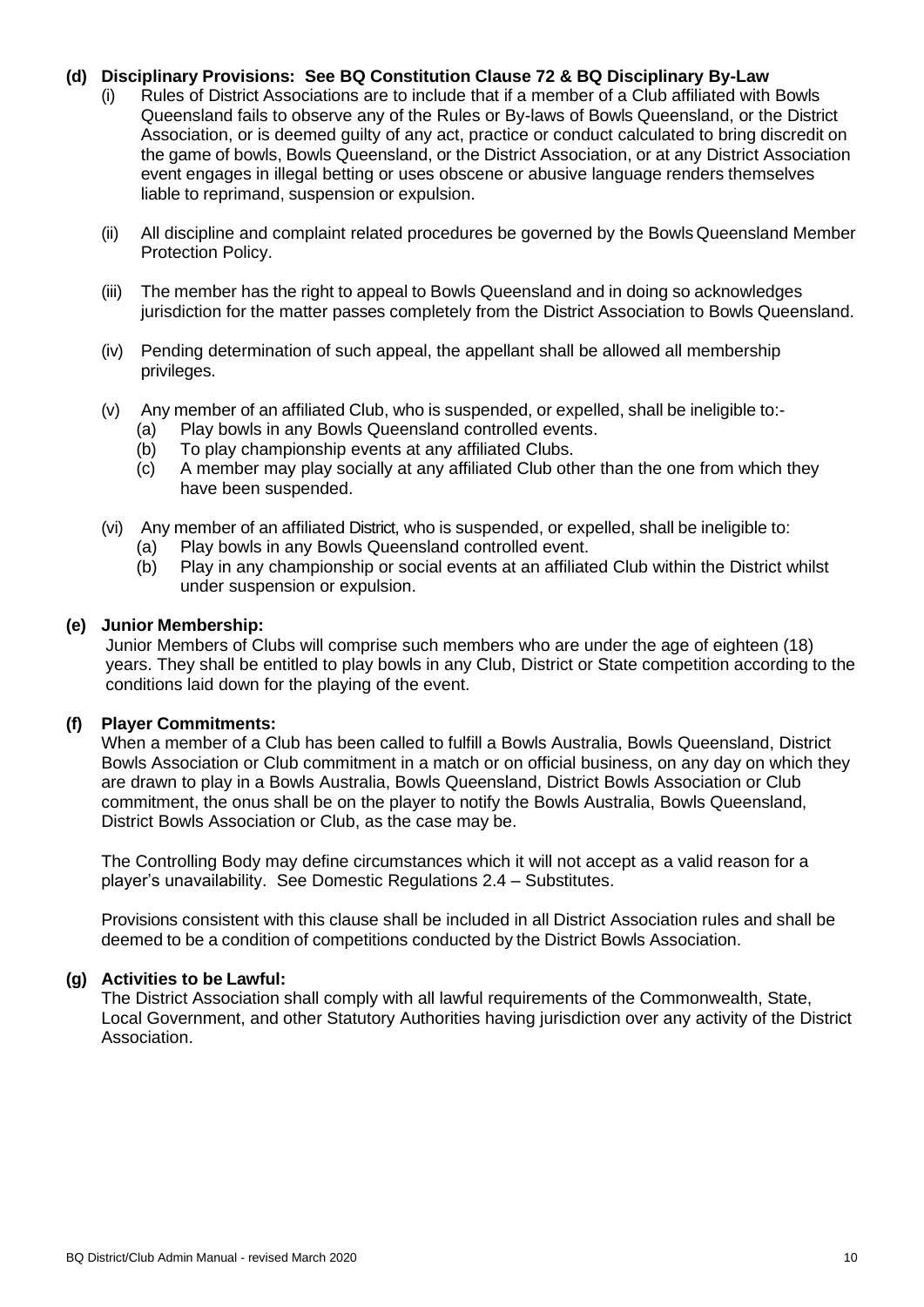**(d) Disciplinary Provisions: See BQ Constitution Clause 72 & BQ Disciplinary By-Law**

(i) Rules of District Associations are to include that if a member of a Club affiliated with Bowls Queensland fails to observe any of the Rules or By-laws of Bowls Queensland, or the District Association, or is deemed guilty of any act, practice or conduct calculated to bring discredit on the game of bowls, Bowls Queensland, or the District Association, or at any District Association event engages in illegal betting or uses obscene or abusive language renders themselves liable to reprimand, suspension or expulsion.

(ii) All discipline and complaint related procedures be governed by the Bowls Queensland Member Protection Policy.

(iii) The member has the right to appeal to Bowls Queensland and in doing so acknowledges jurisdiction for the matter passes completely from the District Association to Bowls Queensland.

(iv) Pending determination of such appeal, the appellant shall be allowed all membership privileges.

(v) Any member of an affiliated Club, who is suspended, or expelled, shall be ineligible to:-
  (a) Play bowls in any Bowls Queensland controlled events.
  (b) To play championship events at any affiliated Clubs.
  (c) A member may play socially at any affiliated Club other than the one from which they have been suspended.

(vi) Any member of an affiliated District, who is suspended, or expelled, shall be ineligible to:
  (a) Play bowls in any Bowls Queensland controlled event.
  (b) Play in any championship or social events at an affiliated Club within the District whilst under suspension or expulsion.

**(e) Junior Membership:**

Junior Members of Clubs will comprise such members who are under the age of eighteen (18) years. They shall be entitled to play bowls in any Club, District or State competition according to the conditions laid down for the playing of the event.

**(f) Player Commitments:**

When a member of a Club has been called to fulfill a Bowls Australia, Bowls Queensland, District Bowls Association or Club commitment in a match or on official business, on any day on which they are drawn to play in a Bowls Australia, Bowls Queensland, District Bowls Association or Club commitment, the onus shall be on the player to notify the Bowls Australia, Bowls Queensland, District Bowls Association or Club, as the case may be.

The Controlling Body may define circumstances which it will not accept as a valid reason for a player's unavailability. See Domestic Regulations 2.4 – Substitutes.

Provisions consistent with this clause shall be included in all District Association rules and shall be deemed to be a condition of competitions conducted by the District Bowls Association.

**(g) Activities to be Lawful:**

The District Association shall comply with all lawful requirements of the Commonwealth, State, Local Government, and other Statutory Authorities having jurisdiction over any activity of the District Association.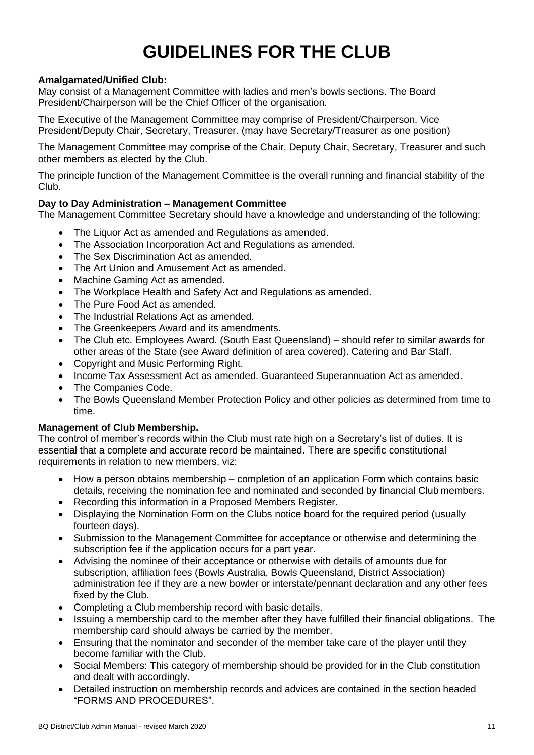# GUIDELINES FOR THE CLUB

**Amalgamated/Unified Club:**
May consist of a Management Committee with ladies and men's bowls sections. The Board President/Chairperson will be the Chief Officer of the organisation.

The Executive of the Management Committee may comprise of President/Chairperson, Vice President/Deputy Chair, Secretary, Treasurer. (may have Secretary/Treasurer as one position)

The Management Committee may comprise of the Chair, Deputy Chair, Secretary, Treasurer and such other members as elected by the Club.

The principle function of the Management Committee is the overall running and financial stability of the Club.

**Day to Day Administration – Management Committee**
The Management Committee Secretary should have a knowledge and understanding of the following:

- The Liquor Act as amended and Regulations as amended.
- The Association Incorporation Act and Regulations as amended.
- The Sex Discrimination Act as amended.
- The Art Union and Amusement Act as amended.
- Machine Gaming Act as amended.
- The Workplace Health and Safety Act and Regulations as amended.
- The Pure Food Act as amended.
- The Industrial Relations Act as amended.
- The Greenkeepers Award and its amendments.
- The Club etc. Employees Award. (South East Queensland) – should refer to similar awards for other areas of the State (see Award definition of area covered). Catering and Bar Staff.
- Copyright and Music Performing Right.
- Income Tax Assessment Act as amended. Guaranteed Superannuation Act as amended.
- The Companies Code.
- The Bowls Queensland Member Protection Policy and other policies as determined from time to time.

**Management of Club Membership.**
The control of member's records within the Club must rate high on a Secretary's list of duties. It is essential that a complete and accurate record be maintained. There are specific constitutional requirements in relation to new members, viz:

- How a person obtains membership – completion of an application Form which contains basic details, receiving the nomination fee and nominated and seconded by financial Club members.
- Recording this information in a Proposed Members Register.
- Displaying the Nomination Form on the Clubs notice board for the required period (usually fourteen days).
- Submission to the Management Committee for acceptance or otherwise and determining the subscription fee if the application occurs for a part year.
- Advising the nominee of their acceptance or otherwise with details of amounts due for subscription, affiliation fees (Bowls Australia, Bowls Queensland, District Association) administration fee if they are a new bowler or interstate/pennant declaration and any other fees fixed by the Club.
- Completing a Club membership record with basic details.
- Issuing a membership card to the member after they have fulfilled their financial obligations. The membership card should always be carried by the member.
- Ensuring that the nominator and seconder of the member take care of the player until they become familiar with the Club.
- Social Members: This category of membership should be provided for in the Club constitution and dealt with accordingly.
- Detailed instruction on membership records and advices are contained in the section headed "FORMS AND PROCEDURES".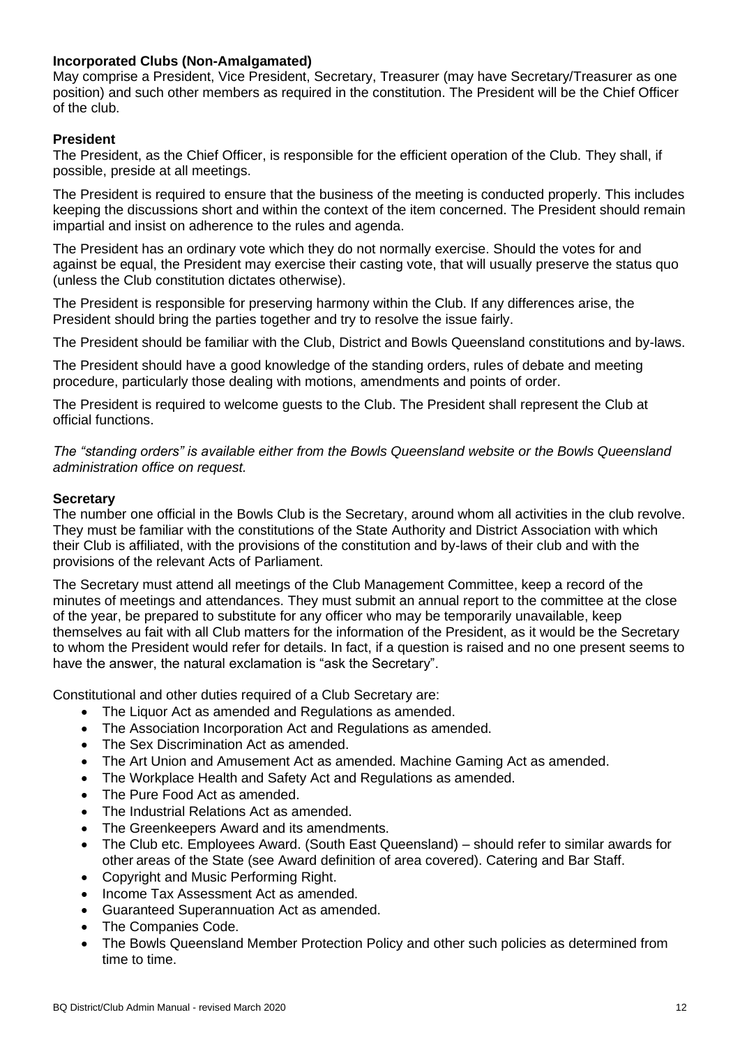### Incorporated Clubs (Non-Amalgamated)

May comprise a President, Vice President, Secretary, Treasurer (may have Secretary/Treasurer as one position) and such other members as required in the constitution. The President will be the Chief Officer of the club.

### President

The President, as the Chief Officer, is responsible for the efficient operation of the Club. They shall, if possible, preside at all meetings.

The President is required to ensure that the business of the meeting is conducted properly. This includes keeping the discussions short and within the context of the item concerned. The President should remain impartial and insist on adherence to the rules and agenda.

The President has an ordinary vote which they do not normally exercise. Should the votes for and against be equal, the President may exercise their casting vote, that will usually preserve the status quo (unless the Club constitution dictates otherwise).

The President is responsible for preserving harmony within the Club. If any differences arise, the President should bring the parties together and try to resolve the issue fairly.

The President should be familiar with the Club, District and Bowls Queensland constitutions and by-laws.

The President should have a good knowledge of the standing orders, rules of debate and meeting procedure, particularly those dealing with motions, amendments and points of order.

The President is required to welcome guests to the Club. The President shall represent the Club at official functions.

*The "standing orders" is available either from the Bowls Queensland website or the Bowls Queensland administration office on request.*

### Secretary

The number one official in the Bowls Club is the Secretary, around whom all activities in the club revolve. They must be familiar with the constitutions of the State Authority and District Association with which their Club is affiliated, with the provisions of the constitution and by-laws of their club and with the provisions of the relevant Acts of Parliament.

The Secretary must attend all meetings of the Club Management Committee, keep a record of the minutes of meetings and attendances. They must submit an annual report to the committee at the close of the year, be prepared to substitute for any officer who may be temporarily unavailable, keep themselves au fait with all Club matters for the information of the President, as it would be the Secretary to whom the President would refer for details. In fact, if a question is raised and no one present seems to have the answer, the natural exclamation is "ask the Secretary".

Constitutional and other duties required of a Club Secretary are:

- The Liquor Act as amended and Regulations as amended.
- The Association Incorporation Act and Regulations as amended.
- The Sex Discrimination Act as amended.
- The Art Union and Amusement Act as amended. Machine Gaming Act as amended.
- The Workplace Health and Safety Act and Regulations as amended.
- The Pure Food Act as amended.
- The Industrial Relations Act as amended.
- The Greenkeepers Award and its amendments.
- The Club etc. Employees Award. (South East Queensland) – should refer to similar awards for other areas of the State (see Award definition of area covered). Catering and Bar Staff.
- Copyright and Music Performing Right.
- Income Tax Assessment Act as amended.
- Guaranteed Superannuation Act as amended.
- The Companies Code.
- The Bowls Queensland Member Protection Policy and other such policies as determined from time to time.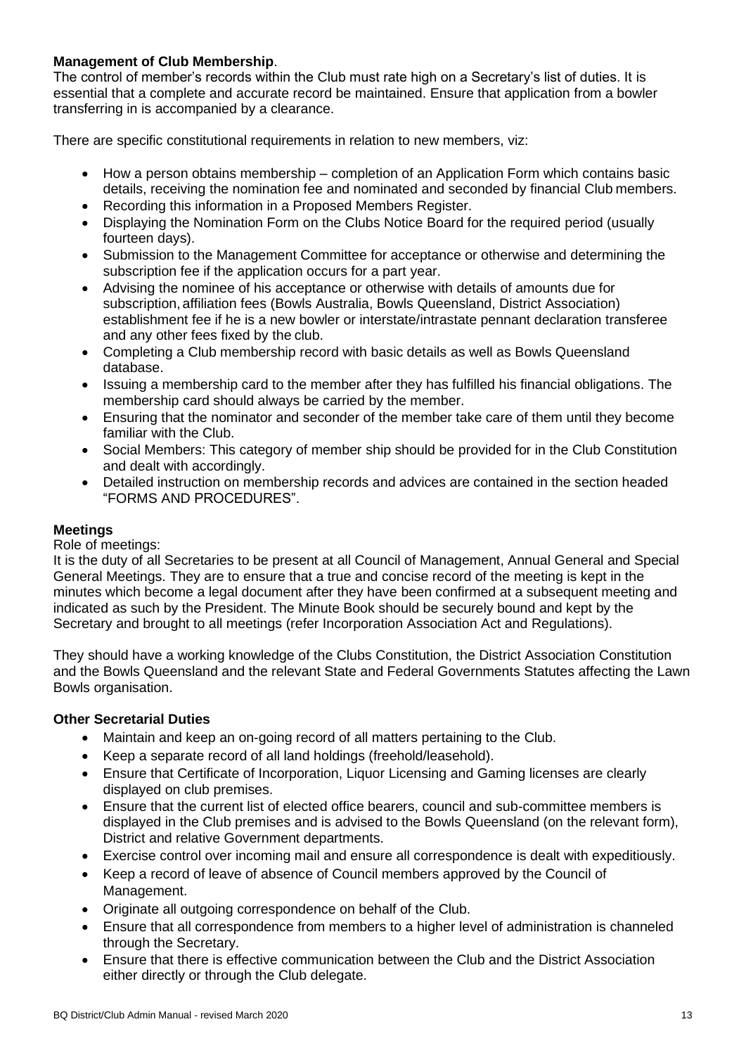**Management of Club Membership**.

The control of member's records within the Club must rate high on a Secretary's list of duties. It is essential that a complete and accurate record be maintained. Ensure that application from a bowler transferring in is accompanied by a clearance.

There are specific constitutional requirements in relation to new members, viz:

- How a person obtains membership – completion of an Application Form which contains basic details, receiving the nomination fee and nominated and seconded by financial Club members.
- Recording this information in a Proposed Members Register.
- Displaying the Nomination Form on the Clubs Notice Board for the required period (usually fourteen days).
- Submission to the Management Committee for acceptance or otherwise and determining the subscription fee if the application occurs for a part year.
- Advising the nominee of his acceptance or otherwise with details of amounts due for subscription, affiliation fees (Bowls Australia, Bowls Queensland, District Association) establishment fee if he is a new bowler or interstate/intrastate pennant declaration transferee and any other fees fixed by the club.
- Completing a Club membership record with basic details as well as Bowls Queensland database.
- Issuing a membership card to the member after they has fulfilled his financial obligations. The membership card should always be carried by the member.
- Ensuring that the nominator and seconder of the member take care of them until they become familiar with the Club.
- Social Members: This category of member ship should be provided for in the Club Constitution and dealt with accordingly.
- Detailed instruction on membership records and advices are contained in the section headed "FORMS AND PROCEDURES".

**Meetings**

Role of meetings:

It is the duty of all Secretaries to be present at all Council of Management, Annual General and Special General Meetings. They are to ensure that a true and concise record of the meeting is kept in the minutes which become a legal document after they have been confirmed at a subsequent meeting and indicated as such by the President. The Minute Book should be securely bound and kept by the Secretary and brought to all meetings (refer Incorporation Association Act and Regulations).

They should have a working knowledge of the Clubs Constitution, the District Association Constitution and the Bowls Queensland and the relevant State and Federal Governments Statutes affecting the Lawn Bowls organisation.

**Other Secretarial Duties**

- Maintain and keep an on-going record of all matters pertaining to the Club.
- Keep a separate record of all land holdings (freehold/leasehold).
- Ensure that Certificate of Incorporation, Liquor Licensing and Gaming licenses are clearly displayed on club premises.
- Ensure that the current list of elected office bearers, council and sub-committee members is displayed in the Club premises and is advised to the Bowls Queensland (on the relevant form), District and relative Government departments.
- Exercise control over incoming mail and ensure all correspondence is dealt with expeditiously.
- Keep a record of leave of absence of Council members approved by the Council of Management.
- Originate all outgoing correspondence on behalf of the Club.
- Ensure that all correspondence from members to a higher level of administration is channeled through the Secretary.
- Ensure that there is effective communication between the Club and the District Association either directly or through the Club delegate.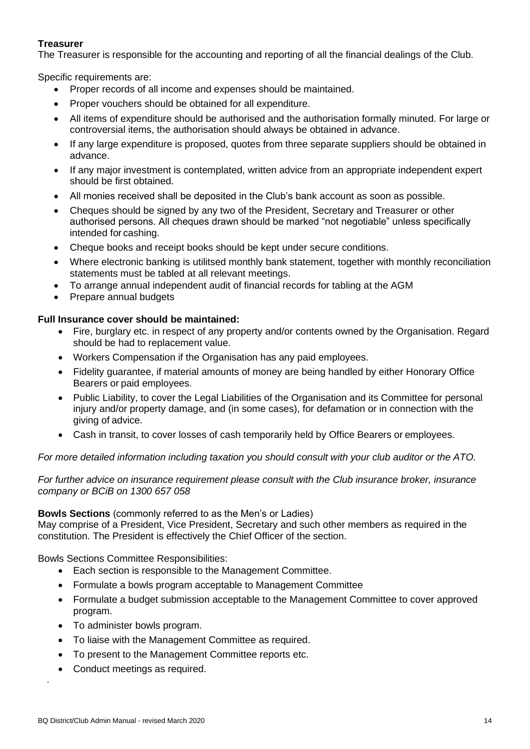**Treasurer**

The Treasurer is responsible for the accounting and reporting of all the financial dealings of the Club.

Specific requirements are:

- Proper records of all income and expenses should be maintained.
- Proper vouchers should be obtained for all expenditure.
- All items of expenditure should be authorised and the authorisation formally minuted. For large or controversial items, the authorisation should always be obtained in advance.
- If any large expenditure is proposed, quotes from three separate suppliers should be obtained in advance.
- If any major investment is contemplated, written advice from an appropriate independent expert should be first obtained.
- All monies received shall be deposited in the Club's bank account as soon as possible.
- Cheques should be signed by any two of the President, Secretary and Treasurer or other authorised persons. All cheques drawn should be marked "not negotiable" unless specifically intended for cashing.
- Cheque books and receipt books should be kept under secure conditions.
- Where electronic banking is utilitsed monthly bank statement, together with monthly reconciliation statements must be tabled at all relevant meetings.
- To arrange annual independent audit of financial records for tabling at the AGM
- Prepare annual budgets

**Full Insurance cover should be maintained:**

- Fire, burglary etc. in respect of any property and/or contents owned by the Organisation. Regard should be had to replacement value.
- Workers Compensation if the Organisation has any paid employees.
- Fidelity guarantee, if material amounts of money are being handled by either Honorary Office Bearers or paid employees.
- Public Liability, to cover the Legal Liabilities of the Organisation and its Committee for personal injury and/or property damage, and (in some cases), for defamation or in connection with the giving of advice.
- Cash in transit, to cover losses of cash temporarily held by Office Bearers or employees.

*For more detailed information including taxation you should consult with your club auditor or the ATO.*

*For further advice on insurance requirement please consult with the Club insurance broker, insurance company or BCiB on 1300 657 058*

**Bowls Sections** (commonly referred to as the Men's or Ladies)

May comprise of a President, Vice President, Secretary and such other members as required in the constitution. The President is effectively the Chief Officer of the section.

Bowls Sections Committee Responsibilities:

- Each section is responsible to the Management Committee.
- Formulate a bowls program acceptable to Management Committee
- Formulate a budget submission acceptable to the Management Committee to cover approved program.
- To administer bowls program.
- To liaise with the Management Committee as required.
- To present to the Management Committee reports etc.
- Conduct meetings as required.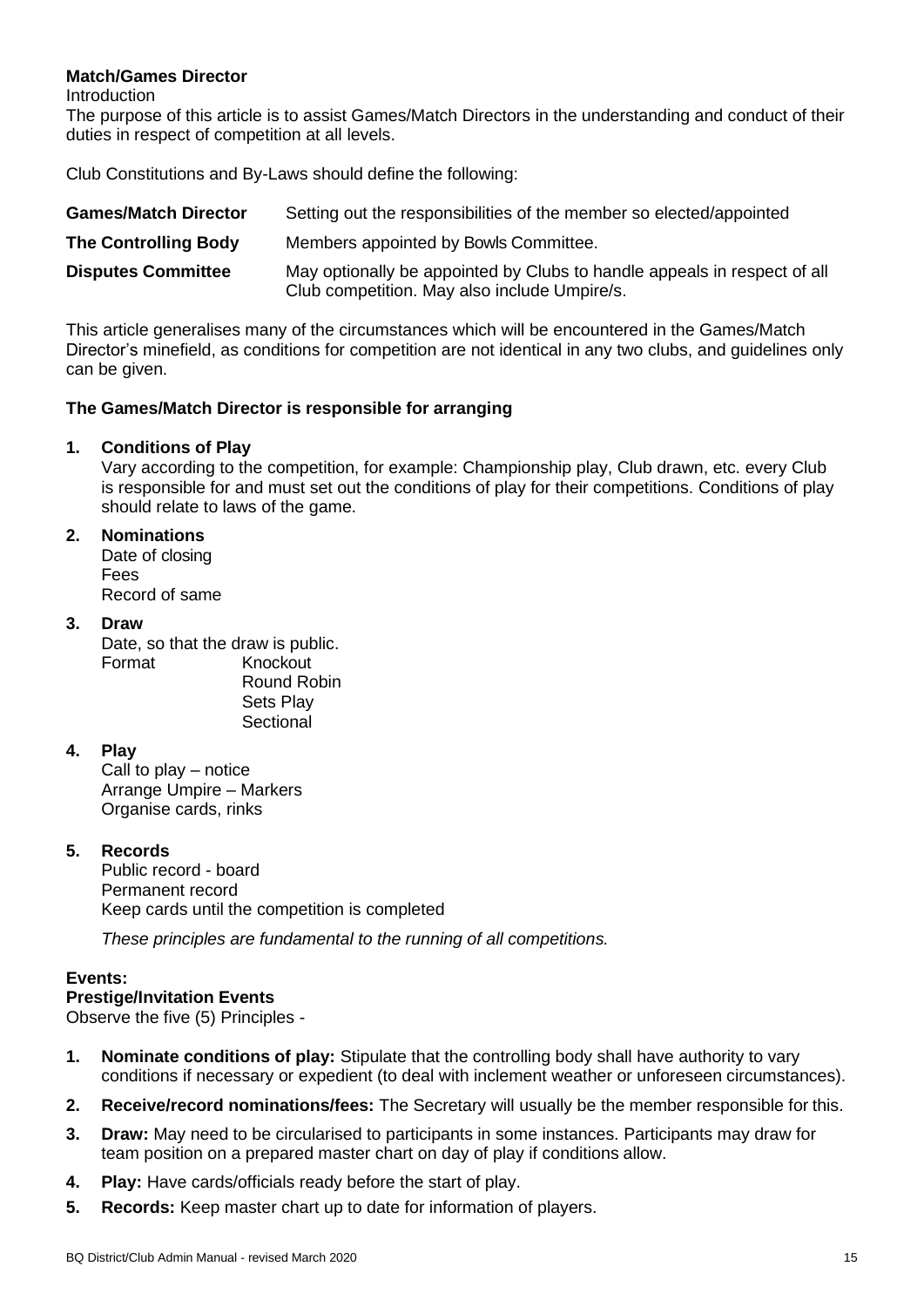## Match/Games Director

Introduction

The purpose of this article is to assist Games/Match Directors in the understanding and conduct of their duties in respect of competition at all levels.

Club Constitutions and By-Laws should define the following:

| | |
|---|---|
| **Games/Match Director** | Setting out the responsibilities of the member so elected/appointed |
| **The Controlling Body** | Members appointed by Bowls Committee. |
| **Disputes Committee** | May optionally be appointed by Clubs to handle appeals in respect of all Club competition. May also include Umpire/s. |

This article generalises many of the circumstances which will be encountered in the Games/Match Director's minefield, as conditions for competition are not identical in any two clubs, and guidelines only can be given.

### The Games/Match Director is responsible for arranging

1. **Conditions of Play**
   Vary according to the competition, for example: Championship play, Club drawn, etc. every Club is responsible for and must set out the conditions of play for their competitions. Conditions of play should relate to laws of the game.

2. **Nominations**
   Date of closing
   Fees
   Record of same

3. **Draw**
   Date, so that the draw is public.
   Format: Knockout
   Round Robin
   Sets Play
   Sectional

4. **Play**
   Call to play – notice
   Arrange Umpire – Markers
   Organise cards, rinks

5. **Records**
   Public record - board
   Permanent record
   Keep cards until the competition is completed

   *These principles are fundamental to the running of all competitions.*

### Events:

**Prestige/Invitation Events**

Observe the five (5) Principles -

1. **Nominate conditions of play:** Stipulate that the controlling body shall have authority to vary conditions if necessary or expedient (to deal with inclement weather or unforeseen circumstances).
2. **Receive/record nominations/fees:** The Secretary will usually be the member responsible for this.
3. **Draw:** May need to be circularised to participants in some instances. Participants may draw for team position on a prepared master chart on day of play if conditions allow.
4. **Play:** Have cards/officials ready before the start of play.
5. **Records:** Keep master chart up to date for information of players.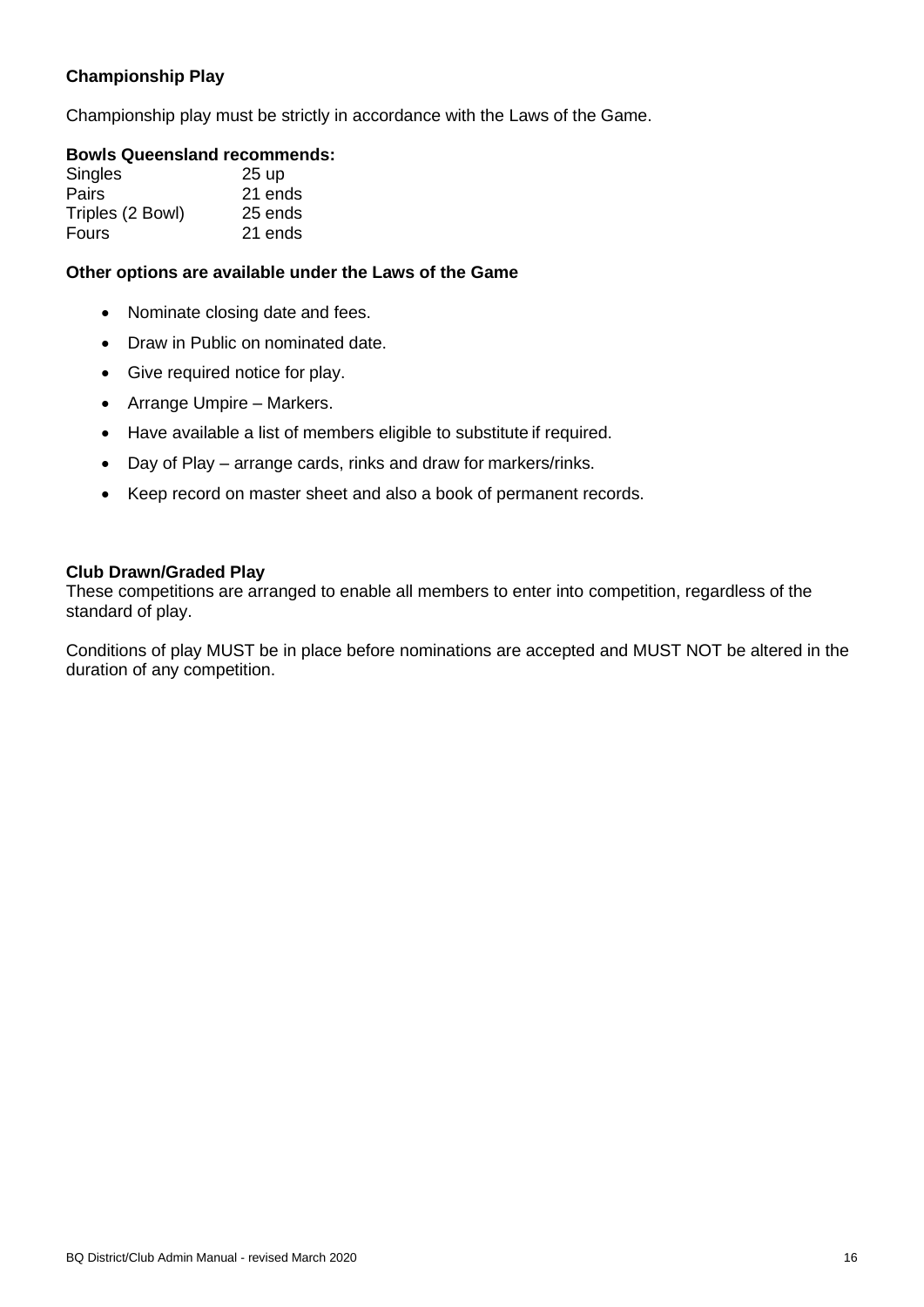### Championship Play

Championship play must be strictly in accordance with the Laws of the Game.

**Bowls Queensland recommends:**

| | |
|---|---|
| Singles | 25 up |
| Pairs | 21 ends |
| Triples (2 Bowl) | 25 ends |
| Fours | 21 ends |

**Other options are available under the Laws of the Game**

- Nominate closing date and fees.
- Draw in Public on nominated date.
- Give required notice for play.
- Arrange Umpire – Markers.
- Have available a list of members eligible to substitute if required.
- Day of Play – arrange cards, rinks and draw for markers/rinks.
- Keep record on master sheet and also a book of permanent records.

### Club Drawn/Graded Play

These competitions are arranged to enable all members to enter into competition, regardless of the standard of play.

Conditions of play MUST be in place before nominations are accepted and MUST NOT be altered in the duration of any competition.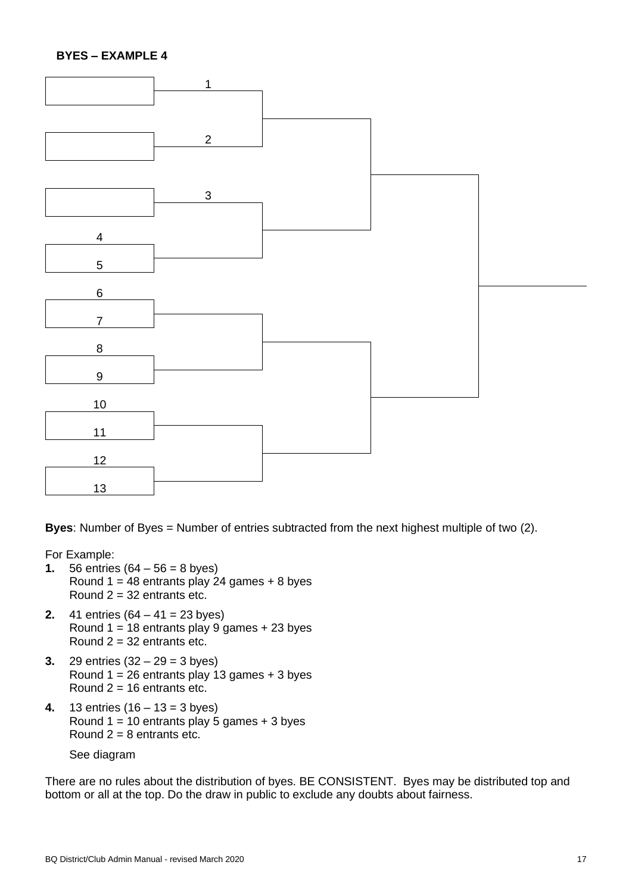**BYES – EXAMPLE 4**

1

2

3

4

5

6

7

8

9

10

11

12

13

**Byes**: Number of Byes = Number of entries subtracted from the next highest multiple of two (2).

For Example:

1. 56 entries (64 – 56 = 8 byes)
   Round 1 = 48 entrants play 24 games + 8 byes
   Round 2 = 32 entrants etc.
2. 41 entries (64 – 41 = 23 byes)
   Round 1 = 18 entrants play 9 games + 23 byes
   Round 2 = 32 entrants etc.
3. 29 entries (32 – 29 = 3 byes)
   Round 1 = 26 entrants play 13 games + 3 byes
   Round 2 = 16 entrants etc.
4. 13 entries (16 – 13 = 3 byes)
   Round 1 = 10 entrants play 5 games + 3 byes
   Round 2 = 8 entrants etc.

   See diagram

There are no rules about the distribution of byes. BE CONSISTENT. Byes may be distributed top and bottom or all at the top. Do the draw in public to exclude any doubts about fairness.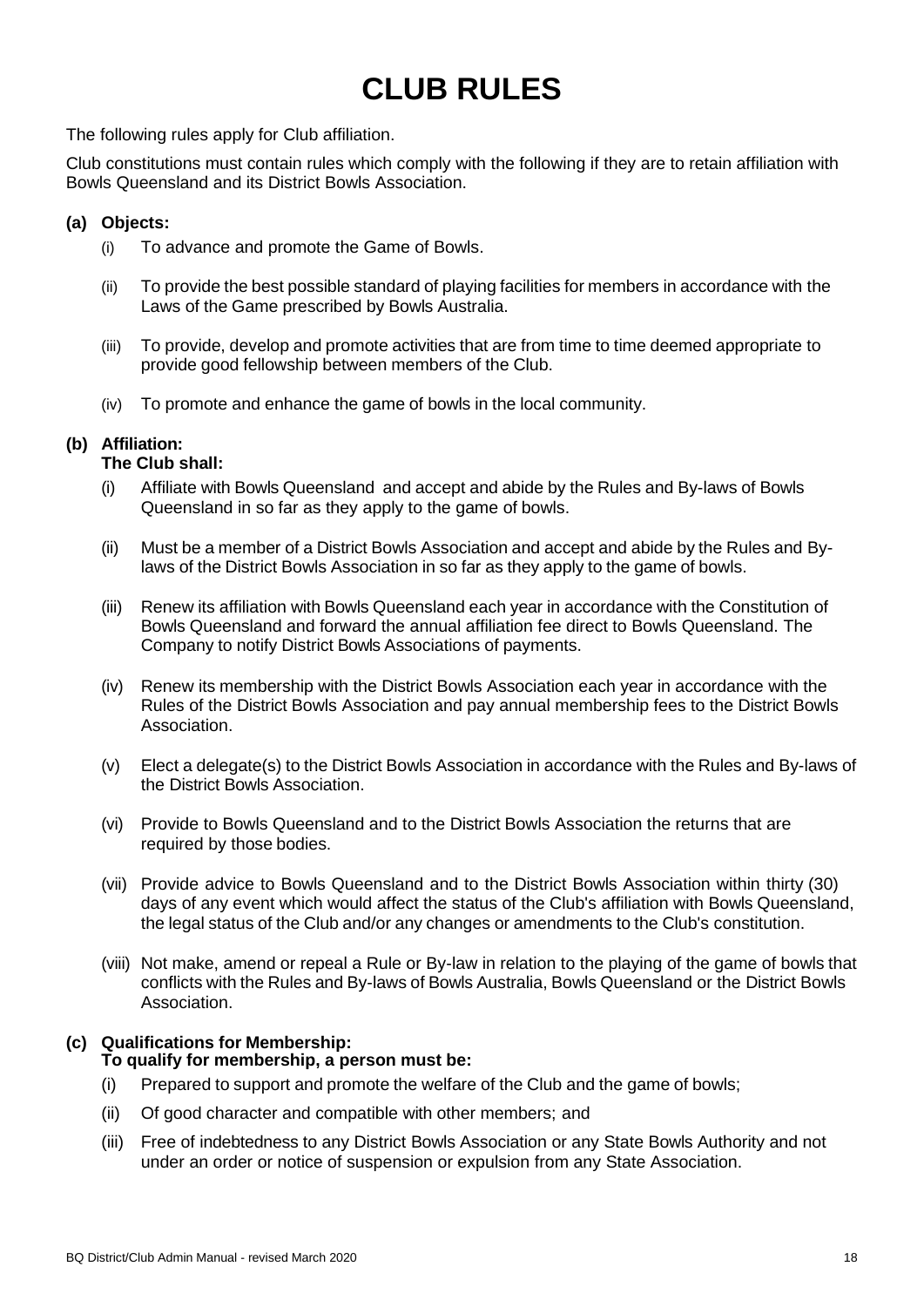# CLUB RULES

The following rules apply for Club affiliation.

Club constitutions must contain rules which comply with the following if they are to retain affiliation with Bowls Queensland and its District Bowls Association.

**(a) Objects:**

- (i) To advance and promote the Game of Bowls.
- (ii) To provide the best possible standard of playing facilities for members in accordance with the Laws of the Game prescribed by Bowls Australia.
- (iii) To provide, develop and promote activities that are from time to time deemed appropriate to provide good fellowship between members of the Club.
- (iv) To promote and enhance the game of bowls in the local community.

**(b) Affiliation:**
**The Club shall:**

- (i) Affiliate with Bowls Queensland and accept and abide by the Rules and By-laws of Bowls Queensland in so far as they apply to the game of bowls.
- (ii) Must be a member of a District Bowls Association and accept and abide by the Rules and By-laws of the District Bowls Association in so far as they apply to the game of bowls.
- (iii) Renew its affiliation with Bowls Queensland each year in accordance with the Constitution of Bowls Queensland and forward the annual affiliation fee direct to Bowls Queensland. The Company to notify District Bowls Associations of payments.
- (iv) Renew its membership with the District Bowls Association each year in accordance with the Rules of the District Bowls Association and pay annual membership fees to the District Bowls Association.
- (v) Elect a delegate(s) to the District Bowls Association in accordance with the Rules and By-laws of the District Bowls Association.
- (vi) Provide to Bowls Queensland and to the District Bowls Association the returns that are required by those bodies.
- (vii) Provide advice to Bowls Queensland and to the District Bowls Association within thirty (30) days of any event which would affect the status of the Club's affiliation with Bowls Queensland, the legal status of the Club and/or any changes or amendments to the Club's constitution.
- (viii) Not make, amend or repeal a Rule or By-law in relation to the playing of the game of bowls that conflicts with the Rules and By-laws of Bowls Australia, Bowls Queensland or the District Bowls Association.

**(c) Qualifications for Membership:**
**To qualify for membership, a person must be:**

- (i) Prepared to support and promote the welfare of the Club and the game of bowls;
- (ii) Of good character and compatible with other members; and
- (iii) Free of indebtedness to any District Bowls Association or any State Bowls Authority and not under an order or notice of suspension or expulsion from any State Association.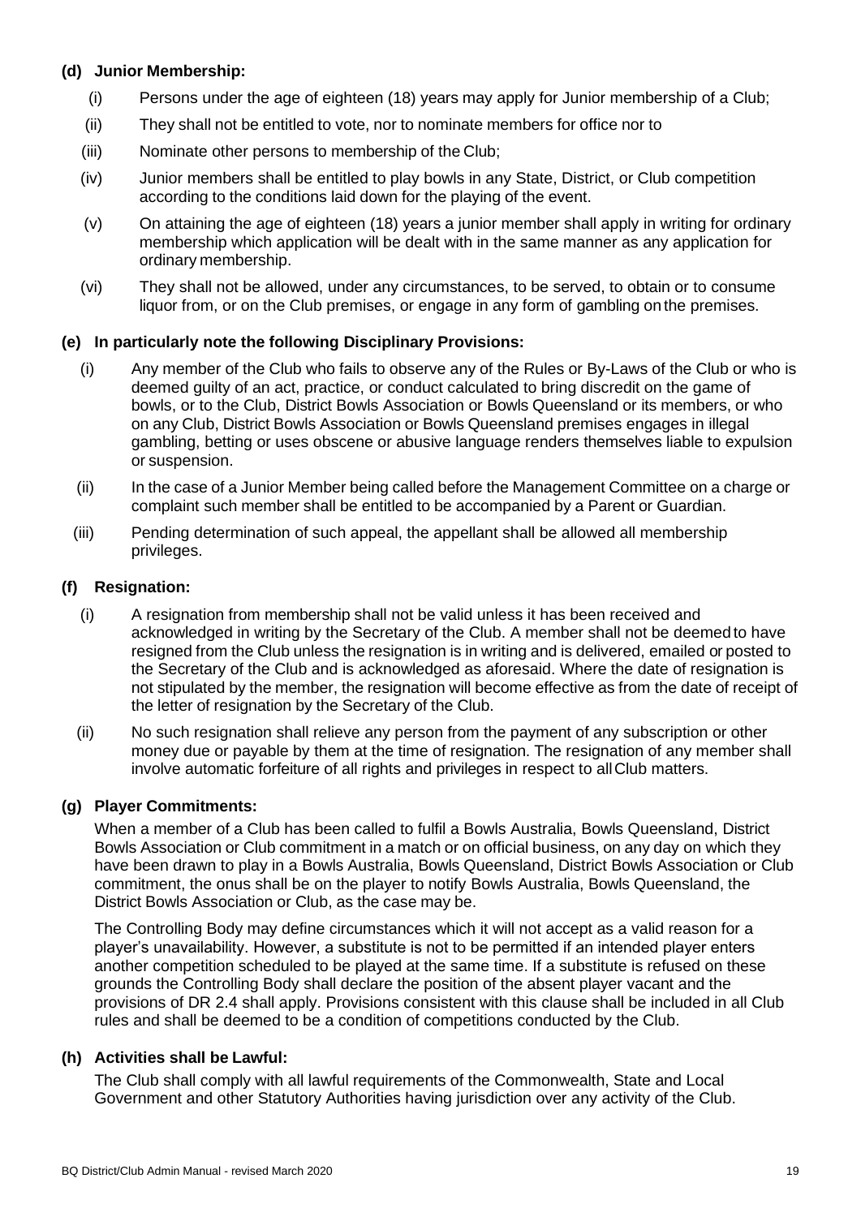**(d) Junior Membership:**

(i) Persons under the age of eighteen (18) years may apply for Junior membership of a Club;

(ii) They shall not be entitled to vote, nor to nominate members for office nor to

(iii) Nominate other persons to membership of the Club;

(iv) Junior members shall be entitled to play bowls in any State, District, or Club competition according to the conditions laid down for the playing of the event.

(v) On attaining the age of eighteen (18) years a junior member shall apply in writing for ordinary membership which application will be dealt with in the same manner as any application for ordinary membership.

(vi) They shall not be allowed, under any circumstances, to be served, to obtain or to consume liquor from, or on the Club premises, or engage in any form of gambling on the premises.

**(e) In particularly note the following Disciplinary Provisions:**

(i) Any member of the Club who fails to observe any of the Rules or By-Laws of the Club or who is deemed guilty of an act, practice, or conduct calculated to bring discredit on the game of bowls, or to the Club, District Bowls Association or Bowls Queensland or its members, or who on any Club, District Bowls Association or Bowls Queensland premises engages in illegal gambling, betting or uses obscene or abusive language renders themselves liable to expulsion or suspension.

(ii) In the case of a Junior Member being called before the Management Committee on a charge or complaint such member shall be entitled to be accompanied by a Parent or Guardian.

(iii) Pending determination of such appeal, the appellant shall be allowed all membership privileges.

**(f) Resignation:**

(i) A resignation from membership shall not be valid unless it has been received and acknowledged in writing by the Secretary of the Club. A member shall not be deemed to have resigned from the Club unless the resignation is in writing and is delivered, emailed or posted to the Secretary of the Club and is acknowledged as aforesaid. Where the date of resignation is not stipulated by the member, the resignation will become effective as from the date of receipt of the letter of resignation by the Secretary of the Club.

(ii) No such resignation shall relieve any person from the payment of any subscription or other money due or payable by them at the time of resignation. The resignation of any member shall involve automatic forfeiture of all rights and privileges in respect to all Club matters.

**(g) Player Commitments:**

When a member of a Club has been called to fulfil a Bowls Australia, Bowls Queensland, District Bowls Association or Club commitment in a match or on official business, on any day on which they have been drawn to play in a Bowls Australia, Bowls Queensland, District Bowls Association or Club commitment, the onus shall be on the player to notify Bowls Australia, Bowls Queensland, the District Bowls Association or Club, as the case may be.

The Controlling Body may define circumstances which it will not accept as a valid reason for a player's unavailability. However, a substitute is not to be permitted if an intended player enters another competition scheduled to be played at the same time. If a substitute is refused on these grounds the Controlling Body shall declare the position of the absent player vacant and the provisions of DR 2.4 shall apply. Provisions consistent with this clause shall be included in all Club rules and shall be deemed to be a condition of competitions conducted by the Club.

**(h) Activities shall be Lawful:**

The Club shall comply with all lawful requirements of the Commonwealth, State and Local Government and other Statutory Authorities having jurisdiction over any activity of the Club.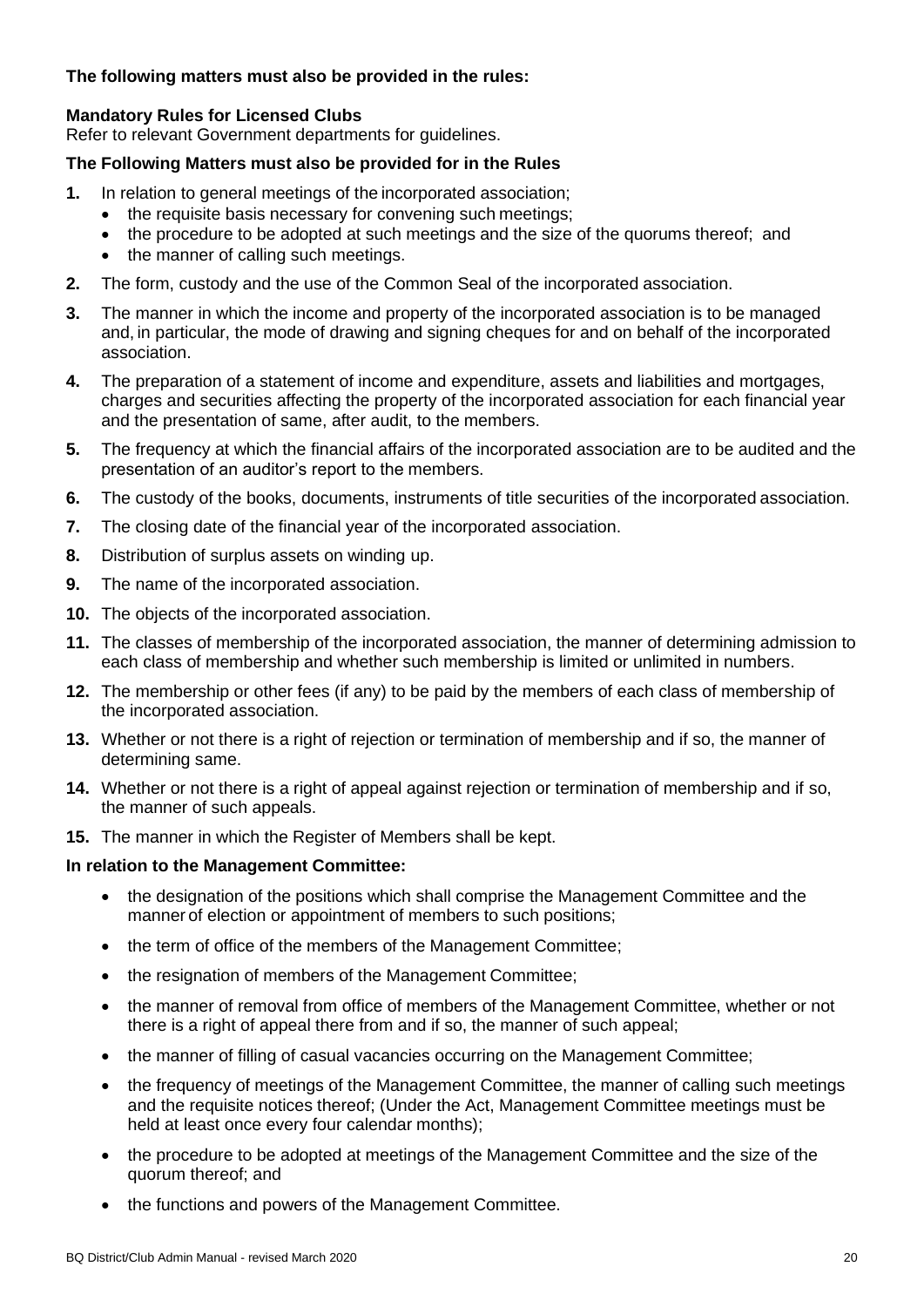**The following matters must also be provided in the rules:**

**Mandatory Rules for Licensed Clubs**

Refer to relevant Government departments for guidelines.

**The Following Matters must also be provided for in the Rules**

1. In relation to general meetings of the incorporated association;
   - the requisite basis necessary for convening such meetings;
   - the procedure to be adopted at such meetings and the size of the quorums thereof; and
   - the manner of calling such meetings.
2. The form, custody and the use of the Common Seal of the incorporated association.
3. The manner in which the income and property of the incorporated association is to be managed and, in particular, the mode of drawing and signing cheques for and on behalf of the incorporated association.
4. The preparation of a statement of income and expenditure, assets and liabilities and mortgages, charges and securities affecting the property of the incorporated association for each financial year and the presentation of same, after audit, to the members.
5. The frequency at which the financial affairs of the incorporated association are to be audited and the presentation of an auditor's report to the members.
6. The custody of the books, documents, instruments of title securities of the incorporated association.
7. The closing date of the financial year of the incorporated association.
8. Distribution of surplus assets on winding up.
9. The name of the incorporated association.
10. The objects of the incorporated association.
11. The classes of membership of the incorporated association, the manner of determining admission to each class of membership and whether such membership is limited or unlimited in numbers.
12. The membership or other fees (if any) to be paid by the members of each class of membership of the incorporated association.
13. Whether or not there is a right of rejection or termination of membership and if so, the manner of determining same.
14. Whether or not there is a right of appeal against rejection or termination of membership and if so, the manner of such appeals.
15. The manner in which the Register of Members shall be kept.

**In relation to the Management Committee:**

- the designation of the positions which shall comprise the Management Committee and the manner of election or appointment of members to such positions;
- the term of office of the members of the Management Committee;
- the resignation of members of the Management Committee;
- the manner of removal from office of members of the Management Committee, whether or not there is a right of appeal there from and if so, the manner of such appeal;
- the manner of filling of casual vacancies occurring on the Management Committee;
- the frequency of meetings of the Management Committee, the manner of calling such meetings and the requisite notices thereof; (Under the Act, Management Committee meetings must be held at least once every four calendar months);
- the procedure to be adopted at meetings of the Management Committee and the size of the quorum thereof; and
- the functions and powers of the Management Committee.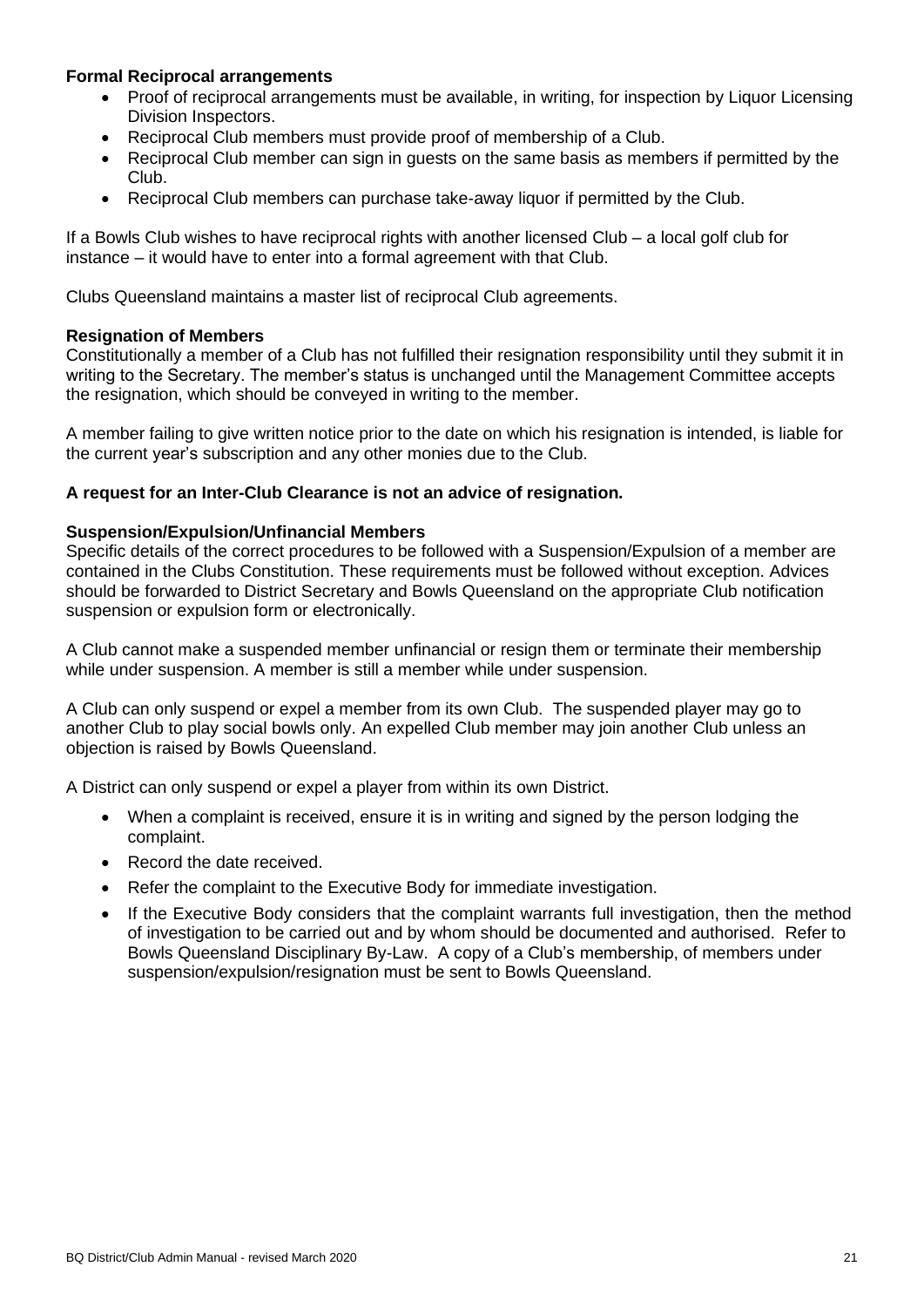**Formal Reciprocal arrangements**

- Proof of reciprocal arrangements must be available, in writing, for inspection by Liquor Licensing Division Inspectors.
- Reciprocal Club members must provide proof of membership of a Club.
- Reciprocal Club member can sign in guests on the same basis as members if permitted by the Club.
- Reciprocal Club members can purchase take-away liquor if permitted by the Club.

If a Bowls Club wishes to have reciprocal rights with another licensed Club – a local golf club for instance – it would have to enter into a formal agreement with that Club.

Clubs Queensland maintains a master list of reciprocal Club agreements.

**Resignation of Members**

Constitutionally a member of a Club has not fulfilled their resignation responsibility until they submit it in writing to the Secretary. The member's status is unchanged until the Management Committee accepts the resignation, which should be conveyed in writing to the member.

A member failing to give written notice prior to the date on which his resignation is intended, is liable for the current year's subscription and any other monies due to the Club.

**A request for an Inter-Club Clearance is not an advice of resignation.**

**Suspension/Expulsion/Unfinancial Members**

Specific details of the correct procedures to be followed with a Suspension/Expulsion of a member are contained in the Clubs Constitution. These requirements must be followed without exception. Advices should be forwarded to District Secretary and Bowls Queensland on the appropriate Club notification suspension or expulsion form or electronically.

A Club cannot make a suspended member unfinancial or resign them or terminate their membership while under suspension. A member is still a member while under suspension.

A Club can only suspend or expel a member from its own Club. The suspended player may go to another Club to play social bowls only. An expelled Club member may join another Club unless an objection is raised by Bowls Queensland.

A District can only suspend or expel a player from within its own District.

- When a complaint is received, ensure it is in writing and signed by the person lodging the complaint.
- Record the date received.
- Refer the complaint to the Executive Body for immediate investigation.
- If the Executive Body considers that the complaint warrants full investigation, then the method of investigation to be carried out and by whom should be documented and authorised. Refer to Bowls Queensland Disciplinary By-Law. A copy of a Club's membership, of members under suspension/expulsion/resignation must be sent to Bowls Queensland.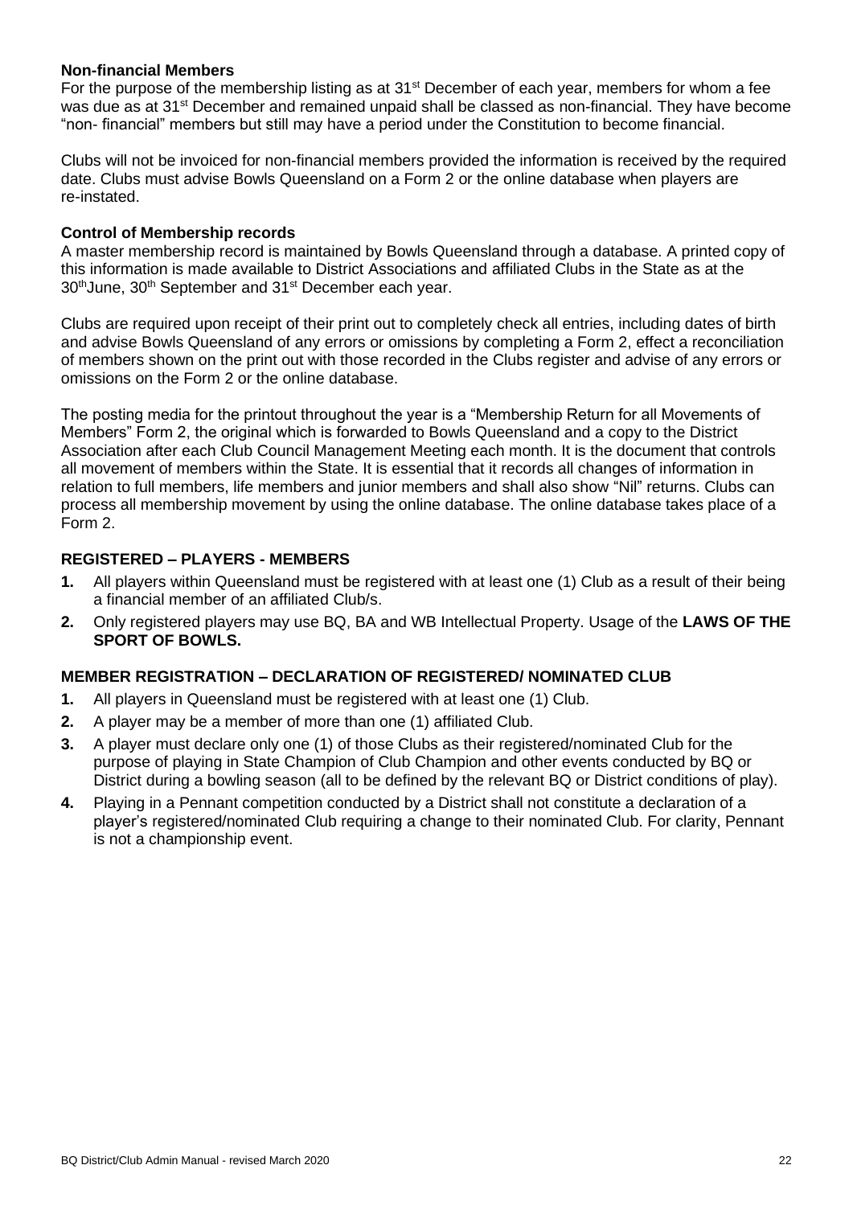**Non-financial Members**

For the purpose of the membership listing as at 31st December of each year, members for whom a fee was due as at 31st December and remained unpaid shall be classed as non-financial. They have become "non- financial" members but still may have a period under the Constitution to become financial.

Clubs will not be invoiced for non-financial members provided the information is received by the required date. Clubs must advise Bowls Queensland on a Form 2 or the online database when players are re-instated.

**Control of Membership records**

A master membership record is maintained by Bowls Queensland through a database. A printed copy of this information is made available to District Associations and affiliated Clubs in the State as at the 30th June, 30th September and 31st December each year.

Clubs are required upon receipt of their print out to completely check all entries, including dates of birth and advise Bowls Queensland of any errors or omissions by completing a Form 2, effect a reconciliation of members shown on the print out with those recorded in the Clubs register and advise of any errors or omissions on the Form 2 or the online database.

The posting media for the printout throughout the year is a "Membership Return for all Movements of Members" Form 2, the original which is forwarded to Bowls Queensland and a copy to the District Association after each Club Council Management Meeting each month. It is the document that controls all movement of members within the State. It is essential that it records all changes of information in relation to full members, life members and junior members and shall also show "Nil" returns. Clubs can process all membership movement by using the online database. The online database takes place of a Form 2.

## REGISTERED – PLAYERS - MEMBERS

1. All players within Queensland must be registered with at least one (1) Club as a result of their being a financial member of an affiliated Club/s.
2. Only registered players may use BQ, BA and WB Intellectual Property. Usage of the **LAWS OF THE SPORT OF BOWLS.**

## MEMBER REGISTRATION – DECLARATION OF REGISTERED/ NOMINATED CLUB

1. All players in Queensland must be registered with at least one (1) Club.
2. A player may be a member of more than one (1) affiliated Club.
3. A player must declare only one (1) of those Clubs as their registered/nominated Club for the purpose of playing in State Champion of Club Champion and other events conducted by BQ or District during a bowling season (all to be defined by the relevant BQ or District conditions of play).
4. Playing in a Pennant competition conducted by a District shall not constitute a declaration of a player's registered/nominated Club requiring a change to their nominated Club. For clarity, Pennant is not a championship event.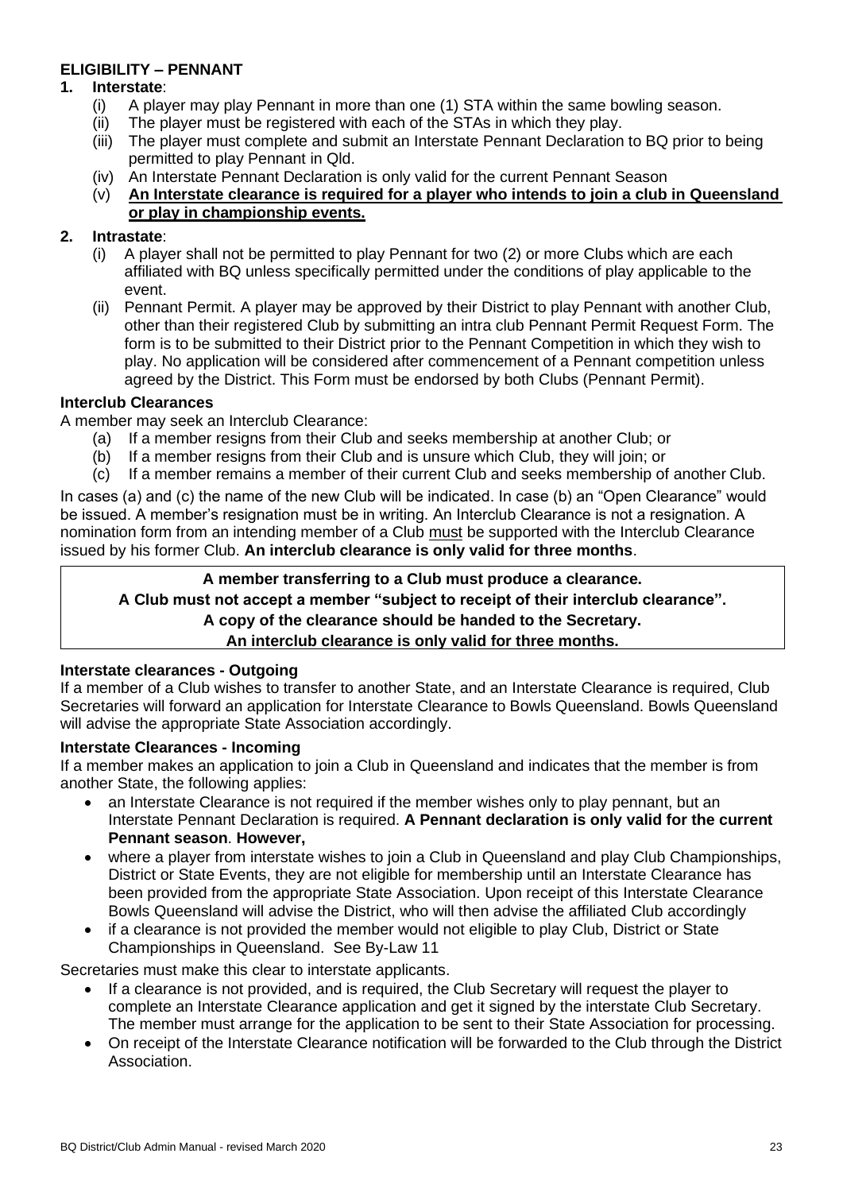## ELIGIBILITY – PENNANT

**1. Interstate**:

- (i) A player may play Pennant in more than one (1) STA within the same bowling season.
- (ii) The player must be registered with each of the STAs in which they play.
- (iii) The player must complete and submit an Interstate Pennant Declaration to BQ prior to being permitted to play Pennant in Qld.
- (iv) An Interstate Pennant Declaration is only valid for the current Pennant Season
- (v) <u>**An Interstate clearance is required for a player who intends to join a club in Queensland or play in championship events.**</u>

**2. Intrastate**:

- (i) A player shall not be permitted to play Pennant for two (2) or more Clubs which are each affiliated with BQ unless specifically permitted under the conditions of play applicable to the event.
- (ii) Pennant Permit. A player may be approved by their District to play Pennant with another Club, other than their registered Club by submitting an intra club Pennant Permit Request Form. The form is to be submitted to their District prior to the Pennant Competition in which they wish to play. No application will be considered after commencement of a Pennant competition unless agreed by the District. This Form must be endorsed by both Clubs (Pennant Permit).

### Interclub Clearances

A member may seek an Interclub Clearance:

- (a) If a member resigns from their Club and seeks membership at another Club; or
- (b) If a member resigns from their Club and is unsure which Club, they will join; or
- (c) If a member remains a member of their current Club and seeks membership of another Club.

In cases (a) and (c) the name of the new Club will be indicated. In case (b) an "Open Clearance" would be issued. A member's resignation must be in writing. An Interclub Clearance is not a resignation. A nomination form from an intending member of a Club <u>must</u> be supported with the Interclub Clearance issued by his former Club. **An interclub clearance is only valid for three months**.

**A member transferring to a Club must produce a clearance.**
**A Club must not accept a member "subject to receipt of their interclub clearance".**
**A copy of the clearance should be handed to the Secretary.**
**An interclub clearance is only valid for three months.**

### Interstate clearances - Outgoing

If a member of a Club wishes to transfer to another State, and an Interstate Clearance is required, Club Secretaries will forward an application for Interstate Clearance to Bowls Queensland. Bowls Queensland will advise the appropriate State Association accordingly.

### Interstate Clearances - Incoming

If a member makes an application to join a Club in Queensland and indicates that the member is from another State, the following applies:

- an Interstate Clearance is not required if the member wishes only to play pennant, but an Interstate Pennant Declaration is required. **A Pennant declaration is only valid for the current Pennant season**. **However,**
- where a player from interstate wishes to join a Club in Queensland and play Club Championships, District or State Events, they are not eligible for membership until an Interstate Clearance has been provided from the appropriate State Association. Upon receipt of this Interstate Clearance Bowls Queensland will advise the District, who will then advise the affiliated Club accordingly
- if a clearance is not provided the member would not eligible to play Club, District or State Championships in Queensland. See By-Law 11

Secretaries must make this clear to interstate applicants.

- If a clearance is not provided, and is required, the Club Secretary will request the player to complete an Interstate Clearance application and get it signed by the interstate Club Secretary. The member must arrange for the application to be sent to their State Association for processing.
- On receipt of the Interstate Clearance notification will be forwarded to the Club through the District Association.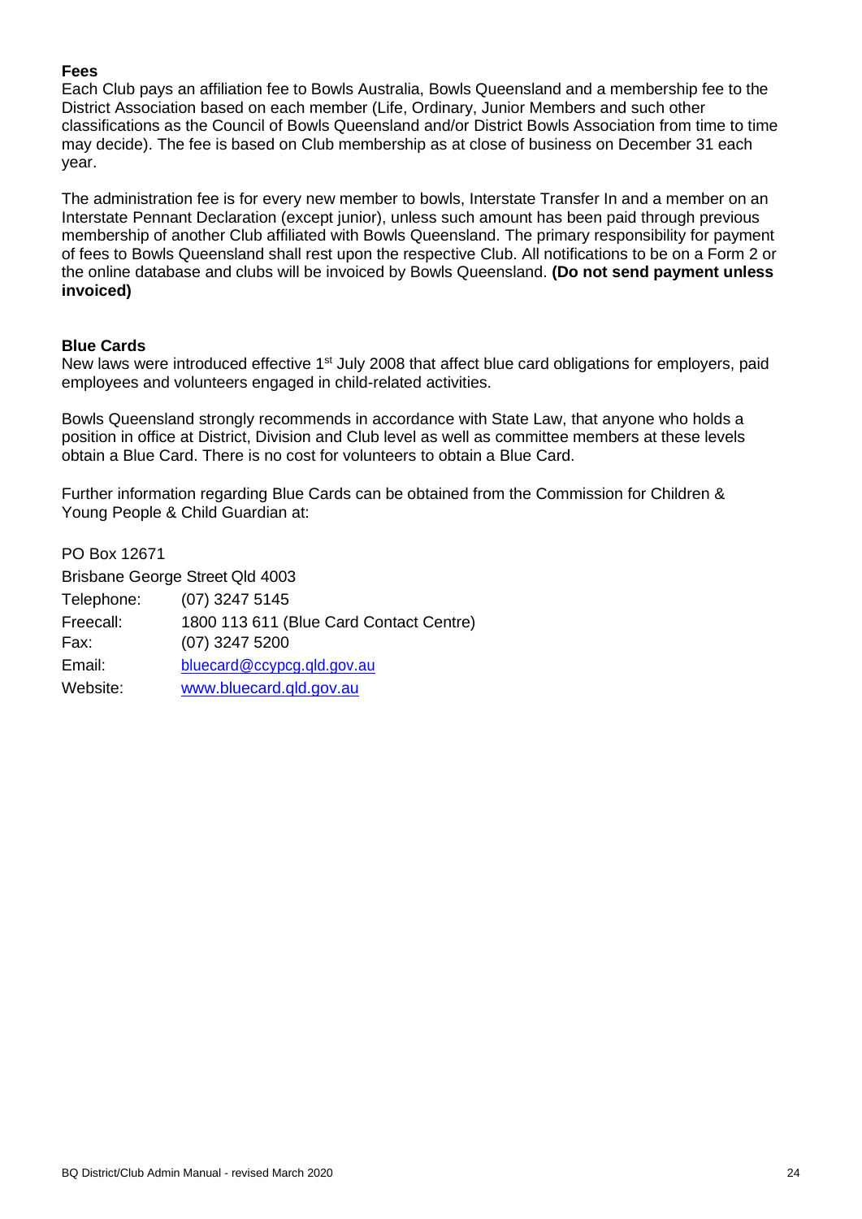**Fees**

Each Club pays an affiliation fee to Bowls Australia, Bowls Queensland and a membership fee to the District Association based on each member (Life, Ordinary, Junior Members and such other classifications as the Council of Bowls Queensland and/or District Bowls Association from time to time may decide). The fee is based on Club membership as at close of business on December 31 each year.

The administration fee is for every new member to bowls, Interstate Transfer In and a member on an Interstate Pennant Declaration (except junior), unless such amount has been paid through previous membership of another Club affiliated with Bowls Queensland. The primary responsibility for payment of fees to Bowls Queensland shall rest upon the respective Club. All notifications to be on a Form 2 or the online database and clubs will be invoiced by Bowls Queensland. **(Do not send payment unless invoiced)**

**Blue Cards**

New laws were introduced effective 1st July 2008 that affect blue card obligations for employers, paid employees and volunteers engaged in child-related activities.

Bowls Queensland strongly recommends in accordance with State Law, that anyone who holds a position in office at District, Division and Club level as well as committee members at these levels obtain a Blue Card. There is no cost for volunteers to obtain a Blue Card.

Further information regarding Blue Cards can be obtained from the Commission for Children & Young People & Child Guardian at:

PO Box 12671
Brisbane George Street Qld 4003

| | |
|---|---|
| Telephone: | (07) 3247 5145 |
| Freecall: | 1800 113 611 (Blue Card Contact Centre) |
| Fax: | (07) 3247 5200 |
| Email: | bluecard@ccypcg.qld.gov.au |
| Website: | www.bluecard.qld.gov.au |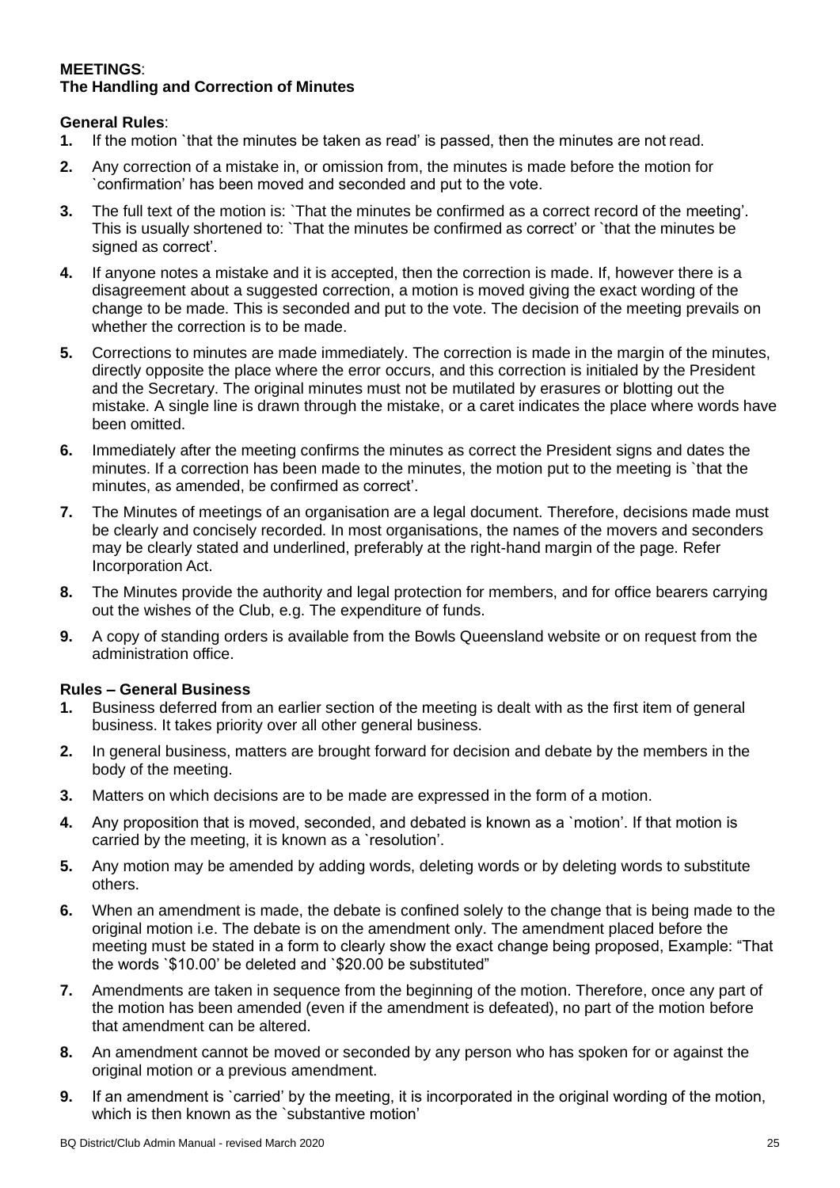**MEETINGS**:
**The Handling and Correction of Minutes**

**General Rules**:

1. If the motion `that the minutes be taken as read' is passed, then the minutes are not read.
2. Any correction of a mistake in, or omission from, the minutes is made before the motion for `confirmation' has been moved and seconded and put to the vote.
3. The full text of the motion is: `That the minutes be confirmed as a correct record of the meeting'. This is usually shortened to: `That the minutes be confirmed as correct' or `that the minutes be signed as correct'.
4. If anyone notes a mistake and it is accepted, then the correction is made. If, however there is a disagreement about a suggested correction, a motion is moved giving the exact wording of the change to be made. This is seconded and put to the vote. The decision of the meeting prevails on whether the correction is to be made.
5. Corrections to minutes are made immediately. The correction is made in the margin of the minutes, directly opposite the place where the error occurs, and this correction is initialed by the President and the Secretary. The original minutes must not be mutilated by erasures or blotting out the mistake. A single line is drawn through the mistake, or a caret indicates the place where words have been omitted.
6. Immediately after the meeting confirms the minutes as correct the President signs and dates the minutes. If a correction has been made to the minutes, the motion put to the meeting is `that the minutes, as amended, be confirmed as correct'.
7. The Minutes of meetings of an organisation are a legal document. Therefore, decisions made must be clearly and concisely recorded. In most organisations, the names of the movers and seconders may be clearly stated and underlined, preferably at the right-hand margin of the page. Refer Incorporation Act.
8. The Minutes provide the authority and legal protection for members, and for office bearers carrying out the wishes of the Club, e.g. The expenditure of funds.
9. A copy of standing orders is available from the Bowls Queensland website or on request from the administration office.

**Rules – General Business**

1. Business deferred from an earlier section of the meeting is dealt with as the first item of general business. It takes priority over all other general business.
2. In general business, matters are brought forward for decision and debate by the members in the body of the meeting.
3. Matters on which decisions are to be made are expressed in the form of a motion.
4. Any proposition that is moved, seconded, and debated is known as a `motion'. If that motion is carried by the meeting, it is known as a `resolution'.
5. Any motion may be amended by adding words, deleting words or by deleting words to substitute others.
6. When an amendment is made, the debate is confined solely to the change that is being made to the original motion i.e. The debate is on the amendment only. The amendment placed before the meeting must be stated in a form to clearly show the exact change being proposed, Example: "That the words `$10.00' be deleted and `$20.00 be substituted"
7. Amendments are taken in sequence from the beginning of the motion. Therefore, once any part of the motion has been amended (even if the amendment is defeated), no part of the motion before that amendment can be altered.
8. An amendment cannot be moved or seconded by any person who has spoken for or against the original motion or a previous amendment.
9. If an amendment is `carried' by the meeting, it is incorporated in the original wording of the motion, which is then known as the `substantive motion'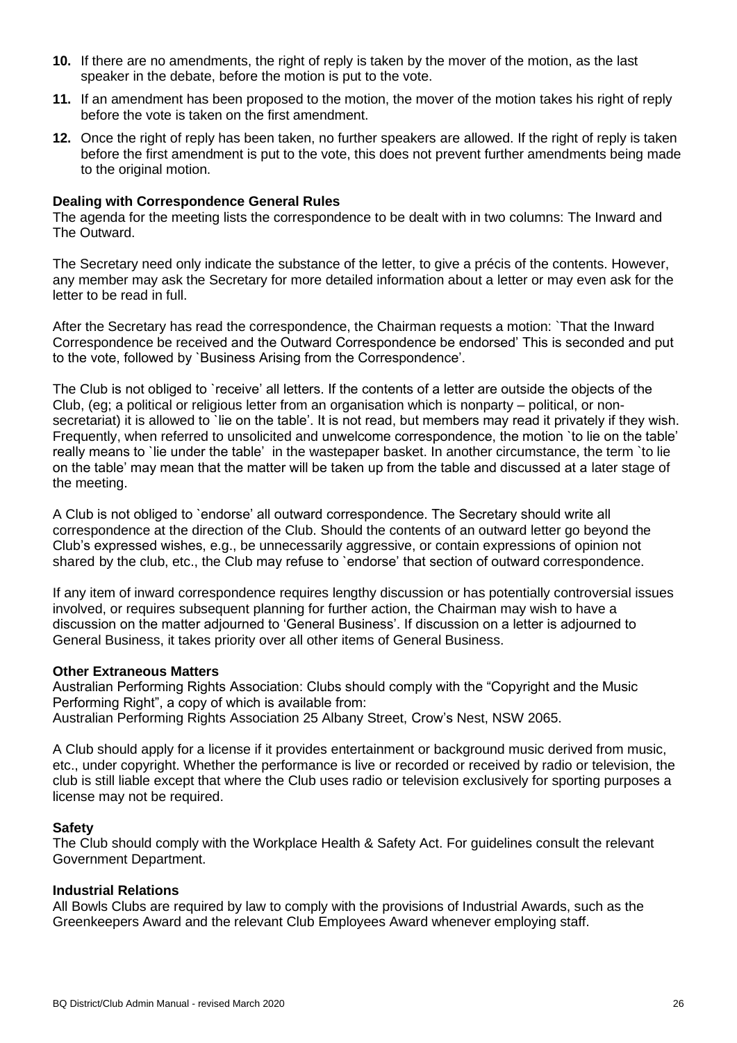10. If there are no amendments, the right of reply is taken by the mover of the motion, as the last speaker in the debate, before the motion is put to the vote.
11. If an amendment has been proposed to the motion, the mover of the motion takes his right of reply before the vote is taken on the first amendment.
12. Once the right of reply has been taken, no further speakers are allowed. If the right of reply is taken before the first amendment is put to the vote, this does not prevent further amendments being made to the original motion.

**Dealing with Correspondence General Rules**

The agenda for the meeting lists the correspondence to be dealt with in two columns: The Inward and The Outward.

The Secretary need only indicate the substance of the letter, to give a précis of the contents. However, any member may ask the Secretary for more detailed information about a letter or may even ask for the letter to be read in full.

After the Secretary has read the correspondence, the Chairman requests a motion: `That the Inward Correspondence be received and the Outward Correspondence be endorsed' This is seconded and put to the vote, followed by `Business Arising from the Correspondence'.

The Club is not obliged to `receive' all letters. If the contents of a letter are outside the objects of the Club, (eg; a political or religious letter from an organisation which is nonparty – political, or non-secretariat) it is allowed to `lie on the table'. It is not read, but members may read it privately if they wish. Frequently, when referred to unsolicited and unwelcome correspondence, the motion `to lie on the table' really means to `lie under the table' in the wastepaper basket. In another circumstance, the term `to lie on the table' may mean that the matter will be taken up from the table and discussed at a later stage of the meeting.

A Club is not obliged to `endorse' all outward correspondence. The Secretary should write all correspondence at the direction of the Club. Should the contents of an outward letter go beyond the Club's expressed wishes, e.g., be unnecessarily aggressive, or contain expressions of opinion not shared by the club, etc., the Club may refuse to `endorse' that section of outward correspondence.

If any item of inward correspondence requires lengthy discussion or has potentially controversial issues involved, or requires subsequent planning for further action, the Chairman may wish to have a discussion on the matter adjourned to 'General Business'. If discussion on a letter is adjourned to General Business, it takes priority over all other items of General Business.

**Other Extraneous Matters**

Australian Performing Rights Association: Clubs should comply with the "Copyright and the Music Performing Right", a copy of which is available from:
Australian Performing Rights Association 25 Albany Street, Crow's Nest, NSW 2065.

A Club should apply for a license if it provides entertainment or background music derived from music, etc., under copyright. Whether the performance is live or recorded or received by radio or television, the club is still liable except that where the Club uses radio or television exclusively for sporting purposes a license may not be required.

**Safety**

The Club should comply with the Workplace Health & Safety Act. For guidelines consult the relevant Government Department.

**Industrial Relations**

All Bowls Clubs are required by law to comply with the provisions of Industrial Awards, such as the Greenkeepers Award and the relevant Club Employees Award whenever employing staff.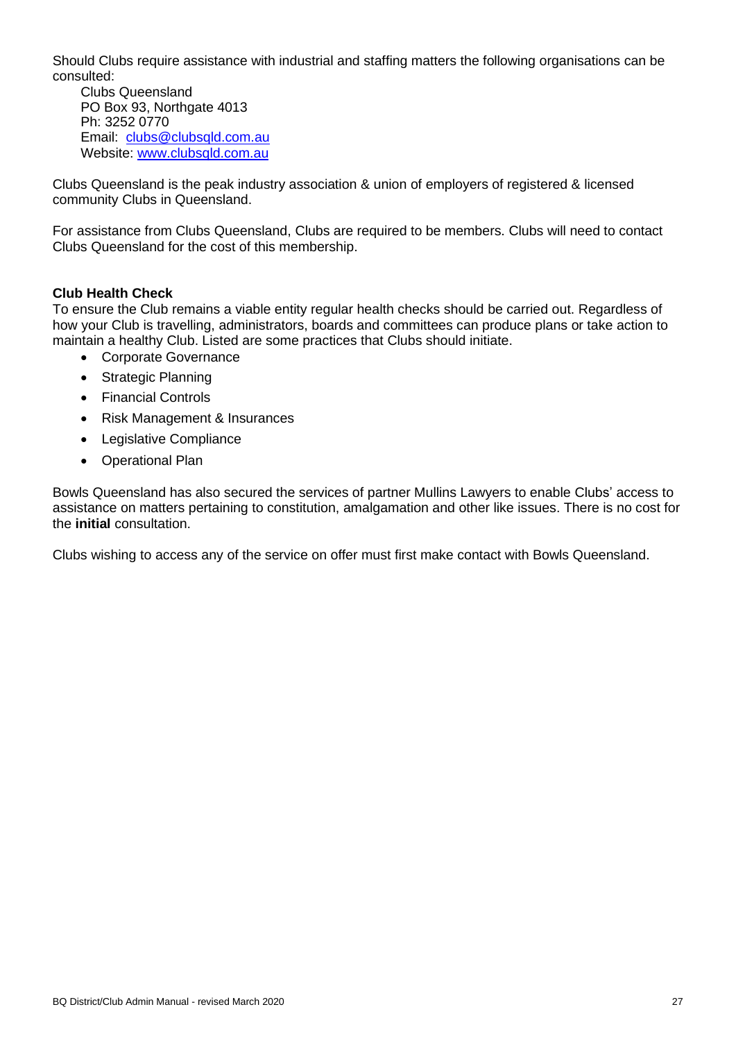Should Clubs require assistance with industrial and staffing matters the following organisations can be consulted:

Clubs Queensland  
PO Box 93, Northgate 4013  
Ph: 3252 0770  
Email: clubs@clubsqld.com.au  
Website: www.clubsqld.com.au

Clubs Queensland is the peak industry association & union of employers of registered & licensed community Clubs in Queensland.

For assistance from Clubs Queensland, Clubs are required to be members. Clubs will need to contact Clubs Queensland for the cost of this membership.

**Club Health Check**

To ensure the Club remains a viable entity regular health checks should be carried out. Regardless of how your Club is travelling, administrators, boards and committees can produce plans or take action to maintain a healthy Club. Listed are some practices that Clubs should initiate.

- Corporate Governance
- Strategic Planning
- Financial Controls
- Risk Management & Insurances
- Legislative Compliance
- Operational Plan

Bowls Queensland has also secured the services of partner Mullins Lawyers to enable Clubs' access to assistance on matters pertaining to constitution, amalgamation and other like issues. There is no cost for the **initial** consultation.

Clubs wishing to access any of the service on offer must first make contact with Bowls Queensland.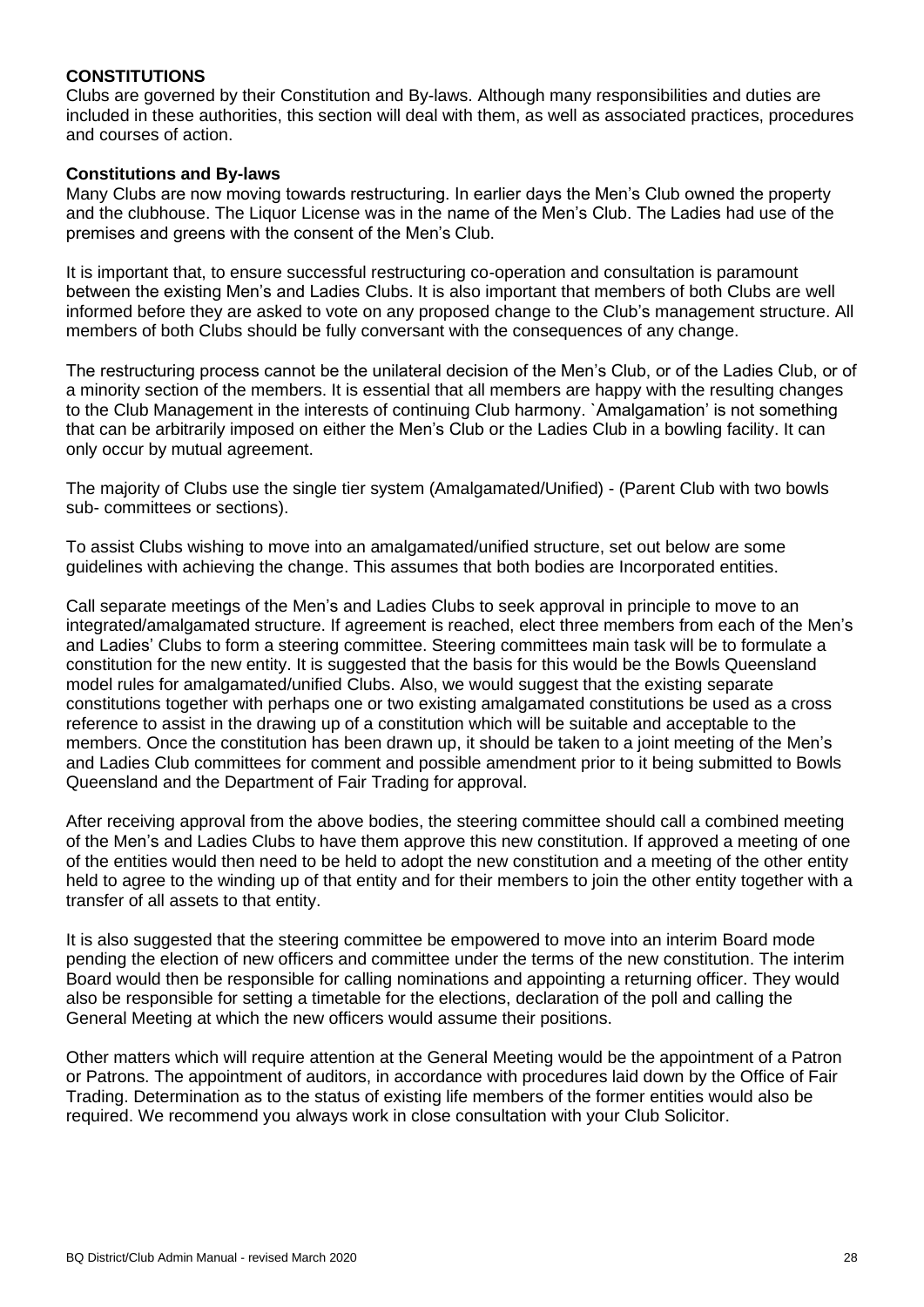## CONSTITUTIONS

Clubs are governed by their Constitution and By-laws. Although many responsibilities and duties are included in these authorities, this section will deal with them, as well as associated practices, procedures and courses of action.

### Constitutions and By-laws

Many Clubs are now moving towards restructuring. In earlier days the Men's Club owned the property and the clubhouse. The Liquor License was in the name of the Men's Club. The Ladies had use of the premises and greens with the consent of the Men's Club.

It is important that, to ensure successful restructuring co-operation and consultation is paramount between the existing Men's and Ladies Clubs. It is also important that members of both Clubs are well informed before they are asked to vote on any proposed change to the Club's management structure. All members of both Clubs should be fully conversant with the consequences of any change.

The restructuring process cannot be the unilateral decision of the Men's Club, or of the Ladies Club, or of a minority section of the members. It is essential that all members are happy with the resulting changes to the Club Management in the interests of continuing Club harmony. `Amalgamation' is not something that can be arbitrarily imposed on either the Men's Club or the Ladies Club in a bowling facility. It can only occur by mutual agreement.

The majority of Clubs use the single tier system (Amalgamated/Unified) - (Parent Club with two bowls sub- committees or sections).

To assist Clubs wishing to move into an amalgamated/unified structure, set out below are some guidelines with achieving the change. This assumes that both bodies are Incorporated entities.

Call separate meetings of the Men's and Ladies Clubs to seek approval in principle to move to an integrated/amalgamated structure. If agreement is reached, elect three members from each of the Men's and Ladies' Clubs to form a steering committee. Steering committees main task will be to formulate a constitution for the new entity. It is suggested that the basis for this would be the Bowls Queensland model rules for amalgamated/unified Clubs. Also, we would suggest that the existing separate constitutions together with perhaps one or two existing amalgamated constitutions be used as a cross reference to assist in the drawing up of a constitution which will be suitable and acceptable to the members. Once the constitution has been drawn up, it should be taken to a joint meeting of the Men's and Ladies Club committees for comment and possible amendment prior to it being submitted to Bowls Queensland and the Department of Fair Trading for approval.

After receiving approval from the above bodies, the steering committee should call a combined meeting of the Men's and Ladies Clubs to have them approve this new constitution. If approved a meeting of one of the entities would then need to be held to adopt the new constitution and a meeting of the other entity held to agree to the winding up of that entity and for their members to join the other entity together with a transfer of all assets to that entity.

It is also suggested that the steering committee be empowered to move into an interim Board mode pending the election of new officers and committee under the terms of the new constitution. The interim Board would then be responsible for calling nominations and appointing a returning officer. They would also be responsible for setting a timetable for the elections, declaration of the poll and calling the General Meeting at which the new officers would assume their positions.

Other matters which will require attention at the General Meeting would be the appointment of a Patron or Patrons. The appointment of auditors, in accordance with procedures laid down by the Office of Fair Trading. Determination as to the status of existing life members of the former entities would also be required. We recommend you always work in close consultation with your Club Solicitor.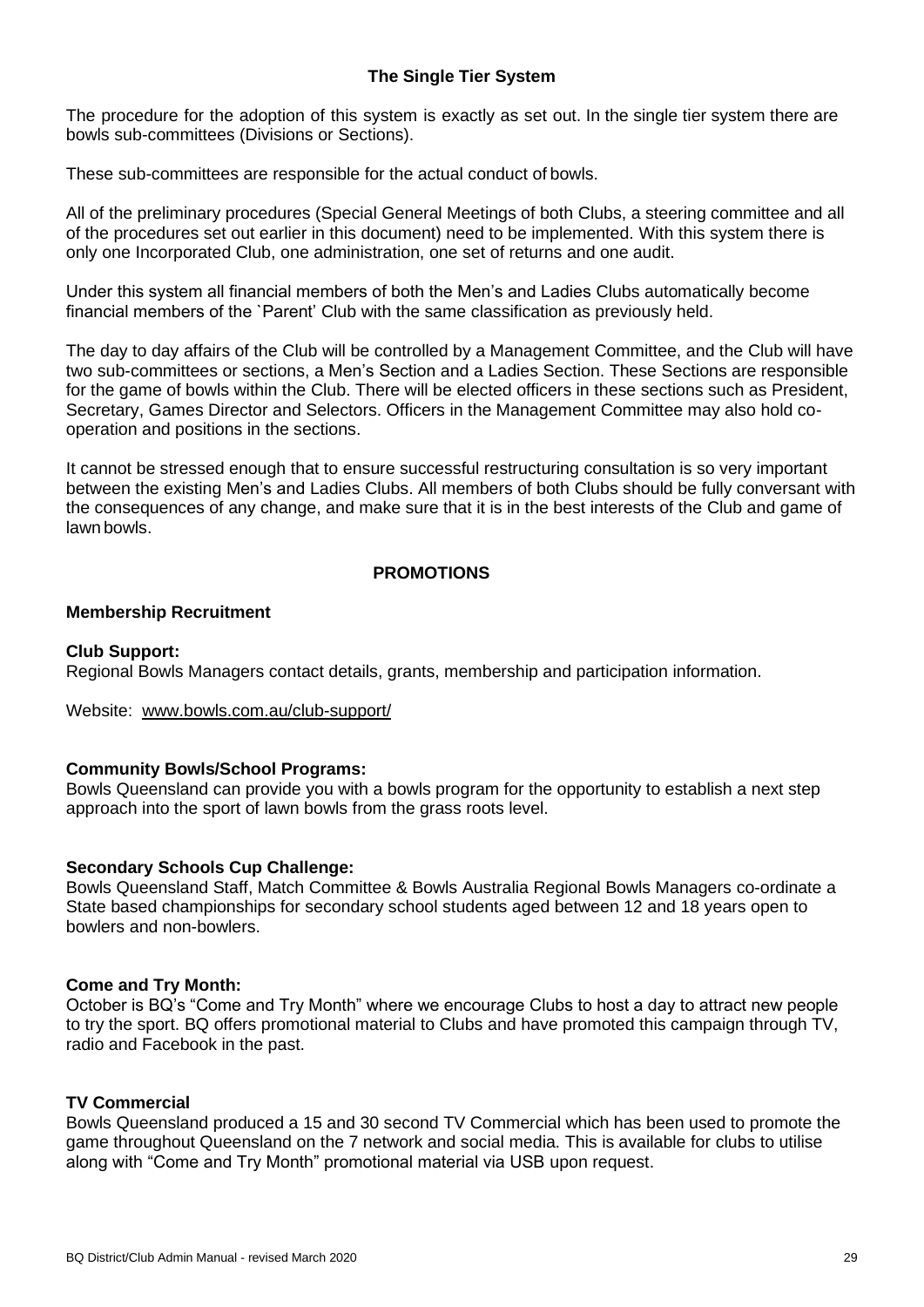### The Single Tier System

The procedure for the adoption of this system is exactly as set out. In the single tier system there are bowls sub-committees (Divisions or Sections).

These sub-committees are responsible for the actual conduct of bowls.

All of the preliminary procedures (Special General Meetings of both Clubs, a steering committee and all of the procedures set out earlier in this document) need to be implemented. With this system there is only one Incorporated Club, one administration, one set of returns and one audit.

Under this system all financial members of both the Men's and Ladies Clubs automatically become financial members of the `Parent' Club with the same classification as previously held.

The day to day affairs of the Club will be controlled by a Management Committee, and the Club will have two sub-committees or sections, a Men's Section and a Ladies Section. These Sections are responsible for the game of bowls within the Club. There will be elected officers in these sections such as President, Secretary, Games Director and Selectors. Officers in the Management Committee may also hold co-operation and positions in the sections.

It cannot be stressed enough that to ensure successful restructuring consultation is so very important between the existing Men's and Ladies Clubs. All members of both Clubs should be fully conversant with the consequences of any change, and make sure that it is in the best interests of the Club and game of lawn bowls.

## PROMOTIONS

### Membership Recruitment

**Club Support:**
Regional Bowls Managers contact details, grants, membership and participation information.

Website: www.bowls.com.au/club-support/

**Community Bowls/School Programs:**
Bowls Queensland can provide you with a bowls program for the opportunity to establish a next step approach into the sport of lawn bowls from the grass roots level.

**Secondary Schools Cup Challenge:**
Bowls Queensland Staff, Match Committee & Bowls Australia Regional Bowls Managers co-ordinate a State based championships for secondary school students aged between 12 and 18 years open to bowlers and non-bowlers.

**Come and Try Month:**
October is BQ's "Come and Try Month" where we encourage Clubs to host a day to attract new people to try the sport. BQ offers promotional material to Clubs and have promoted this campaign through TV, radio and Facebook in the past.

**TV Commercial**
Bowls Queensland produced a 15 and 30 second TV Commercial which has been used to promote the game throughout Queensland on the 7 network and social media. This is available for clubs to utilise along with "Come and Try Month" promotional material via USB upon request.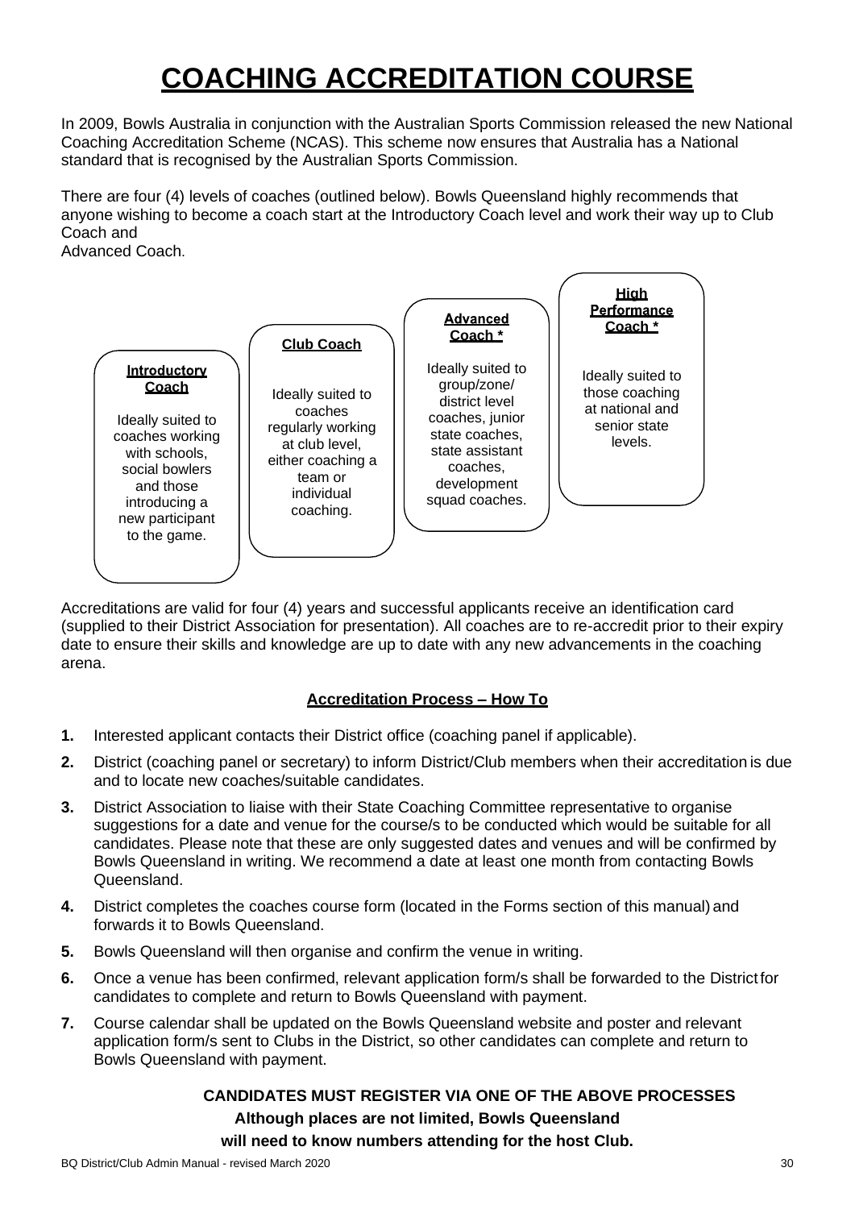# COACHING ACCREDITATION COURSE

In 2009, Bowls Australia in conjunction with the Australian Sports Commission released the new National Coaching Accreditation Scheme (NCAS). This scheme now ensures that Australia has a National standard that is recognised by the Australian Sports Commission.

There are four (4) levels of coaches (outlined below). Bowls Queensland highly recommends that anyone wishing to become a coach start at the Introductory Coach level and work their way up to Club Coach and
Advanced Coach.

**Introductory Coach**

Ideally suited to coaches working with schools, social bowlers and those introducing a new participant to the game.

**Club Coach**

Ideally suited to coaches regularly working at club level, either coaching a team or individual coaching.

**Advanced Coach ***

Ideally suited to group/zone/ district level coaches, junior state coaches, state assistant coaches, development squad coaches.

**High Performance Coach ***

Ideally suited to those coaching at national and senior state levels.

Accreditations are valid for four (4) years and successful applicants receive an identification card (supplied to their District Association for presentation). All coaches are to re-accredit prior to their expiry date to ensure their skills and knowledge are up to date with any new advancements in the coaching arena.

## Accreditation Process – How To

1. Interested applicant contacts their District office (coaching panel if applicable).
2. District (coaching panel or secretary) to inform District/Club members when their accreditation is due and to locate new coaches/suitable candidates.
3. District Association to liaise with their State Coaching Committee representative to organise suggestions for a date and venue for the course/s to be conducted which would be suitable for all candidates. Please note that these are only suggested dates and venues and will be confirmed by Bowls Queensland in writing. We recommend a date at least one month from contacting Bowls Queensland.
4. District completes the coaches course form (located in the Forms section of this manual) and forwards it to Bowls Queensland.
5. Bowls Queensland will then organise and confirm the venue in writing.
6. Once a venue has been confirmed, relevant application form/s shall be forwarded to the District for candidates to complete and return to Bowls Queensland with payment.
7. Course calendar shall be updated on the Bowls Queensland website and poster and relevant application form/s sent to Clubs in the District, so other candidates can complete and return to Bowls Queensland with payment.

**CANDIDATES MUST REGISTER VIA ONE OF THE ABOVE PROCESSES**

**Although places are not limited, Bowls Queensland will need to know numbers attending for the host Club.**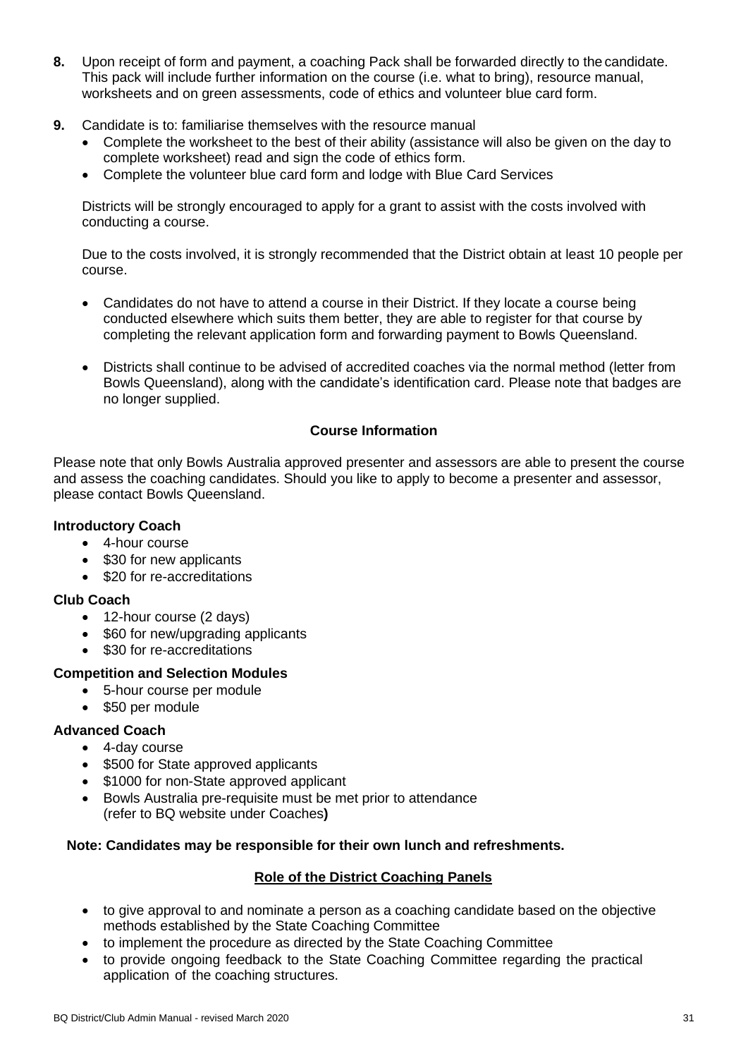**8.** Upon receipt of form and payment, a coaching Pack shall be forwarded directly to the candidate. This pack will include further information on the course (i.e. what to bring), resource manual, worksheets and on green assessments, code of ethics and volunteer blue card form.

**9.** Candidate is to: familiarise themselves with the resource manual

- Complete the worksheet to the best of their ability (assistance will also be given on the day to complete worksheet) read and sign the code of ethics form.
- Complete the volunteer blue card form and lodge with Blue Card Services

Districts will be strongly encouraged to apply for a grant to assist with the costs involved with conducting a course.

Due to the costs involved, it is strongly recommended that the District obtain at least 10 people per course.

- Candidates do not have to attend a course in their District. If they locate a course being conducted elsewhere which suits them better, they are able to register for that course by completing the relevant application form and forwarding payment to Bowls Queensland.
- Districts shall continue to be advised of accredited coaches via the normal method (letter from Bowls Queensland), along with the candidate's identification card. Please note that badges are no longer supplied.

### Course Information

Please note that only Bowls Australia approved presenter and assessors are able to present the course and assess the coaching candidates. Should you like to apply to become a presenter and assessor, please contact Bowls Queensland.

**Introductory Coach**

- 4-hour course
- $30 for new applicants
- $20 for re-accreditations

**Club Coach**

- 12-hour course (2 days)
- $60 for new/upgrading applicants
- $30 for re-accreditations

**Competition and Selection Modules**

- 5-hour course per module
- $50 per module

**Advanced Coach**

- 4-day course
- $500 for State approved applicants
- $1000 for non-State approved applicant
- Bowls Australia pre-requisite must be met prior to attendance (refer to BQ website under Coaches**)**

**Note: Candidates may be responsible for their own lunch and refreshments.**

### Role of the District Coaching Panels

- to give approval to and nominate a person as a coaching candidate based on the objective methods established by the State Coaching Committee
- to implement the procedure as directed by the State Coaching Committee
- to provide ongoing feedback to the State Coaching Committee regarding the practical application of the coaching structures.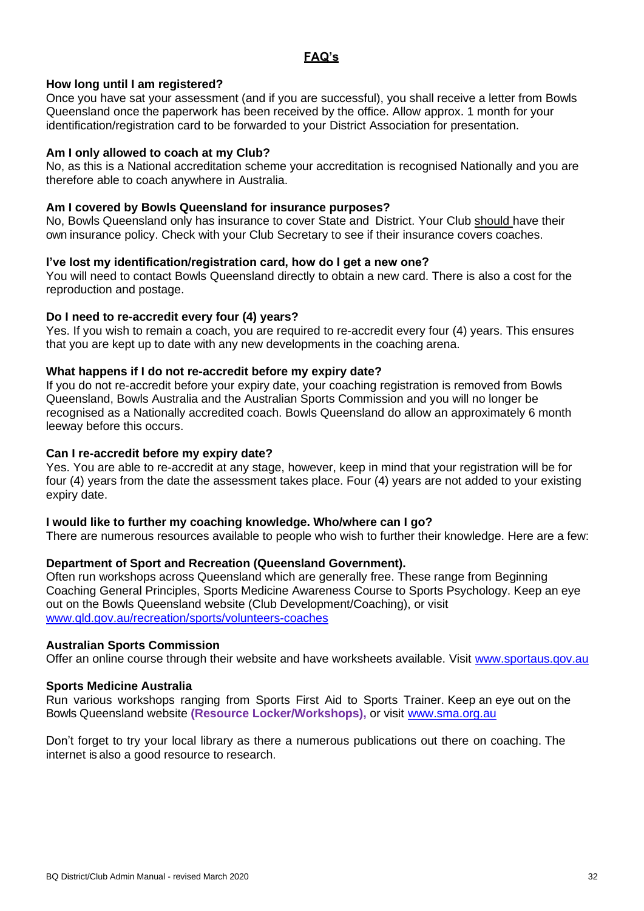## FAQ's

**How long until I am registered?**

Once you have sat your assessment (and if you are successful), you shall receive a letter from Bowls Queensland once the paperwork has been received by the office. Allow approx. 1 month for your identification/registration card to be forwarded to your District Association for presentation.

**Am I only allowed to coach at my Club?**

No, as this is a National accreditation scheme your accreditation is recognised Nationally and you are therefore able to coach anywhere in Australia.

**Am I covered by Bowls Queensland for insurance purposes?**

No, Bowls Queensland only has insurance to cover State and District. Your Club should have their own insurance policy. Check with your Club Secretary to see if their insurance covers coaches.

**I've lost my identification/registration card, how do I get a new one?**

You will need to contact Bowls Queensland directly to obtain a new card. There is also a cost for the reproduction and postage.

**Do I need to re-accredit every four (4) years?**

Yes. If you wish to remain a coach, you are required to re-accredit every four (4) years. This ensures that you are kept up to date with any new developments in the coaching arena.

**What happens if I do not re-accredit before my expiry date?**

If you do not re-accredit before your expiry date, your coaching registration is removed from Bowls Queensland, Bowls Australia and the Australian Sports Commission and you will no longer be recognised as a Nationally accredited coach. Bowls Queensland do allow an approximately 6 month leeway before this occurs.

**Can I re-accredit before my expiry date?**

Yes. You are able to re-accredit at any stage, however, keep in mind that your registration will be for four (4) years from the date the assessment takes place. Four (4) years are not added to your existing expiry date.

**I would like to further my coaching knowledge. Who/where can I go?**

There are numerous resources available to people who wish to further their knowledge. Here are a few:

**Department of Sport and Recreation (Queensland Government).**

Often run workshops across Queensland which are generally free. These range from Beginning Coaching General Principles, Sports Medicine Awareness Course to Sports Psychology. Keep an eye out on the Bowls Queensland website (Club Development/Coaching), or visit [www.qld.gov.au/recreation/sports/volunteers-coaches](www.qld.gov.au/recreation/sports/volunteers-coaches)

**Australian Sports Commission**

Offer an online course through their website and have worksheets available. Visit [www.sportaus.gov.au](www.sportaus.gov.au)

**Sports Medicine Australia**

Run various workshops ranging from Sports First Aid to Sports Trainer. Keep an eye out on the Bowls Queensland website **(Resource Locker/Workshops),** or visit [www.sma.org.au](www.sma.org.au)

Don't forget to try your local library as there a numerous publications out there on coaching. The internet is also a good resource to research.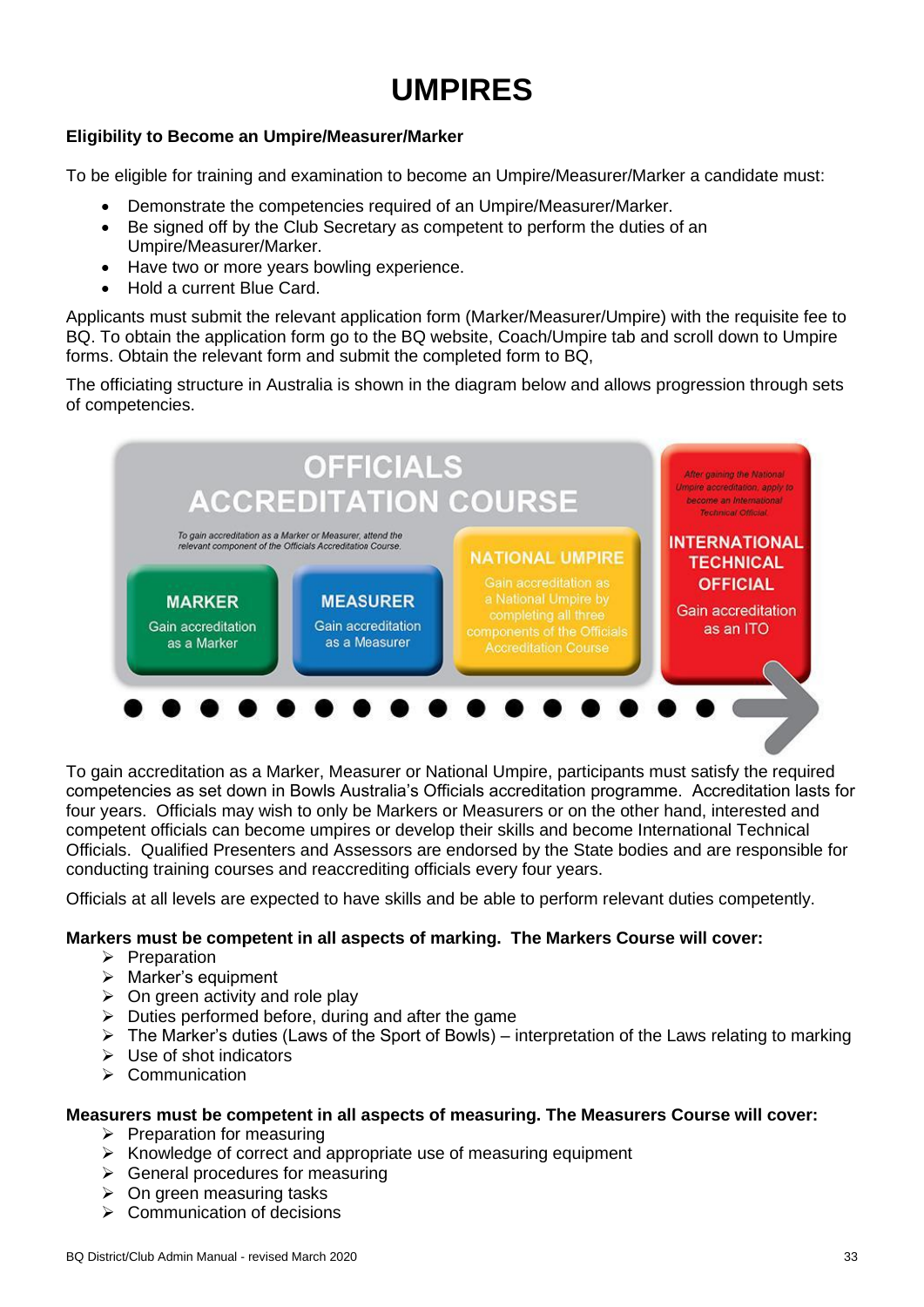# UMPIRES

**Eligibility to Become an Umpire/Measurer/Marker**

To be eligible for training and examination to become an Umpire/Measurer/Marker a candidate must:

- Demonstrate the competencies required of an Umpire/Measurer/Marker.
- Be signed off by the Club Secretary as competent to perform the duties of an Umpire/Measurer/Marker.
- Have two or more years bowling experience.
- Hold a current Blue Card.

Applicants must submit the relevant application form (Marker/Measurer/Umpire) with the requisite fee to BQ. To obtain the application form go to the BQ website, Coach/Umpire tab and scroll down to Umpire forms. Obtain the relevant form and submit the completed form to BQ,

The officiating structure in Australia is shown in the diagram below and allows progression through sets of competencies.

OFFICIALS ACCREDITATION COURSE

*To gain accreditation as a Marker or Measurer, attend the relevant component of the Officials Accreditation Course.*

**MARKER**
Gain accreditation as a Marker

**MEASURER**
Gain accreditation as a Measurer

**NATIONAL UMPIRE**
Gain accreditation as a National Umpire by completing all three components of the Officials Accreditation Course

*After gaining the National Umpire accreditation, apply to become an International Technical Official.*

**INTERNATIONAL TECHNICAL OFFICIAL**
Gain accreditation as an ITO

To gain accreditation as a Marker, Measurer or National Umpire, participants must satisfy the required competencies as set down in Bowls Australia's Officials accreditation programme. Accreditation lasts for four years. Officials may wish to only be Markers or Measurers or on the other hand, interested and competent officials can become umpires or develop their skills and become International Technical Officials. Qualified Presenters and Assessors are endorsed by the State bodies and are responsible for conducting training courses and reaccrediting officials every four years.

Officials at all levels are expected to have skills and be able to perform relevant duties competently.

**Markers must be competent in all aspects of marking. The Markers Course will cover:**

- Preparation
- Marker's equipment
- On green activity and role play
- Duties performed before, during and after the game
- The Marker's duties (Laws of the Sport of Bowls) – interpretation of the Laws relating to marking
- Use of shot indicators
- Communication

**Measurers must be competent in all aspects of measuring. The Measurers Course will cover:**

- Preparation for measuring
- Knowledge of correct and appropriate use of measuring equipment
- General procedures for measuring
- On green measuring tasks
- Communication of decisions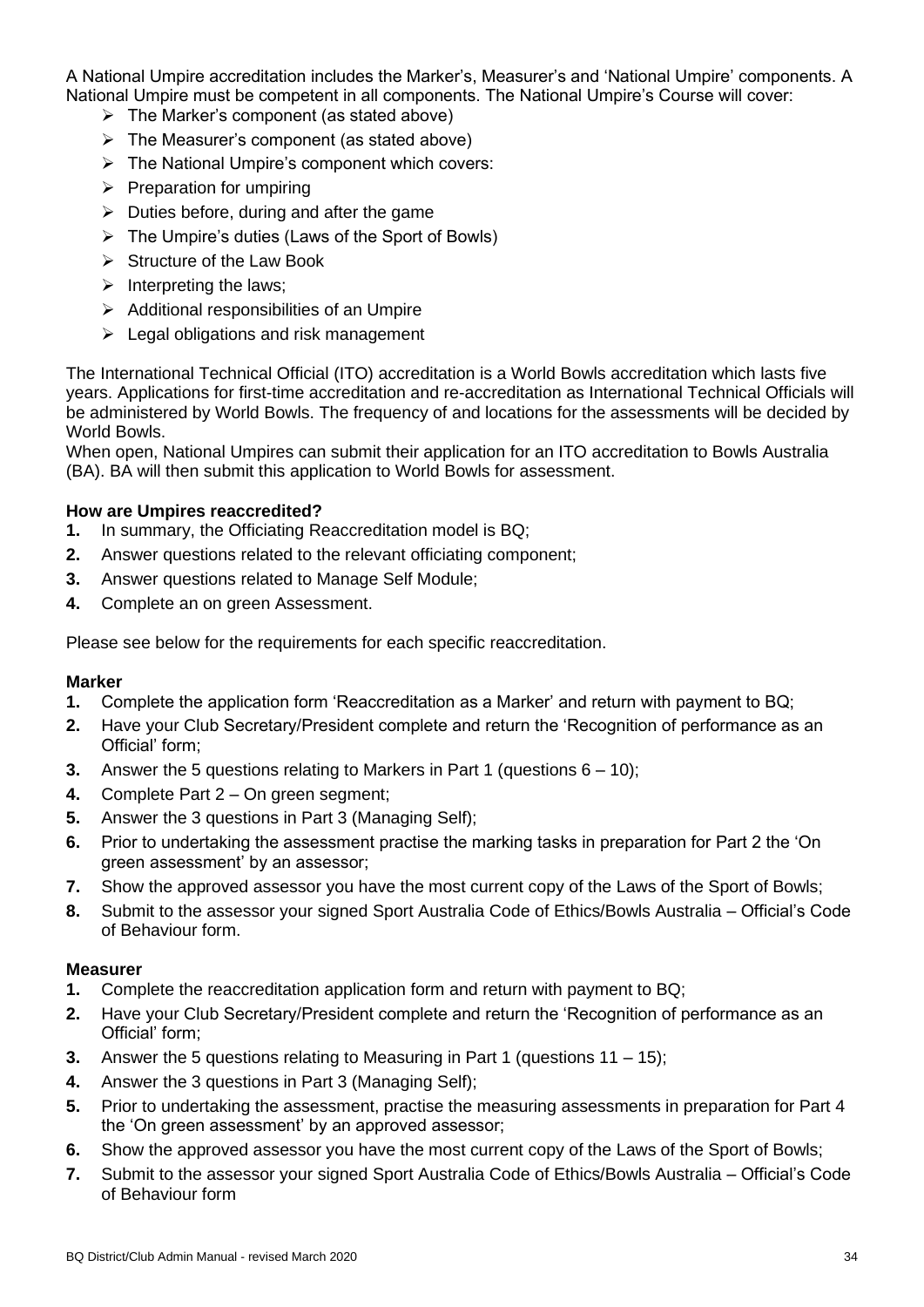A National Umpire accreditation includes the Marker's, Measurer's and 'National Umpire' components. A National Umpire must be competent in all components. The National Umpire's Course will cover:

- The Marker's component (as stated above)
- The Measurer's component (as stated above)
- The National Umpire's component which covers:
- Preparation for umpiring
- Duties before, during and after the game
- The Umpire's duties (Laws of the Sport of Bowls)
- Structure of the Law Book
- Interpreting the laws;
- Additional responsibilities of an Umpire
- Legal obligations and risk management

The International Technical Official (ITO) accreditation is a World Bowls accreditation which lasts five years. Applications for first-time accreditation and re-accreditation as International Technical Officials will be administered by World Bowls. The frequency of and locations for the assessments will be decided by World Bowls.

When open, National Umpires can submit their application for an ITO accreditation to Bowls Australia (BA). BA will then submit this application to World Bowls for assessment.

**How are Umpires reaccredited?**

1. In summary, the Officiating Reaccreditation model is BQ;
2. Answer questions related to the relevant officiating component;
3. Answer questions related to Manage Self Module;
4. Complete an on green Assessment.

Please see below for the requirements for each specific reaccreditation.

**Marker**

1. Complete the application form 'Reaccreditation as a Marker' and return with payment to BQ;
2. Have your Club Secretary/President complete and return the 'Recognition of performance as an Official' form;
3. Answer the 5 questions relating to Markers in Part 1 (questions 6 – 10);
4. Complete Part 2 – On green segment;
5. Answer the 3 questions in Part 3 (Managing Self);
6. Prior to undertaking the assessment practise the marking tasks in preparation for Part 2 the 'On green assessment' by an assessor;
7. Show the approved assessor you have the most current copy of the Laws of the Sport of Bowls;
8. Submit to the assessor your signed Sport Australia Code of Ethics/Bowls Australia – Official's Code of Behaviour form.

**Measurer**

1. Complete the reaccreditation application form and return with payment to BQ;
2. Have your Club Secretary/President complete and return the 'Recognition of performance as an Official' form;
3. Answer the 5 questions relating to Measuring in Part 1 (questions 11 – 15);
4. Answer the 3 questions in Part 3 (Managing Self);
5. Prior to undertaking the assessment, practise the measuring assessments in preparation for Part 4 the 'On green assessment' by an approved assessor;
6. Show the approved assessor you have the most current copy of the Laws of the Sport of Bowls;
7. Submit to the assessor your signed Sport Australia Code of Ethics/Bowls Australia – Official's Code of Behaviour form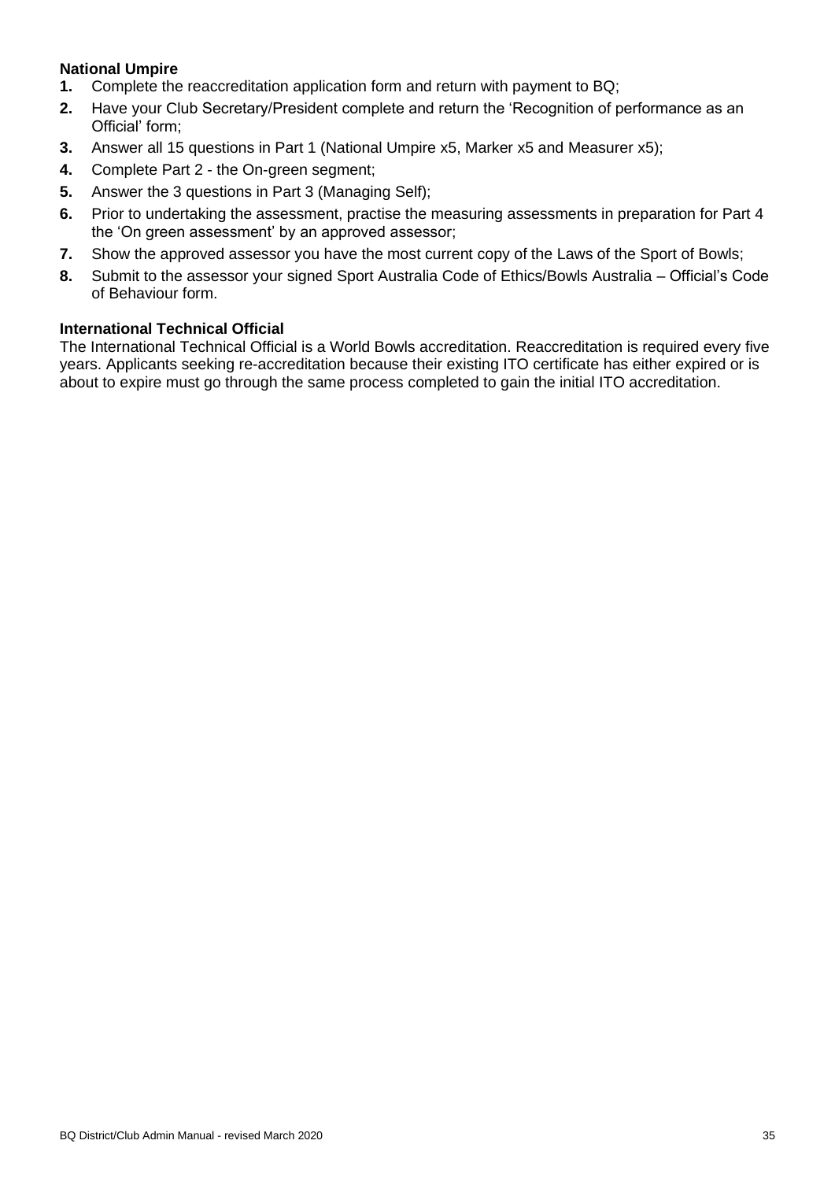**National Umpire**

1. Complete the reaccreditation application form and return with payment to BQ;
2. Have your Club Secretary/President complete and return the 'Recognition of performance as an Official' form;
3. Answer all 15 questions in Part 1 (National Umpire x5, Marker x5 and Measurer x5);
4. Complete Part 2 - the On-green segment;
5. Answer the 3 questions in Part 3 (Managing Self);
6. Prior to undertaking the assessment, practise the measuring assessments in preparation for Part 4 the 'On green assessment' by an approved assessor;
7. Show the approved assessor you have the most current copy of the Laws of the Sport of Bowls;
8. Submit to the assessor your signed Sport Australia Code of Ethics/Bowls Australia – Official's Code of Behaviour form.

**International Technical Official**

The International Technical Official is a World Bowls accreditation. Reaccreditation is required every five years. Applicants seeking re-accreditation because their existing ITO certificate has either expired or is about to expire must go through the same process completed to gain the initial ITO accreditation.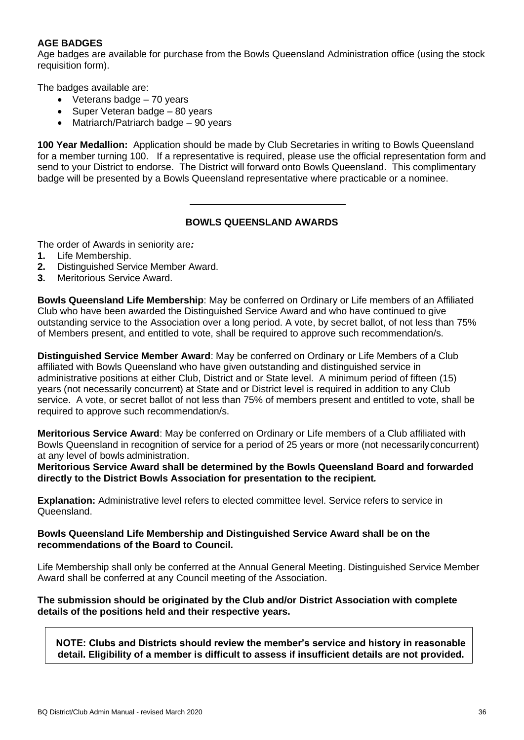**AGE BADGES**

Age badges are available for purchase from the Bowls Queensland Administration office (using the stock requisition form).

The badges available are:

- Veterans badge – 70 years
- Super Veteran badge – 80 years
- Matriarch/Patriarch badge – 90 years

**100 Year Medallion:** Application should be made by Club Secretaries in writing to Bowls Queensland for a member turning 100. If a representative is required, please use the official representation form and send to your District to endorse. The District will forward onto Bowls Queensland. This complimentary badge will be presented by a Bowls Queensland representative where practicable or a nominee.

---

## BOWLS QUEENSLAND AWARDS

The order of Awards in seniority are***:***

**1.** Life Membership.
**2.** Distinguished Service Member Award.
**3.** Meritorious Service Award.

**Bowls Queensland Life Membership**: May be conferred on Ordinary or Life members of an Affiliated Club who have been awarded the Distinguished Service Award and who have continued to give outstanding service to the Association over a long period. A vote, by secret ballot, of not less than 75% of Members present, and entitled to vote, shall be required to approve such recommendation/s.

**Distinguished Service Member Award**: May be conferred on Ordinary or Life Members of a Club affiliated with Bowls Queensland who have given outstanding and distinguished service in administrative positions at either Club, District and or State level. A minimum period of fifteen (15) years (not necessarily concurrent) at State and or District level is required in addition to any Club service. A vote, or secret ballot of not less than 75% of members present and entitled to vote, shall be required to approve such recommendation/s.

**Meritorious Service Award**: May be conferred on Ordinary or Life members of a Club affiliated with Bowls Queensland in recognition of service for a period of 25 years or more (not necessarily concurrent) at any level of bowls administration.

**Meritorious Service Award shall be determined by the Bowls Queensland Board and forwarded directly to the District Bowls Association for presentation to the recipient*.***

**Explanation:** Administrative level refers to elected committee level. Service refers to service in Queensland.

**Bowls Queensland Life Membership and Distinguished Service Award shall be on the recommendations of the Board to Council.**

Life Membership shall only be conferred at the Annual General Meeting. Distinguished Service Member Award shall be conferred at any Council meeting of the Association.

**The submission should be originated by the Club and/or District Association with complete details of the positions held and their respective years.**

**NOTE: Clubs and Districts should review the member's service and history in reasonable detail. Eligibility of a member is difficult to assess if insufficient details are not provided.**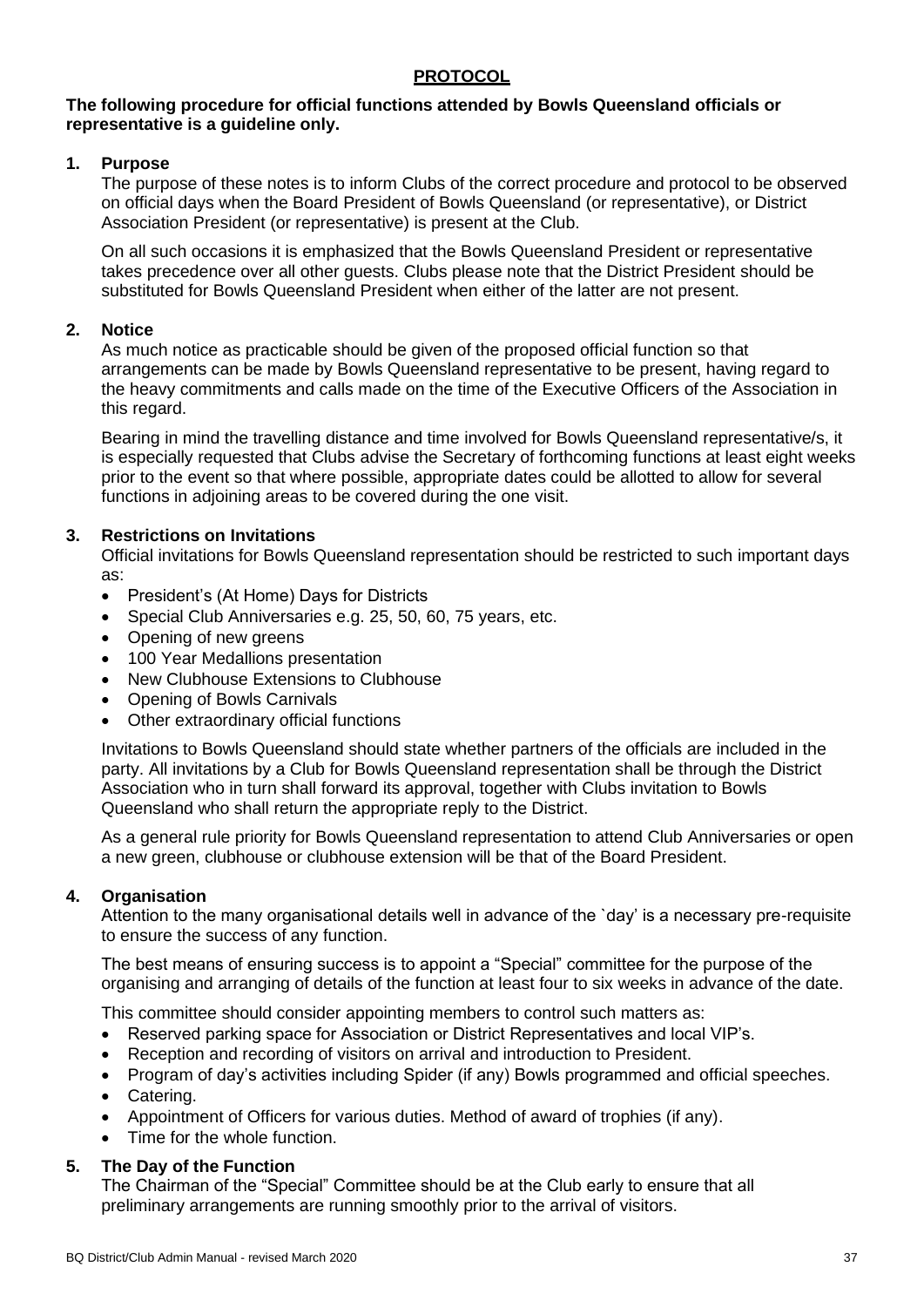## PROTOCOL

**The following procedure for official functions attended by Bowls Queensland officials or representative is a guideline only.**

### 1. Purpose

The purpose of these notes is to inform Clubs of the correct procedure and protocol to be observed on official days when the Board President of Bowls Queensland (or representative), or District Association President (or representative) is present at the Club.

On all such occasions it is emphasized that the Bowls Queensland President or representative takes precedence over all other guests. Clubs please note that the District President should be substituted for Bowls Queensland President when either of the latter are not present.

### 2. Notice

As much notice as practicable should be given of the proposed official function so that arrangements can be made by Bowls Queensland representative to be present, having regard to the heavy commitments and calls made on the time of the Executive Officers of the Association in this regard.

Bearing in mind the travelling distance and time involved for Bowls Queensland representative/s, it is especially requested that Clubs advise the Secretary of forthcoming functions at least eight weeks prior to the event so that where possible, appropriate dates could be allotted to allow for several functions in adjoining areas to be covered during the one visit.

### 3. Restrictions on Invitations

Official invitations for Bowls Queensland representation should be restricted to such important days as:

- President's (At Home) Days for Districts
- Special Club Anniversaries e.g. 25, 50, 60, 75 years, etc.
- Opening of new greens
- 100 Year Medallions presentation
- New Clubhouse Extensions to Clubhouse
- Opening of Bowls Carnivals
- Other extraordinary official functions

Invitations to Bowls Queensland should state whether partners of the officials are included in the party. All invitations by a Club for Bowls Queensland representation shall be through the District Association who in turn shall forward its approval, together with Clubs invitation to Bowls Queensland who shall return the appropriate reply to the District.

As a general rule priority for Bowls Queensland representation to attend Club Anniversaries or open a new green, clubhouse or clubhouse extension will be that of the Board President.

### 4. Organisation

Attention to the many organisational details well in advance of the `day' is a necessary pre-requisite to ensure the success of any function.

The best means of ensuring success is to appoint a "Special" committee for the purpose of the organising and arranging of details of the function at least four to six weeks in advance of the date.

This committee should consider appointing members to control such matters as:

- Reserved parking space for Association or District Representatives and local VIP's.
- Reception and recording of visitors on arrival and introduction to President.
- Program of day's activities including Spider (if any) Bowls programmed and official speeches.
- Catering.
- Appointment of Officers for various duties. Method of award of trophies (if any).
- Time for the whole function.

### 5. The Day of the Function

The Chairman of the "Special" Committee should be at the Club early to ensure that all preliminary arrangements are running smoothly prior to the arrival of visitors.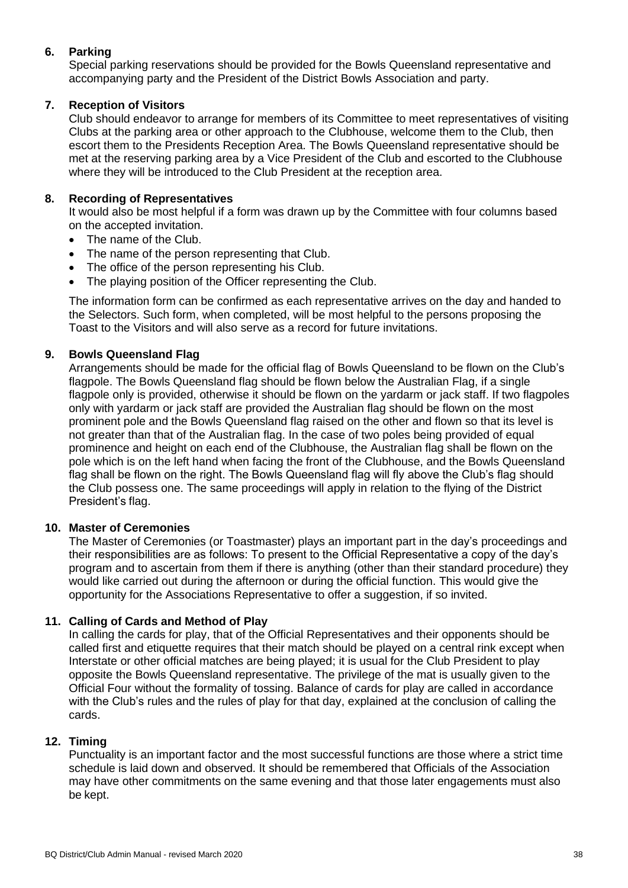## 6. Parking

Special parking reservations should be provided for the Bowls Queensland representative and accompanying party and the President of the District Bowls Association and party.

## 7. Reception of Visitors

Club should endeavor to arrange for members of its Committee to meet representatives of visiting Clubs at the parking area or other approach to the Clubhouse, welcome them to the Club, then escort them to the Presidents Reception Area. The Bowls Queensland representative should be met at the reserving parking area by a Vice President of the Club and escorted to the Clubhouse where they will be introduced to the Club President at the reception area.

## 8. Recording of Representatives

It would also be most helpful if a form was drawn up by the Committee with four columns based on the accepted invitation.

- The name of the Club.
- The name of the person representing that Club.
- The office of the person representing his Club.
- The playing position of the Officer representing the Club.

The information form can be confirmed as each representative arrives on the day and handed to the Selectors. Such form, when completed, will be most helpful to the persons proposing the Toast to the Visitors and will also serve as a record for future invitations.

## 9. Bowls Queensland Flag

Arrangements should be made for the official flag of Bowls Queensland to be flown on the Club's flagpole. The Bowls Queensland flag should be flown below the Australian Flag, if a single flagpole only is provided, otherwise it should be flown on the yardarm or jack staff. If two flagpoles only with yardarm or jack staff are provided the Australian flag should be flown on the most prominent pole and the Bowls Queensland flag raised on the other and flown so that its level is not greater than that of the Australian flag. In the case of two poles being provided of equal prominence and height on each end of the Clubhouse, the Australian flag shall be flown on the pole which is on the left hand when facing the front of the Clubhouse, and the Bowls Queensland flag shall be flown on the right. The Bowls Queensland flag will fly above the Club's flag should the Club possess one. The same proceedings will apply in relation to the flying of the District President's flag.

## 10. Master of Ceremonies

The Master of Ceremonies (or Toastmaster) plays an important part in the day's proceedings and their responsibilities are as follows: To present to the Official Representative a copy of the day's program and to ascertain from them if there is anything (other than their standard procedure) they would like carried out during the afternoon or during the official function. This would give the opportunity for the Associations Representative to offer a suggestion, if so invited.

## 11. Calling of Cards and Method of Play

In calling the cards for play, that of the Official Representatives and their opponents should be called first and etiquette requires that their match should be played on a central rink except when Interstate or other official matches are being played; it is usual for the Club President to play opposite the Bowls Queensland representative. The privilege of the mat is usually given to the Official Four without the formality of tossing. Balance of cards for play are called in accordance with the Club's rules and the rules of play for that day, explained at the conclusion of calling the cards.

## 12. Timing

Punctuality is an important factor and the most successful functions are those where a strict time schedule is laid down and observed. It should be remembered that Officials of the Association may have other commitments on the same evening and that those later engagements must also be kept.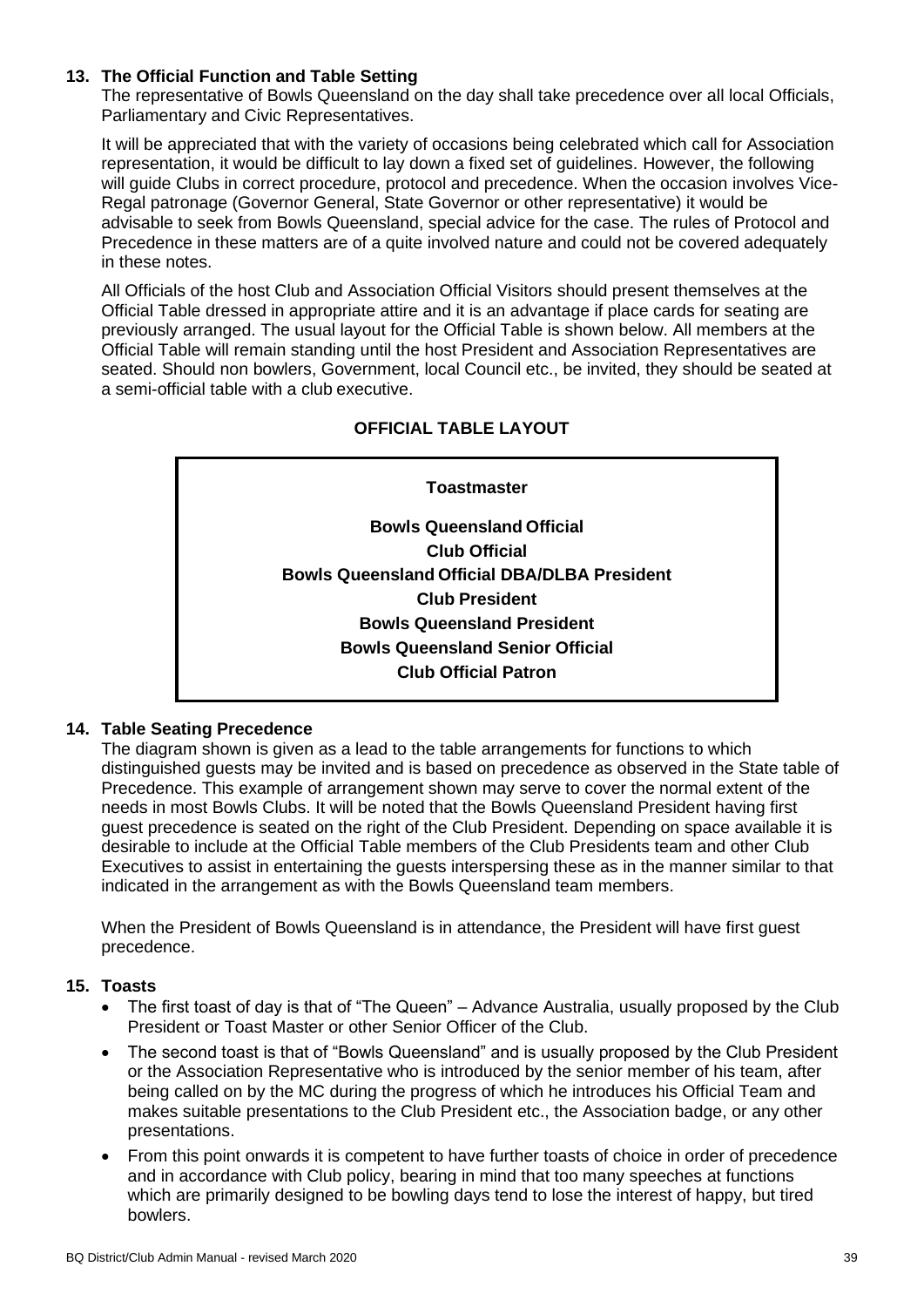## 13. The Official Function and Table Setting

The representative of Bowls Queensland on the day shall take precedence over all local Officials, Parliamentary and Civic Representatives.

It will be appreciated that with the variety of occasions being celebrated which call for Association representation, it would be difficult to lay down a fixed set of guidelines. However, the following will guide Clubs in correct procedure, protocol and precedence. When the occasion involves Vice-Regal patronage (Governor General, State Governor or other representative) it would be advisable to seek from Bowls Queensland, special advice for the case. The rules of Protocol and Precedence in these matters are of a quite involved nature and could not be covered adequately in these notes.

All Officials of the host Club and Association Official Visitors should present themselves at the Official Table dressed in appropriate attire and it is an advantage if place cards for seating are previously arranged. The usual layout for the Official Table is shown below. All members at the Official Table will remain standing until the host President and Association Representatives are seated. Should non bowlers, Government, local Council etc., be invited, they should be seated at a semi-official table with a club executive.

**OFFICIAL TABLE LAYOUT**

**Toastmaster**

**Bowls Queensland Official**
**Club Official**
**Bowls Queensland Official DBA/DLBA President**
**Club President**
**Bowls Queensland President**
**Bowls Queensland Senior Official**
**Club Official Patron**

## 14. Table Seating Precedence

The diagram shown is given as a lead to the table arrangements for functions to which distinguished guests may be invited and is based on precedence as observed in the State table of Precedence. This example of arrangement shown may serve to cover the normal extent of the needs in most Bowls Clubs. It will be noted that the Bowls Queensland President having first guest precedence is seated on the right of the Club President. Depending on space available it is desirable to include at the Official Table members of the Club Presidents team and other Club Executives to assist in entertaining the guests interspersing these as in the manner similar to that indicated in the arrangement as with the Bowls Queensland team members.

When the President of Bowls Queensland is in attendance, the President will have first guest precedence.

## 15. Toasts

- The first toast of day is that of "The Queen" – Advance Australia, usually proposed by the Club President or Toast Master or other Senior Officer of the Club.
- The second toast is that of "Bowls Queensland" and is usually proposed by the Club President or the Association Representative who is introduced by the senior member of his team, after being called on by the MC during the progress of which he introduces his Official Team and makes suitable presentations to the Club President etc., the Association badge, or any other presentations.
- From this point onwards it is competent to have further toasts of choice in order of precedence and in accordance with Club policy, bearing in mind that too many speeches at functions which are primarily designed to be bowling days tend to lose the interest of happy, but tired bowlers.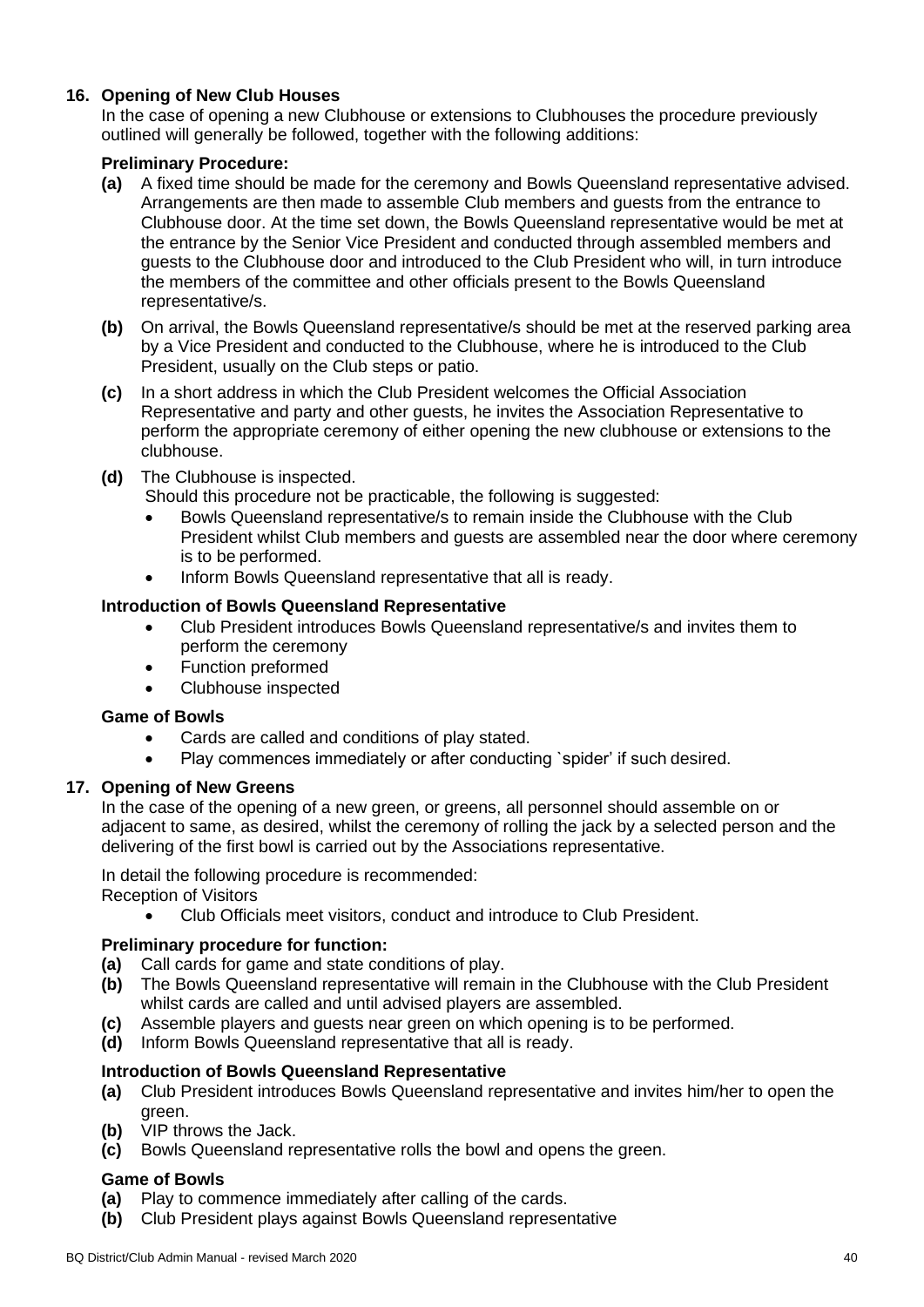## 16. Opening of New Club Houses

In the case of opening a new Clubhouse or extensions to Clubhouses the procedure previously outlined will generally be followed, together with the following additions:

### Preliminary Procedure:

**(a)** A fixed time should be made for the ceremony and Bowls Queensland representative advised. Arrangements are then made to assemble Club members and guests from the entrance to Clubhouse door. At the time set down, the Bowls Queensland representative would be met at the entrance by the Senior Vice President and conducted through assembled members and guests to the Clubhouse door and introduced to the Club President who will, in turn introduce the members of the committee and other officials present to the Bowls Queensland representative/s.

**(b)** On arrival, the Bowls Queensland representative/s should be met at the reserved parking area by a Vice President and conducted to the Clubhouse, where he is introduced to the Club President, usually on the Club steps or patio.

**(c)** In a short address in which the Club President welcomes the Official Association Representative and party and other guests, he invites the Association Representative to perform the appropriate ceremony of either opening the new clubhouse or extensions to the clubhouse.

**(d)** The Clubhouse is inspected.
Should this procedure not be practicable, the following is suggested:

- Bowls Queensland representative/s to remain inside the Clubhouse with the Club President whilst Club members and guests are assembled near the door where ceremony is to be performed.
- Inform Bowls Queensland representative that all is ready.

### Introduction of Bowls Queensland Representative

- Club President introduces Bowls Queensland representative/s and invites them to perform the ceremony
- Function preformed
- Clubhouse inspected

### Game of Bowls

- Cards are called and conditions of play stated.
- Play commences immediately or after conducting `spider' if such desired.

## 17. Opening of New Greens

In the case of the opening of a new green, or greens, all personnel should assemble on or adjacent to same, as desired, whilst the ceremony of rolling the jack by a selected person and the delivering of the first bowl is carried out by the Associations representative.

In detail the following procedure is recommended:
Reception of Visitors

- Club Officials meet visitors, conduct and introduce to Club President.

### Preliminary procedure for function:

**(a)** Call cards for game and state conditions of play.
**(b)** The Bowls Queensland representative will remain in the Clubhouse with the Club President whilst cards are called and until advised players are assembled.
**(c)** Assemble players and guests near green on which opening is to be performed.
**(d)** Inform Bowls Queensland representative that all is ready.

### Introduction of Bowls Queensland Representative

**(a)** Club President introduces Bowls Queensland representative and invites him/her to open the green.
**(b)** VIP throws the Jack.
**(c)** Bowls Queensland representative rolls the bowl and opens the green.

### Game of Bowls

**(a)** Play to commence immediately after calling of the cards.
**(b)** Club President plays against Bowls Queensland representative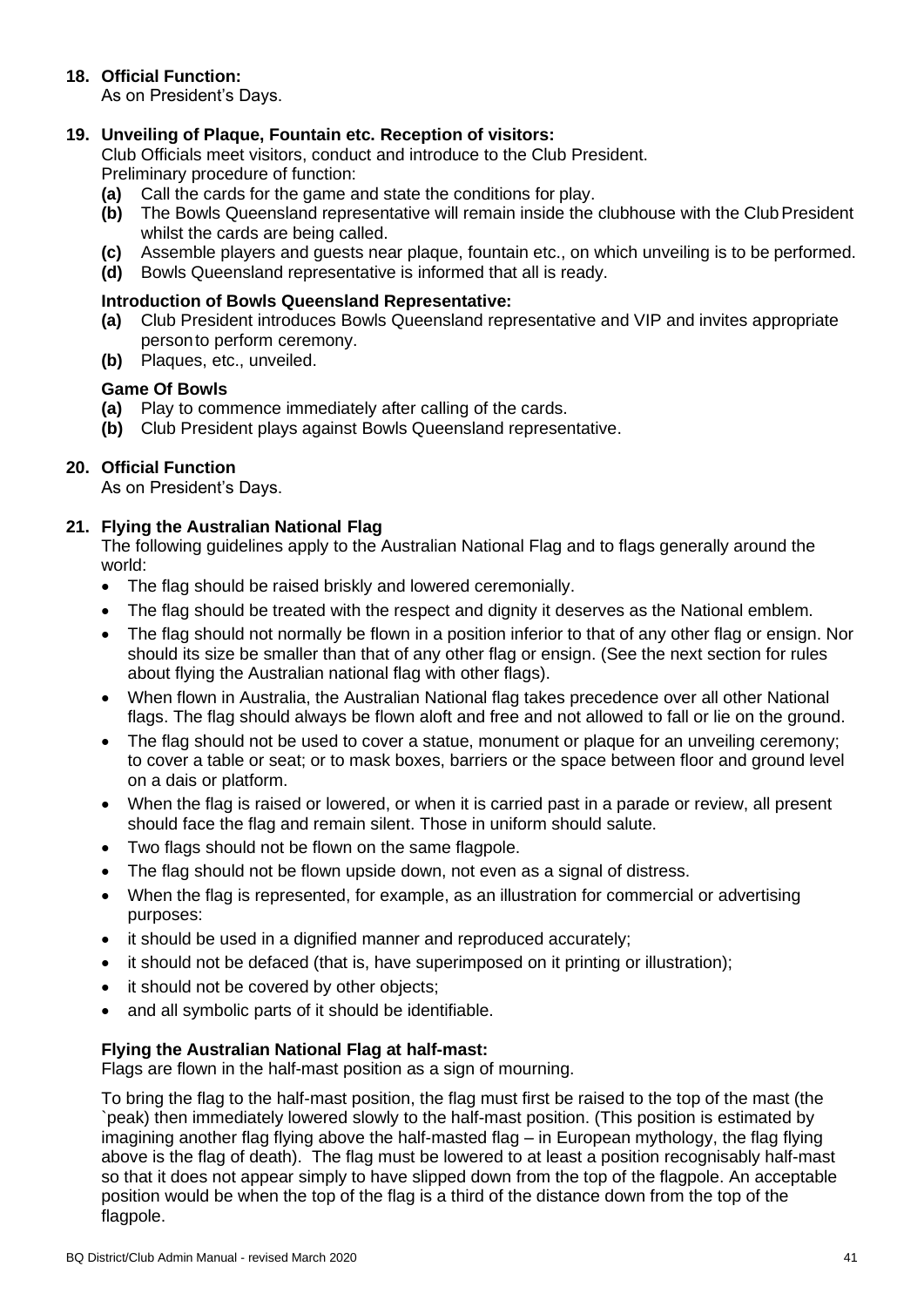**18. Official Function:**
As on President's Days.

**19. Unveiling of Plaque, Fountain etc. Reception of visitors:**
Club Officials meet visitors, conduct and introduce to the Club President.
Preliminary procedure of function:

- **(a)** Call the cards for the game and state the conditions for play.
- **(b)** The Bowls Queensland representative will remain inside the clubhouse with the Club President whilst the cards are being called.
- **(c)** Assemble players and guests near plaque, fountain etc., on which unveiling is to be performed.
- **(d)** Bowls Queensland representative is informed that all is ready.

**Introduction of Bowls Queensland Representative:**

- **(a)** Club President introduces Bowls Queensland representative and VIP and invites appropriate person to perform ceremony.
- **(b)** Plaques, etc., unveiled.

**Game Of Bowls**

- **(a)** Play to commence immediately after calling of the cards.
- **(b)** Club President plays against Bowls Queensland representative.

**20. Official Function**
As on President's Days.

**21. Flying the Australian National Flag**
The following guidelines apply to the Australian National Flag and to flags generally around the world:

- The flag should be raised briskly and lowered ceremonially.
- The flag should be treated with the respect and dignity it deserves as the National emblem.
- The flag should not normally be flown in a position inferior to that of any other flag or ensign. Nor should its size be smaller than that of any other flag or ensign. (See the next section for rules about flying the Australian national flag with other flags).
- When flown in Australia, the Australian National flag takes precedence over all other National flags. The flag should always be flown aloft and free and not allowed to fall or lie on the ground.
- The flag should not be used to cover a statue, monument or plaque for an unveiling ceremony; to cover a table or seat; or to mask boxes, barriers or the space between floor and ground level on a dais or platform.
- When the flag is raised or lowered, or when it is carried past in a parade or review, all present should face the flag and remain silent. Those in uniform should salute.
- Two flags should not be flown on the same flagpole.
- The flag should not be flown upside down, not even as a signal of distress.
- When the flag is represented, for example, as an illustration for commercial or advertising purposes:
- it should be used in a dignified manner and reproduced accurately;
- it should not be defaced (that is, have superimposed on it printing or illustration);
- it should not be covered by other objects;
- and all symbolic parts of it should be identifiable.

**Flying the Australian National Flag at half-mast:**
Flags are flown in the half-mast position as a sign of mourning.

To bring the flag to the half-mast position, the flag must first be raised to the top of the mast (the `peak) then immediately lowered slowly to the half-mast position. (This position is estimated by imagining another flag flying above the half-masted flag – in European mythology, the flag flying above is the flag of death). The flag must be lowered to at least a position recognisably half-mast so that it does not appear simply to have slipped down from the top of the flagpole. An acceptable position would be when the top of the flag is a third of the distance down from the top of the flagpole.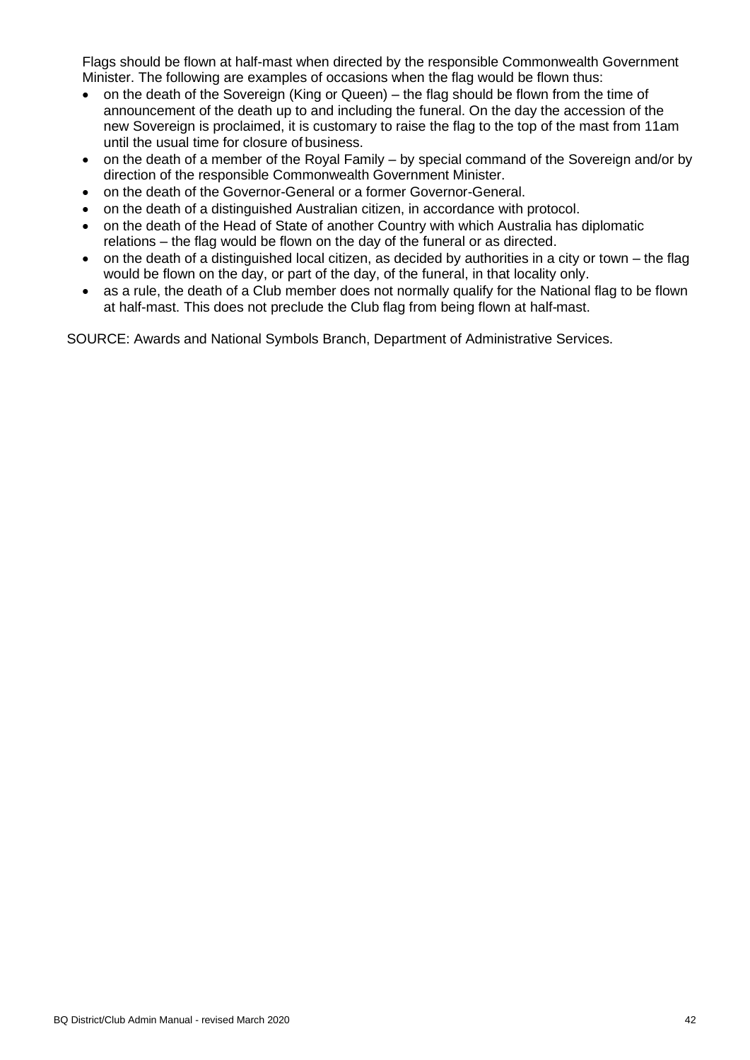Flags should be flown at half-mast when directed by the responsible Commonwealth Government Minister. The following are examples of occasions when the flag would be flown thus:

- on the death of the Sovereign (King or Queen) – the flag should be flown from the time of announcement of the death up to and including the funeral. On the day the accession of the new Sovereign is proclaimed, it is customary to raise the flag to the top of the mast from 11am until the usual time for closure of business.
- on the death of a member of the Royal Family – by special command of the Sovereign and/or by direction of the responsible Commonwealth Government Minister.
- on the death of the Governor-General or a former Governor-General.
- on the death of a distinguished Australian citizen, in accordance with protocol.
- on the death of the Head of State of another Country with which Australia has diplomatic relations – the flag would be flown on the day of the funeral or as directed.
- on the death of a distinguished local citizen, as decided by authorities in a city or town – the flag would be flown on the day, or part of the day, of the funeral, in that locality only.
- as a rule, the death of a Club member does not normally qualify for the National flag to be flown at half-mast. This does not preclude the Club flag from being flown at half-mast.

SOURCE: Awards and National Symbols Branch, Department of Administrative Services.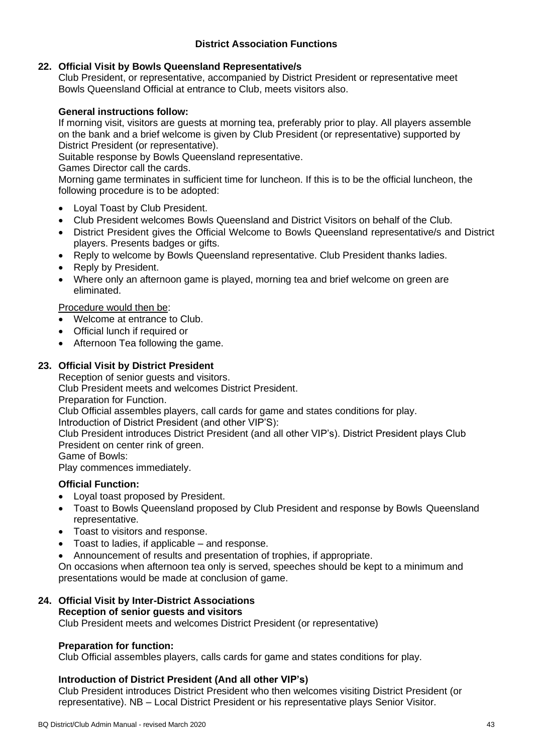## District Association Functions

### 22. Official Visit by Bowls Queensland Representative/s

Club President, or representative, accompanied by District President or representative meet Bowls Queensland Official at entrance to Club, meets visitors also.

**General instructions follow:**

If morning visit, visitors are guests at morning tea, preferably prior to play. All players assemble on the bank and a brief welcome is given by Club President (or representative) supported by District President (or representative).

Suitable response by Bowls Queensland representative.

Games Director call the cards.

Morning game terminates in sufficient time for luncheon. If this is to be the official luncheon, the following procedure is to be adopted:

- Loyal Toast by Club President.
- Club President welcomes Bowls Queensland and District Visitors on behalf of the Club.
- District President gives the Official Welcome to Bowls Queensland representative/s and District players. Presents badges or gifts.
- Reply to welcome by Bowls Queensland representative. Club President thanks ladies.
- Reply by President.
- Where only an afternoon game is played, morning tea and brief welcome on green are eliminated.

Procedure would then be:

- Welcome at entrance to Club.
- Official lunch if required or
- Afternoon Tea following the game.

### 23. Official Visit by District President

Reception of senior guests and visitors.

Club President meets and welcomes District President.

Preparation for Function.

Club Official assembles players, call cards for game and states conditions for play.

Introduction of District President (and other VIP'S):

Club President introduces District President (and all other VIP's). District President plays Club President on center rink of green.

Game of Bowls:

Play commences immediately.

**Official Function:**

- Loyal toast proposed by President.
- Toast to Bowls Queensland proposed by Club President and response by Bowls Queensland representative.
- Toast to visitors and response.
- Toast to ladies, if applicable – and response.
- Announcement of results and presentation of trophies, if appropriate.

On occasions when afternoon tea only is served, speeches should be kept to a minimum and presentations would be made at conclusion of game.

### 24. Official Visit by Inter-District Associations

**Reception of senior guests and visitors**

Club President meets and welcomes District President (or representative)

**Preparation for function:**

Club Official assembles players, calls cards for game and states conditions for play.

**Introduction of District President (And all other VIP's)**

Club President introduces District President who then welcomes visiting District President (or representative). NB – Local District President or his representative plays Senior Visitor.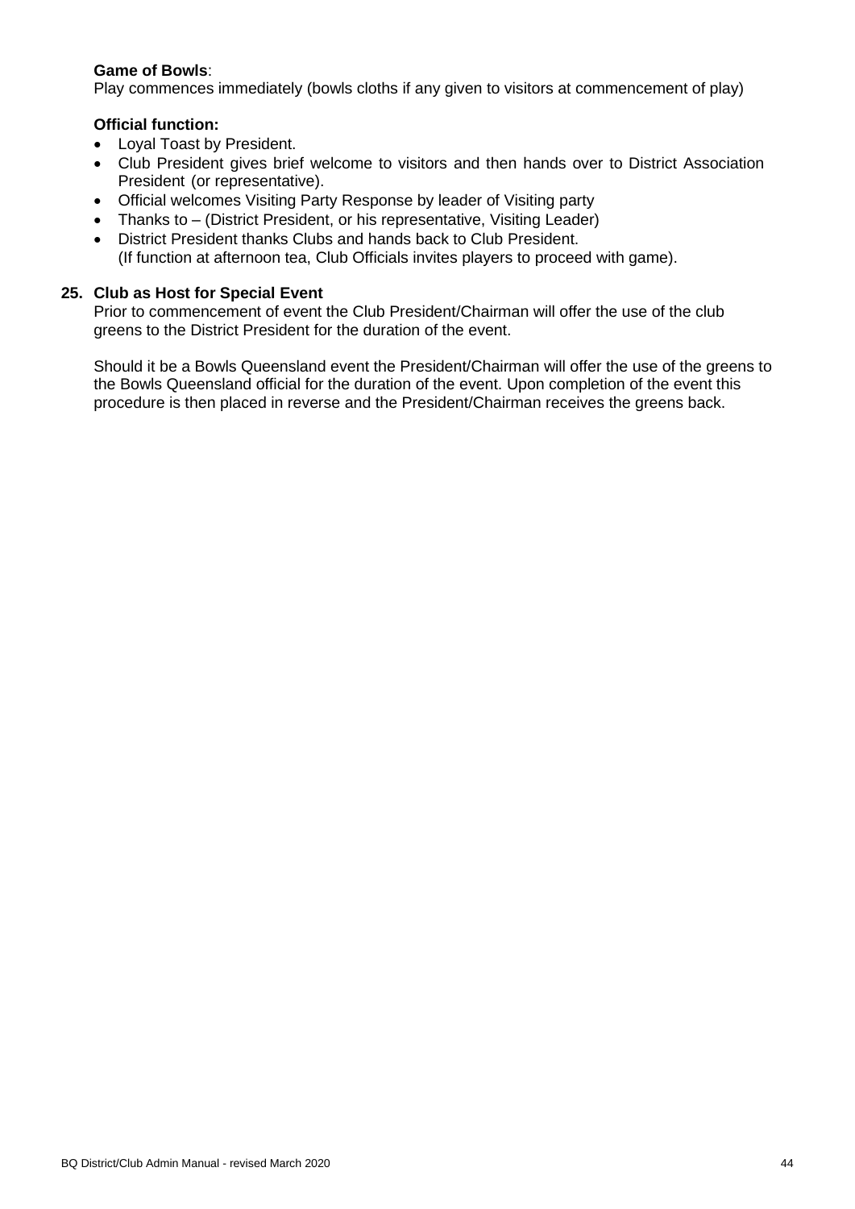**Game of Bowls**:
Play commences immediately (bowls cloths if any given to visitors at commencement of play)

**Official function:**

- Loyal Toast by President.
- Club President gives brief welcome to visitors and then hands over to District Association President (or representative).
- Official welcomes Visiting Party Response by leader of Visiting party
- Thanks to – (District President, or his representative, Visiting Leader)
- District President thanks Clubs and hands back to Club President.
  (If function at afternoon tea, Club Officials invites players to proceed with game).

**25. Club as Host for Special Event**

Prior to commencement of event the Club President/Chairman will offer the use of the club greens to the District President for the duration of the event.

Should it be a Bowls Queensland event the President/Chairman will offer the use of the greens to the Bowls Queensland official for the duration of the event. Upon completion of the event this procedure is then placed in reverse and the President/Chairman receives the greens back.